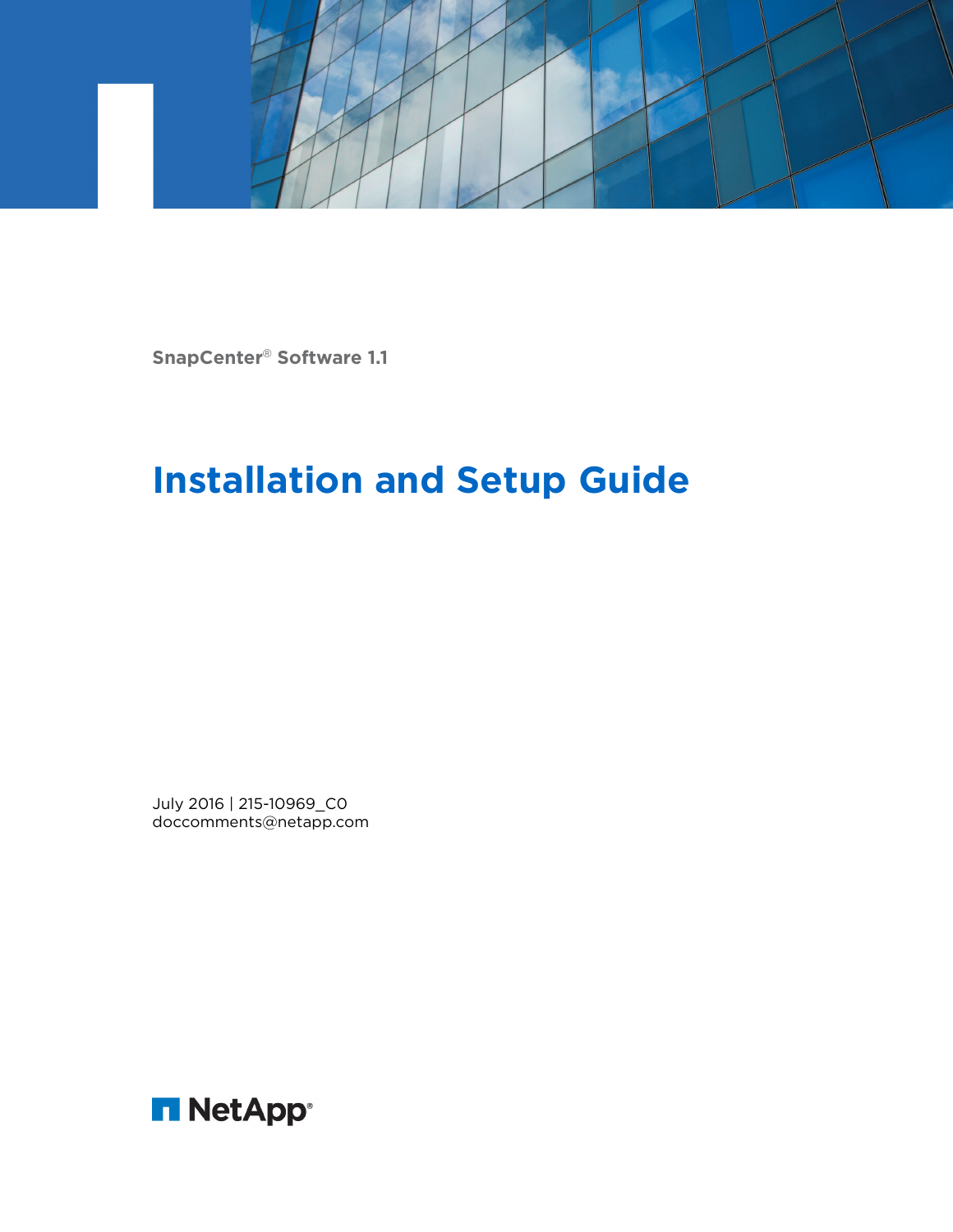SnapCenter® Software 1.1

# Installation and Setup Guide

July 2016 | 215-10969_C0
doccomments@netapp.com

NetApp®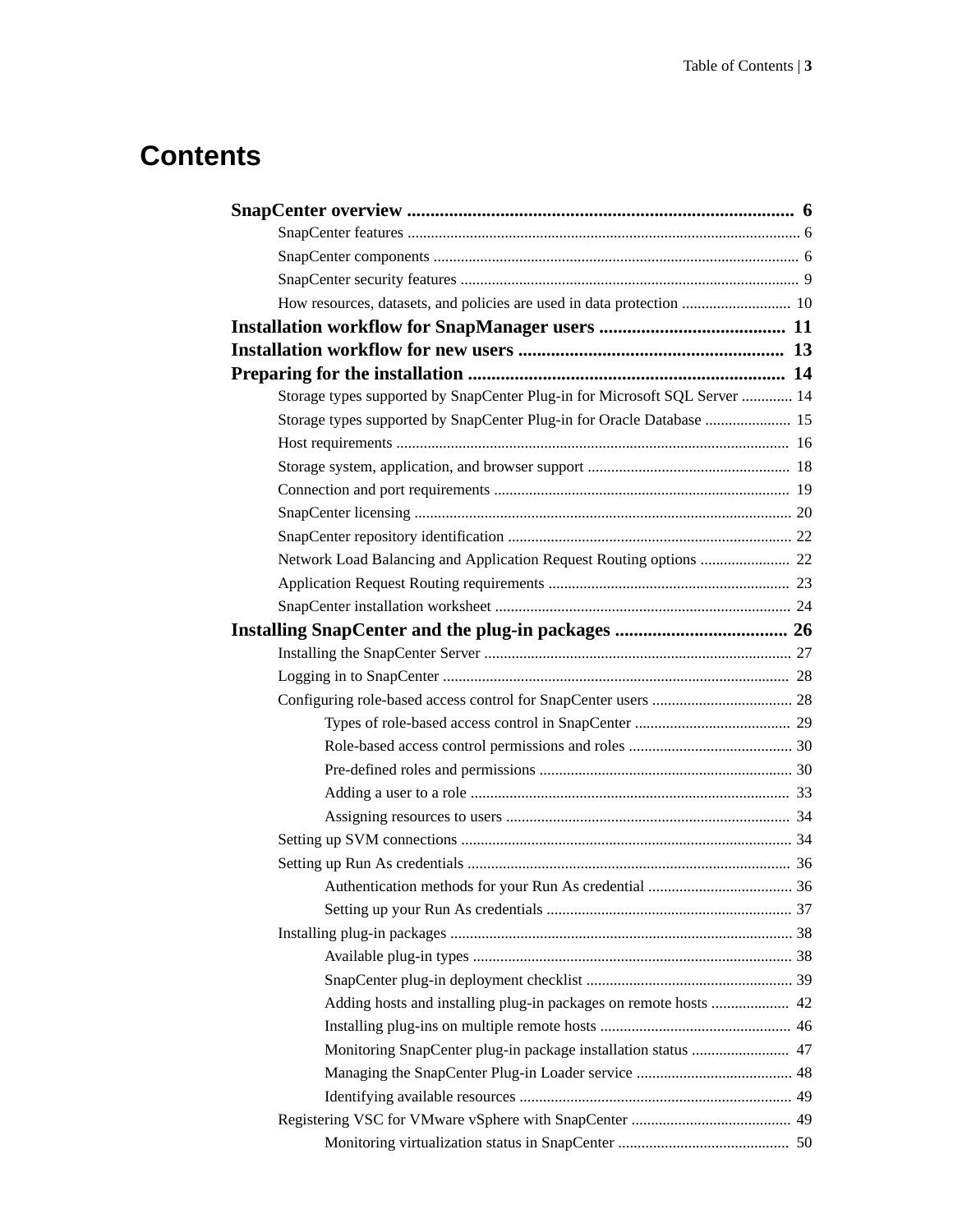# Contents

**SnapCenter overview** ........................................................................ 6

- SnapCenter features ........................................................................ 6
- SnapCenter components ........................................................................ 6
- SnapCenter security features ........................................................................ 9
- How resources, datasets, and policies are used in data protection ........................ 10

**Installation workflow for SnapManager users** ........................................ 11

**Installation workflow for new users** ........................................................ 13

**Preparing for the installation** ................................................................... 14

- Storage types supported by SnapCenter Plug-in for Microsoft SQL Server ............. 14
- Storage types supported by SnapCenter Plug-in for Oracle Database ..................... 15
- Host requirements ........................................................................ 16
- Storage system, application, and browser support ........................................ 18
- Connection and port requirements ........................................................ 19
- SnapCenter licensing ........................................................................ 20
- SnapCenter repository identification ........................................................ 22
- Network Load Balancing and Application Request Routing options ..................... 22
- Application Request Routing requirements ................................................ 23
- SnapCenter installation worksheet ........................................................ 24

**Installing SnapCenter and the plug-in packages** ..................................... 26

- Installing the SnapCenter Server ........................................................ 27
- Logging in to SnapCenter ........................................................................ 28
- Configuring role-based access control for SnapCenter users ................................ 28
  - Types of role-based access control in SnapCenter ........................................ 29
  - Role-based access control permissions and roles ........................................ 30
  - Pre-defined roles and permissions ........................................................ 30
  - Adding a user to a role ........................................................................ 33
  - Assigning resources to users ........................................................ 34
- Setting up SVM connections ........................................................................ 34
- Setting up Run As credentials ........................................................................ 36
  - Authentication methods for your Run As credential ..................................... 36
  - Setting up your Run As credentials ........................................................ 37
- Installing plug-in packages ........................................................................ 38
  - Available plug-in types ........................................................................ 38
  - SnapCenter plug-in deployment checklist ................................................ 39
  - Adding hosts and installing plug-in packages on remote hosts .................... 42
  - Installing plug-ins on multiple remote hosts ................................................ 46
  - Monitoring SnapCenter plug-in package installation status ......................... 47
  - Managing the SnapCenter Plug-in Loader service ........................................ 48
  - Identifying available resources ........................................................ 49
- Registering VSC for VMware vSphere with SnapCenter ........................................ 49
  - Monitoring virtualization status in SnapCenter ........................................ 50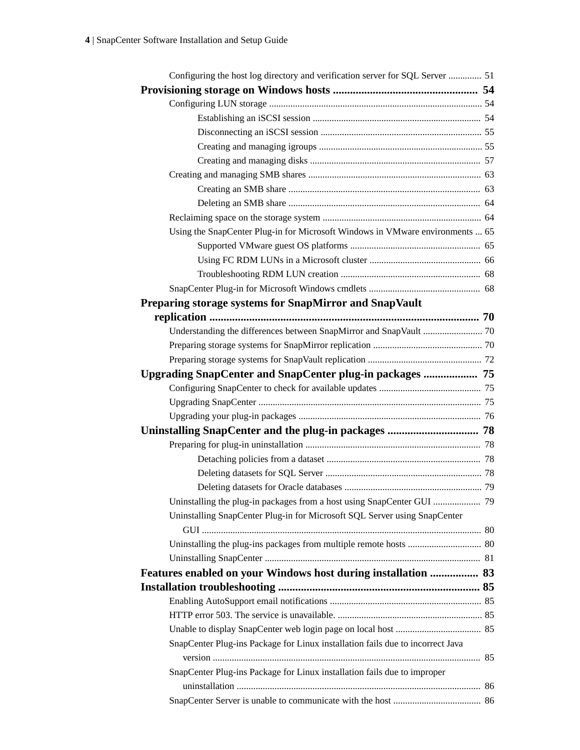- Configuring the host log directory and verification server for SQL Server .............. 51

**Provisioning storage on Windows hosts .................................................. 54**

- Configuring LUN storage ......................................................................................... 54
  - Establishing an iSCSI session ...................................................................... 54
  - Disconnecting an iSCSI session ................................................................... 55
  - Creating and managing igroups .................................................................... 55
  - Creating and managing disks ....................................................................... 57
- Creating and managing SMB shares ........................................................................ 63
  - Creating an SMB share ................................................................................ 63
  - Deleting an SMB share ................................................................................ 64
- Reclaiming space on the storage system .................................................................. 64
- Using the SnapCenter Plug-in for Microsoft Windows in VMware environments ... 65
  - Supported VMware guest OS platforms ...................................................... 65
  - Using FC RDM LUNs in a Microsoft cluster .............................................. 66
  - Troubleshooting RDM LUN creation .......................................................... 68
- SnapCenter Plug-in for Microsoft Windows cmdlets .............................................. 68

**Preparing storage systems for SnapMirror and SnapVault replication .............................................................................................. 70**

- Understanding the differences between SnapMirror and SnapVault ......................... 70
- Preparing storage systems for SnapMirror replication ............................................. 70
- Preparing storage systems for SnapVault replication ............................................... 72

**Upgrading SnapCenter and SnapCenter plug-in packages .................. 75**

- Configuring SnapCenter to check for available updates ........................................... 75
- Upgrading SnapCenter ............................................................................................. 75
- Upgrading your plug-in packages ............................................................................ 76

**Uninstalling SnapCenter and the plug-in packages ............................... 78**

- Preparing for plug-in uninstallation .......................................................................... 78
  - Detaching policies from a dataset ................................................................ 78
  - Deleting datasets for SQL Server ................................................................. 78
  - Deleting datasets for Oracle databases ......................................................... 79
- Uninstalling the plug-in packages from a host using SnapCenter GUI .................... 79
- Uninstalling SnapCenter Plug-in for Microsoft SQL Server using SnapCenter GUI ..................................................................................................................... 80
- Uninstalling the plug-ins packages from multiple remote hosts ............................... 80
- Uninstalling SnapCenter .......................................................................................... 81

**Features enabled on your Windows host during installation ................ 83**

**Installation troubleshooting ...................................................................... 85**

- Enabling AutoSupport email notifications ................................................................ 85
- HTTP error 503. The service is unavailable. ............................................................. 85
- Unable to display SnapCenter web login page on local host .................................... 85
- SnapCenter Plug-ins Package for Linux installation fails due to incorrect Java version ................................................................................................................ 85
- SnapCenter Plug-ins Package for Linux installation fails due to improper uninstallation ...................................................................................................... 86
- SnapCenter Server is unable to communicate with the host ..................................... 86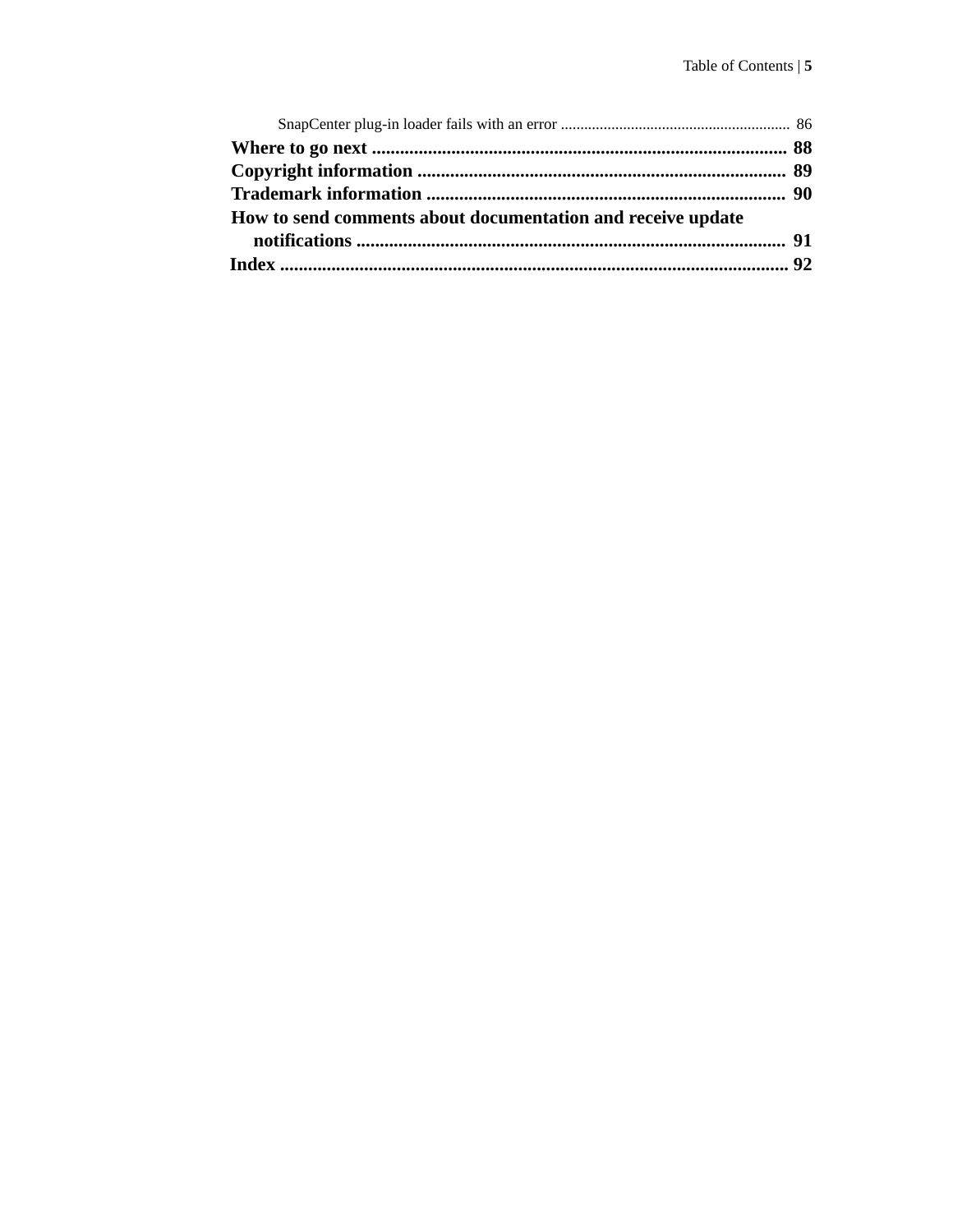SnapCenter plug-in loader fails with an error .......................................................... 86

**Where to go next ....................................................................................... 88**

**Copyright information ............................................................................. 89**

**Trademark information ........................................................................... 90**

**How to send comments about documentation and receive update notifications ......................................................................................... 91**

**Index .......................................................................................................... 92**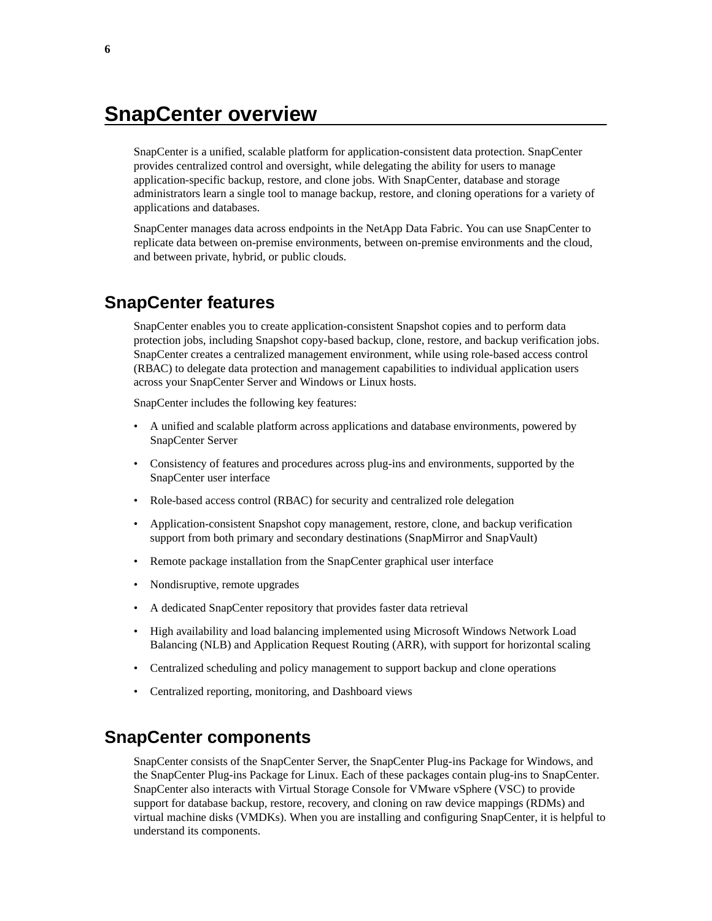# SnapCenter overview

SnapCenter is a unified, scalable platform for application-consistent data protection. SnapCenter provides centralized control and oversight, while delegating the ability for users to manage application-specific backup, restore, and clone jobs. With SnapCenter, database and storage administrators learn a single tool to manage backup, restore, and cloning operations for a variety of applications and databases.

SnapCenter manages data across endpoints in the NetApp Data Fabric. You can use SnapCenter to replicate data between on-premise environments, between on-premise environments and the cloud, and between private, hybrid, or public clouds.

## SnapCenter features

SnapCenter enables you to create application-consistent Snapshot copies and to perform data protection jobs, including Snapshot copy-based backup, clone, restore, and backup verification jobs. SnapCenter creates a centralized management environment, while using role-based access control (RBAC) to delegate data protection and management capabilities to individual application users across your SnapCenter Server and Windows or Linux hosts.

SnapCenter includes the following key features:

- A unified and scalable platform across applications and database environments, powered by SnapCenter Server
- Consistency of features and procedures across plug-ins and environments, supported by the SnapCenter user interface
- Role-based access control (RBAC) for security and centralized role delegation
- Application-consistent Snapshot copy management, restore, clone, and backup verification support from both primary and secondary destinations (SnapMirror and SnapVault)
- Remote package installation from the SnapCenter graphical user interface
- Nondisruptive, remote upgrades
- A dedicated SnapCenter repository that provides faster data retrieval
- High availability and load balancing implemented using Microsoft Windows Network Load Balancing (NLB) and Application Request Routing (ARR), with support for horizontal scaling
- Centralized scheduling and policy management to support backup and clone operations
- Centralized reporting, monitoring, and Dashboard views

## SnapCenter components

SnapCenter consists of the SnapCenter Server, the SnapCenter Plug-ins Package for Windows, and the SnapCenter Plug-ins Package for Linux. Each of these packages contain plug-ins to SnapCenter. SnapCenter also interacts with Virtual Storage Console for VMware vSphere (VSC) to provide support for database backup, restore, recovery, and cloning on raw device mappings (RDMs) and virtual machine disks (VMDKs). When you are installing and configuring SnapCenter, it is helpful to understand its components.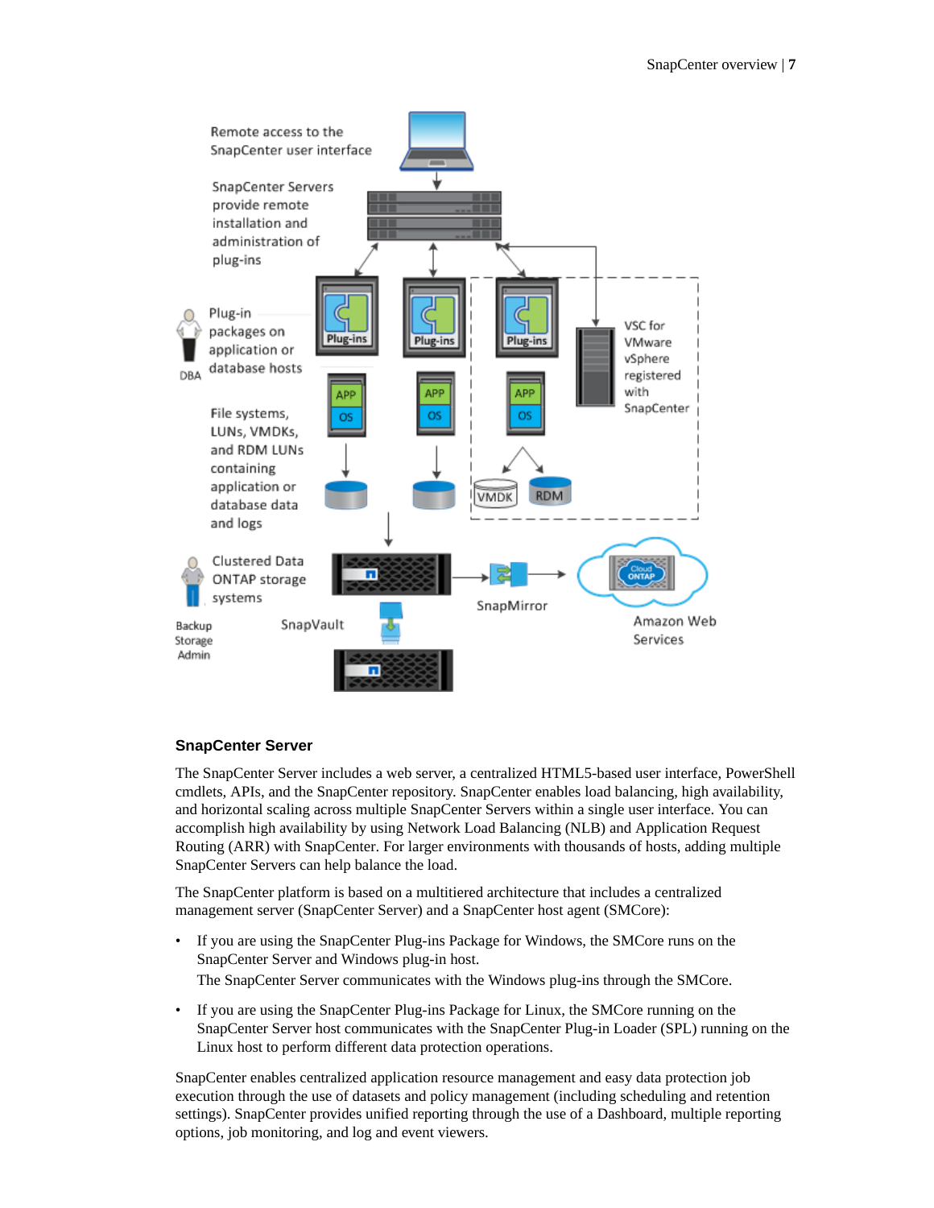## SnapCenter Server

The SnapCenter Server includes a web server, a centralized HTML5-based user interface, PowerShell cmdlets, APIs, and the SnapCenter repository. SnapCenter enables load balancing, high availability, and horizontal scaling across multiple SnapCenter Servers within a single user interface. You can accomplish high availability by using Network Load Balancing (NLB) and Application Request Routing (ARR) with SnapCenter. For larger environments with thousands of hosts, adding multiple SnapCenter Servers can help balance the load.

The SnapCenter platform is based on a multitiered architecture that includes a centralized management server (SnapCenter Server) and a SnapCenter host agent (SMCore):

- If you are using the SnapCenter Plug-ins Package for Windows, the SMCore runs on the SnapCenter Server and Windows plug-in host.
  The SnapCenter Server communicates with the Windows plug-ins through the SMCore.
- If you are using the SnapCenter Plug-ins Package for Linux, the SMCore running on the SnapCenter Server host communicates with the SnapCenter Plug-in Loader (SPL) running on the Linux host to perform different data protection operations.

SnapCenter enables centralized application resource management and easy data protection job execution through the use of datasets and policy management (including scheduling and retention settings). SnapCenter provides unified reporting through the use of a Dashboard, multiple reporting options, job monitoring, and log and event viewers.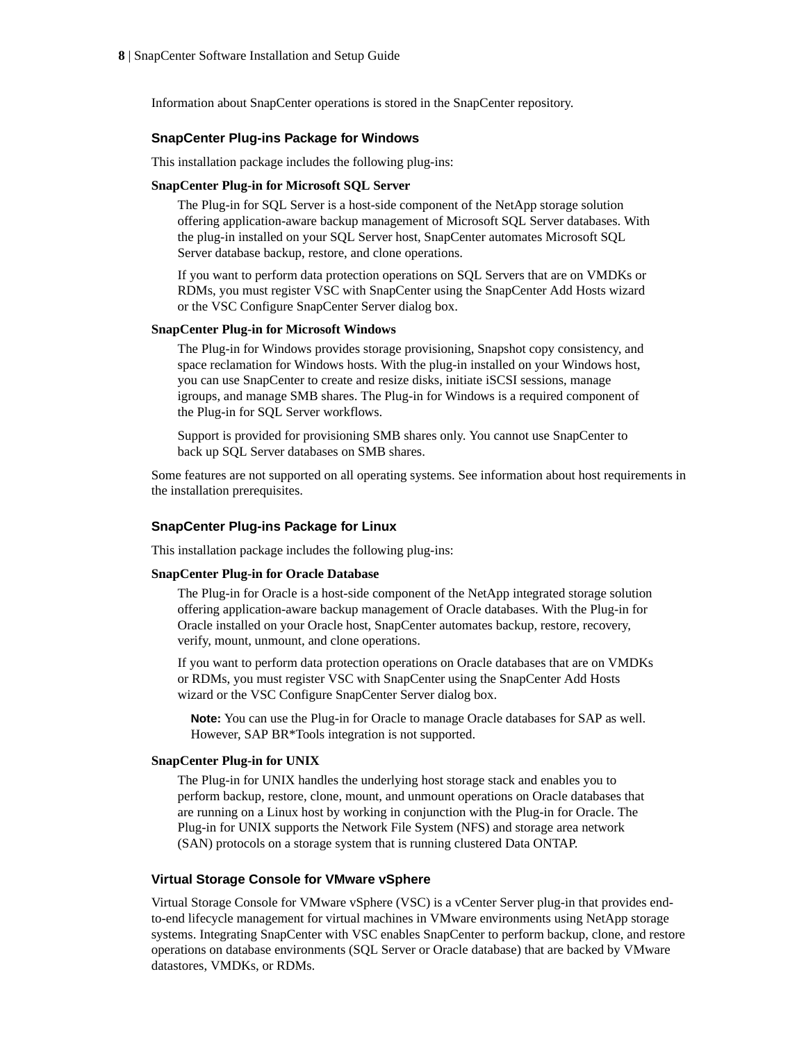Information about SnapCenter operations is stored in the SnapCenter repository.

### SnapCenter Plug-ins Package for Windows

This installation package includes the following plug-ins:

**SnapCenter Plug-in for Microsoft SQL Server**

The Plug-in for SQL Server is a host-side component of the NetApp storage solution offering application-aware backup management of Microsoft SQL Server databases. With the plug-in installed on your SQL Server host, SnapCenter automates Microsoft SQL Server database backup, restore, and clone operations.

If you want to perform data protection operations on SQL Servers that are on VMDKs or RDMs, you must register VSC with SnapCenter using the SnapCenter Add Hosts wizard or the VSC Configure SnapCenter Server dialog box.

**SnapCenter Plug-in for Microsoft Windows**

The Plug-in for Windows provides storage provisioning, Snapshot copy consistency, and space reclamation for Windows hosts. With the plug-in installed on your Windows host, you can use SnapCenter to create and resize disks, initiate iSCSI sessions, manage igroups, and manage SMB shares. The Plug-in for Windows is a required component of the Plug-in for SQL Server workflows.

Support is provided for provisioning SMB shares only. You cannot use SnapCenter to back up SQL Server databases on SMB shares.

Some features are not supported on all operating systems. See information about host requirements in the installation prerequisites.

### SnapCenter Plug-ins Package for Linux

This installation package includes the following plug-ins:

**SnapCenter Plug-in for Oracle Database**

The Plug-in for Oracle is a host-side component of the NetApp integrated storage solution offering application-aware backup management of Oracle databases. With the Plug-in for Oracle installed on your Oracle host, SnapCenter automates backup, restore, recovery, verify, mount, unmount, and clone operations.

If you want to perform data protection operations on Oracle databases that are on VMDKs or RDMs, you must register VSC with SnapCenter using the SnapCenter Add Hosts wizard or the VSC Configure SnapCenter Server dialog box.

**Note:** You can use the Plug-in for Oracle to manage Oracle databases for SAP as well. However, SAP BR*Tools integration is not supported.

**SnapCenter Plug-in for UNIX**

The Plug-in for UNIX handles the underlying host storage stack and enables you to perform backup, restore, clone, mount, and unmount operations on Oracle databases that are running on a Linux host by working in conjunction with the Plug-in for Oracle. The Plug-in for UNIX supports the Network File System (NFS) and storage area network (SAN) protocols on a storage system that is running clustered Data ONTAP.

### Virtual Storage Console for VMware vSphere

Virtual Storage Console for VMware vSphere (VSC) is a vCenter Server plug-in that provides end-to-end lifecycle management for virtual machines in VMware environments using NetApp storage systems. Integrating SnapCenter with VSC enables SnapCenter to perform backup, clone, and restore operations on database environments (SQL Server or Oracle database) that are backed by VMware datastores, VMDKs, or RDMs.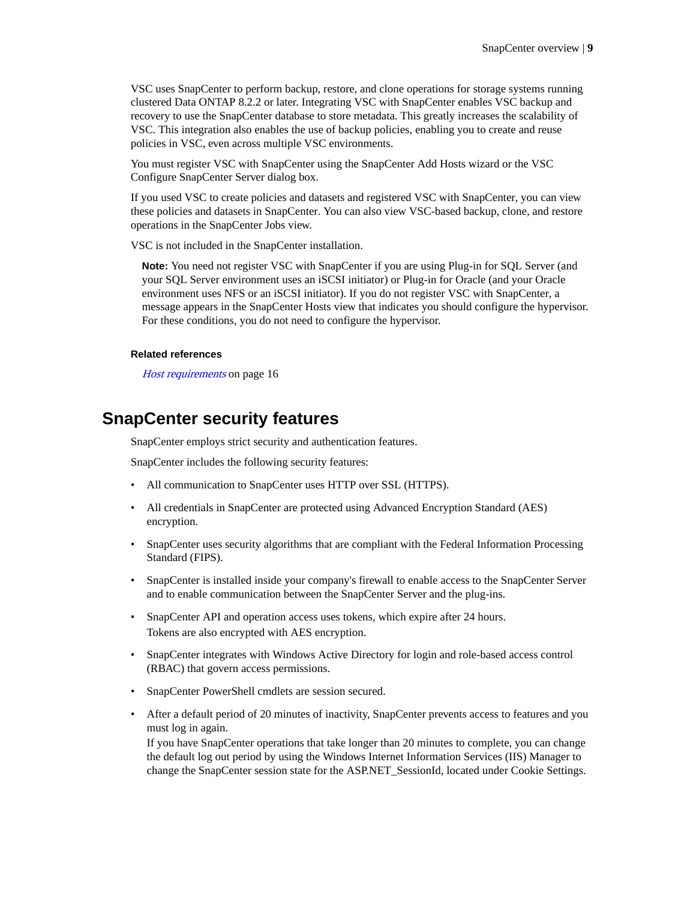VSC uses SnapCenter to perform backup, restore, and clone operations for storage systems running clustered Data ONTAP 8.2.2 or later. Integrating VSC with SnapCenter enables VSC backup and recovery to use the SnapCenter database to store metadata. This greatly increases the scalability of VSC. This integration also enables the use of backup policies, enabling you to create and reuse policies in VSC, even across multiple VSC environments.

You must register VSC with SnapCenter using the SnapCenter Add Hosts wizard or the VSC Configure SnapCenter Server dialog box.

If you used VSC to create policies and datasets and registered VSC with SnapCenter, you can view these policies and datasets in SnapCenter. You can also view VSC-based backup, clone, and restore operations in the SnapCenter Jobs view.

VSC is not included in the SnapCenter installation.

> **Note:** You need not register VSC with SnapCenter if you are using Plug-in for SQL Server (and your SQL Server environment uses an iSCSI initiator) or Plug-in for Oracle (and your Oracle environment uses NFS or an iSCSI initiator). If you do not register VSC with SnapCenter, a message appears in the SnapCenter Hosts view that indicates you should configure the hypervisor. For these conditions, you do not need to configure the hypervisor.

**Related references**

*Host requirements* on page 16

## SnapCenter security features

SnapCenter employs strict security and authentication features.

SnapCenter includes the following security features:

- All communication to SnapCenter uses HTTP over SSL (HTTPS).
- All credentials in SnapCenter are protected using Advanced Encryption Standard (AES) encryption.
- SnapCenter uses security algorithms that are compliant with the Federal Information Processing Standard (FIPS).
- SnapCenter is installed inside your company's firewall to enable access to the SnapCenter Server and to enable communication between the SnapCenter Server and the plug-ins.
- SnapCenter API and operation access uses tokens, which expire after 24 hours.
  Tokens are also encrypted with AES encryption.
- SnapCenter integrates with Windows Active Directory for login and role-based access control (RBAC) that govern access permissions.
- SnapCenter PowerShell cmdlets are session secured.
- After a default period of 20 minutes of inactivity, SnapCenter prevents access to features and you must log in again.
  If you have SnapCenter operations that take longer than 20 minutes to complete, you can change the default log out period by using the Windows Internet Information Services (IIS) Manager to change the SnapCenter session state for the ASP.NET_SessionId, located under Cookie Settings.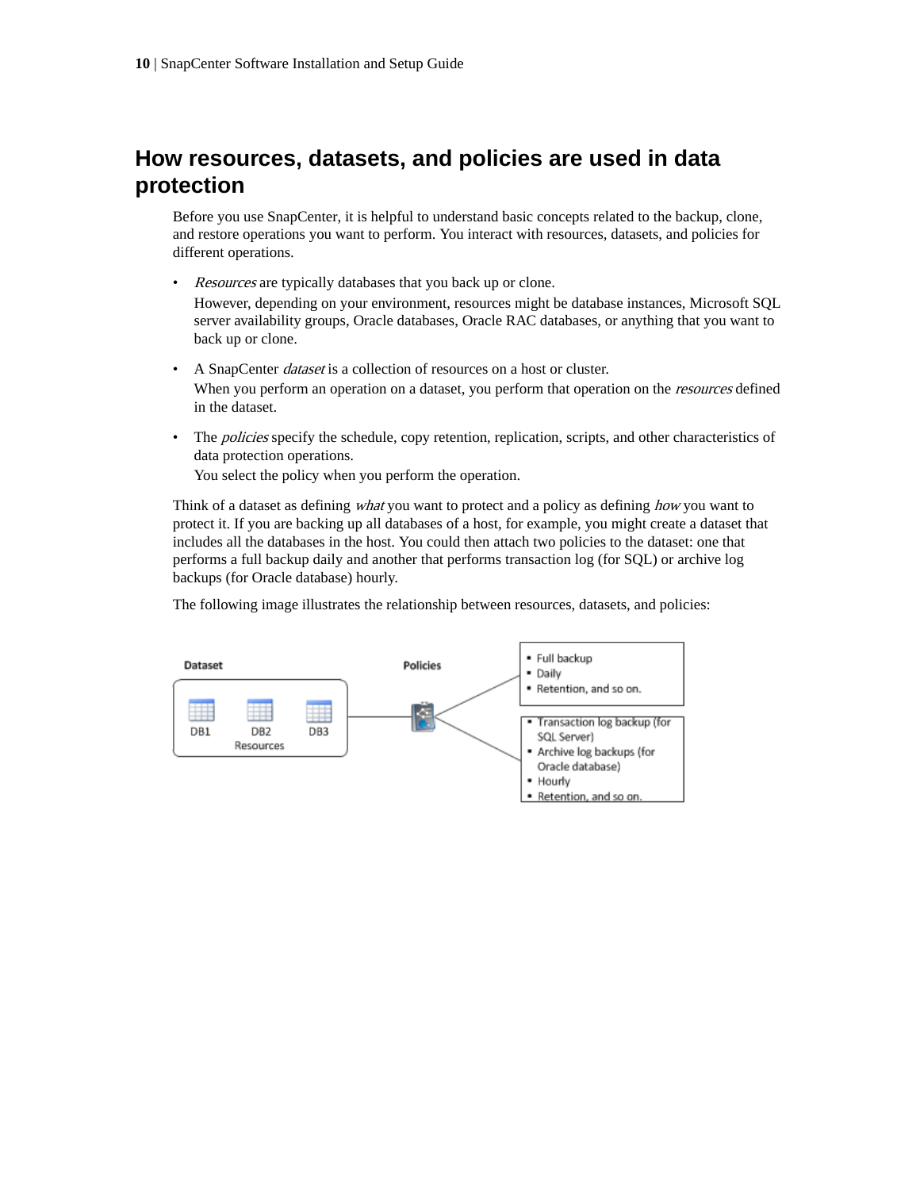## How resources, datasets, and policies are used in data protection

Before you use SnapCenter, it is helpful to understand basic concepts related to the backup, clone, and restore operations you want to perform. You interact with resources, datasets, and policies for different operations.

- *Resources* are typically databases that you back up or clone.
  However, depending on your environment, resources might be database instances, Microsoft SQL server availability groups, Oracle databases, Oracle RAC databases, or anything that you want to back up or clone.
- A SnapCenter *dataset* is a collection of resources on a host or cluster.
  When you perform an operation on a dataset, you perform that operation on the *resources* defined in the dataset.
- The *policies* specify the schedule, copy retention, replication, scripts, and other characteristics of data protection operations.
  You select the policy when you perform the operation.

Think of a dataset as defining *what* you want to protect and a policy as defining *how* you want to protect it. If you are backing up all databases of a host, for example, you might create a dataset that includes all the databases in the host. You could then attach two policies to the dataset: one that performs a full backup daily and another that performs transaction log (for SQL) or archive log backups (for Oracle database) hourly.

The following image illustrates the relationship between resources, datasets, and policies: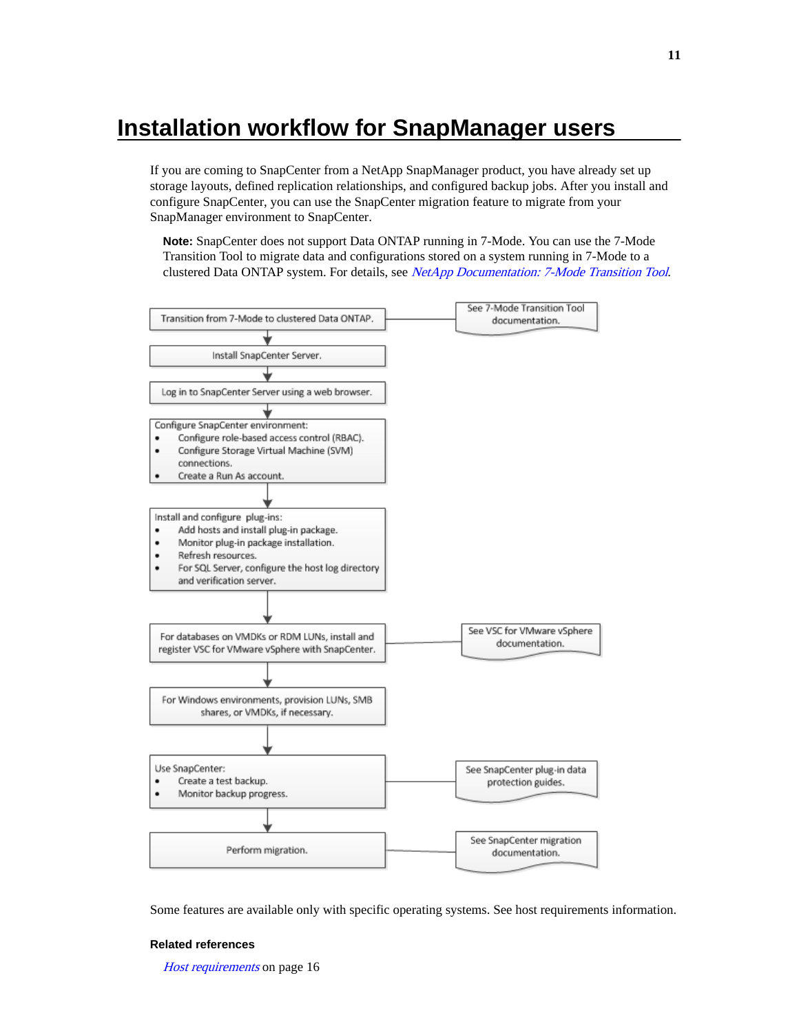# Installation workflow for SnapManager users

If you are coming to SnapCenter from a NetApp SnapManager product, you have already set up storage layouts, defined replication relationships, and configured backup jobs. After you install and configure SnapCenter, you can use the SnapCenter migration feature to migrate from your SnapManager environment to SnapCenter.

> **Note:** SnapCenter does not support Data ONTAP running in 7-Mode. You can use the 7-Mode Transition Tool to migrate data and configurations stored on a system running in 7-Mode to a clustered Data ONTAP system. For details, see *NetApp Documentation: 7-Mode Transition Tool*.

1. Transition from 7-Mode to clustered Data ONTAP. — See 7-Mode Transition Tool documentation.
2. Install SnapCenter Server.
3. Log in to SnapCenter Server using a web browser.
4. Configure SnapCenter environment:
   - Configure role-based access control (RBAC).
   - Configure Storage Virtual Machine (SVM) connections.
   - Create a Run As account.
5. Install and configure plug-ins:
   - Add hosts and install plug-in package.
   - Monitor plug-in package installation.
   - Refresh resources.
   - For SQL Server, configure the host log directory and verification server.
6. For databases on VMDKs or RDM LUNs, install and register VSC for VMware vSphere with SnapCenter. — See VSC for VMware vSphere documentation.
7. For Windows environments, provision LUNs, SMB shares, or VMDKs, if necessary.
8. Use SnapCenter:
   - Create a test backup.
   - Monitor backup progress.

   — See SnapCenter plug-in data protection guides.
9. Perform migration. — See SnapCenter migration documentation.

Some features are available only with specific operating systems. See host requirements information.

**Related references**

*Host requirements* on page 16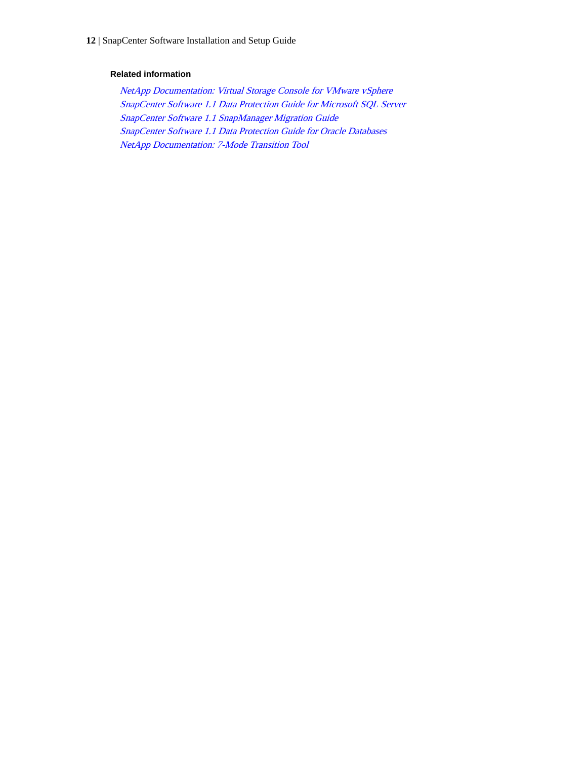#### Related information

*NetApp Documentation: Virtual Storage Console for VMware vSphere*
*SnapCenter Software 1.1 Data Protection Guide for Microsoft SQL Server*
*SnapCenter Software 1.1 SnapManager Migration Guide*
*SnapCenter Software 1.1 Data Protection Guide for Oracle Databases*
*NetApp Documentation: 7-Mode Transition Tool*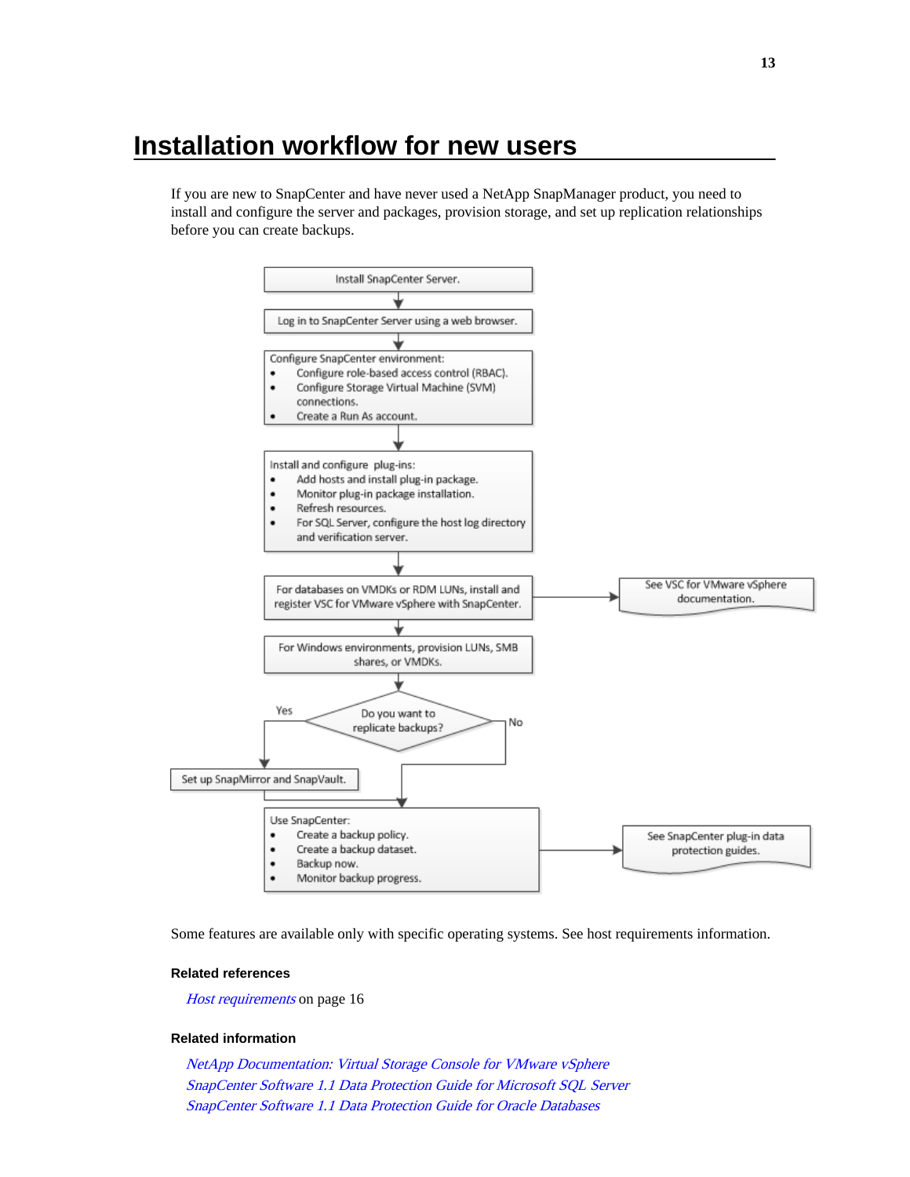# Installation workflow for new users

If you are new to SnapCenter and have never used a NetApp SnapManager product, you need to install and configure the server and packages, provision storage, and set up replication relationships before you can create backups.

1. Install SnapCenter Server.
2. Log in to SnapCenter Server using a web browser.
3. Configure SnapCenter environment:
   - Configure role-based access control (RBAC).
   - Configure Storage Virtual Machine (SVM) connections.
   - Create a Run As account.
4. Install and configure plug-ins:
   - Add hosts and install plug-in package.
   - Monitor plug-in package installation.
   - Refresh resources.
   - For SQL Server, configure the host log directory and verification server.
5. For databases on VMDKs or RDM LUNs, install and register VSC for VMware vSphere with SnapCenter. (See VSC for VMware vSphere documentation.)
6. For Windows environments, provision LUNs, SMB shares, or VMDKs.
7. Do you want to replicate backups?
   - Yes: Set up SnapMirror and SnapVault.
   - No: Continue to the next step.
8. Use SnapCenter: (See SnapCenter plug-in data protection guides.)
   - Create a backup policy.
   - Create a backup dataset.
   - Backup now.
   - Monitor backup progress.

Some features are available only with specific operating systems. See host requirements information.

### Related references

*Host requirements* on page 16

### Related information

*NetApp Documentation: Virtual Storage Console for VMware vSphere*
*SnapCenter Software 1.1 Data Protection Guide for Microsoft SQL Server*
*SnapCenter Software 1.1 Data Protection Guide for Oracle Databases*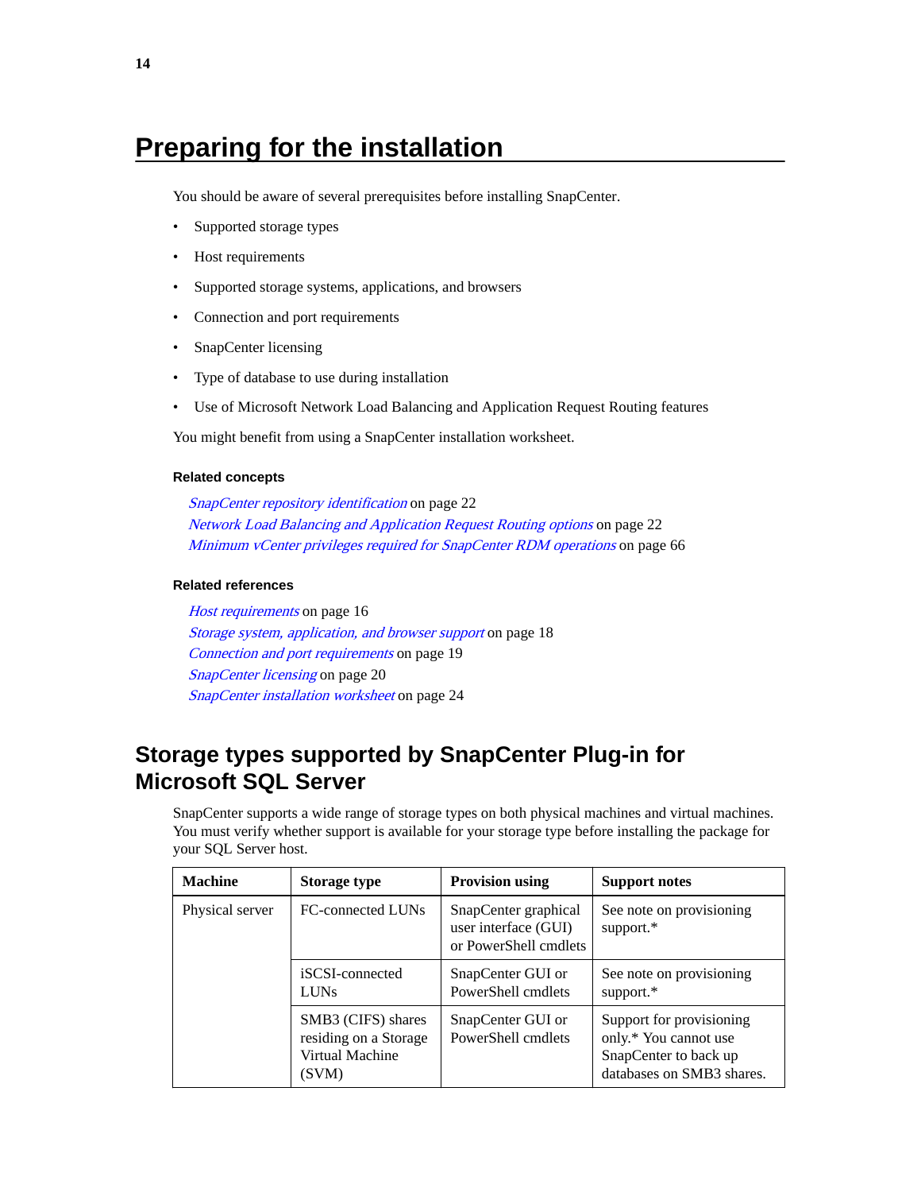# Preparing for the installation

You should be aware of several prerequisites before installing SnapCenter.

- Supported storage types
- Host requirements
- Supported storage systems, applications, and browsers
- Connection and port requirements
- SnapCenter licensing
- Type of database to use during installation
- Use of Microsoft Network Load Balancing and Application Request Routing features

You might benefit from using a SnapCenter installation worksheet.

**Related concepts**

*SnapCenter repository identification* on page 22
*Network Load Balancing and Application Request Routing options* on page 22
*Minimum vCenter privileges required for SnapCenter RDM operations* on page 66

**Related references**

*Host requirements* on page 16
*Storage system, application, and browser support* on page 18
*Connection and port requirements* on page 19
*SnapCenter licensing* on page 20
*SnapCenter installation worksheet* on page 24

## Storage types supported by SnapCenter Plug-in for Microsoft SQL Server

SnapCenter supports a wide range of storage types on both physical machines and virtual machines. You must verify whether support is available for your storage type before installing the package for your SQL Server host.

| Machine | Storage type | Provision using | Support notes |
|---|---|---|---|
| Physical server | FC-connected LUNs | SnapCenter graphical user interface (GUI) or PowerShell cmdlets | See note on provisioning support.* |
| | iSCSI-connected LUNs | SnapCenter GUI or PowerShell cmdlets | See note on provisioning support.* |
| | SMB3 (CIFS) shares residing on a Storage Virtual Machine (SVM) | SnapCenter GUI or PowerShell cmdlets | Support for provisioning only.* You cannot use SnapCenter to back up databases on SMB3 shares. |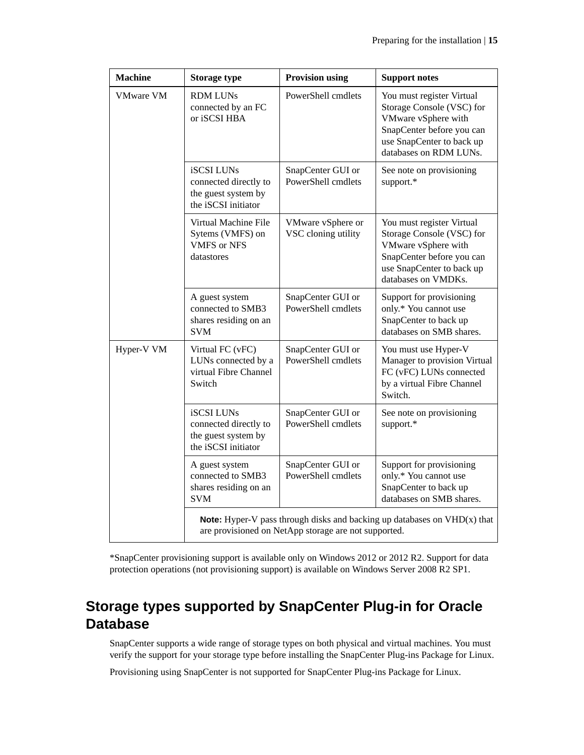| Machine | Storage type | Provision using | Support notes |
| --- | --- | --- | --- |
| VMware VM | RDM LUNs connected by an FC or iSCSI HBA | PowerShell cmdlets | You must register Virtual Storage Console (VSC) for VMware vSphere with SnapCenter before you can use SnapCenter to back up databases on RDM LUNs. |
| | iSCSI LUNs connected directly to the guest system by the iSCSI initiator | SnapCenter GUI or PowerShell cmdlets | See note on provisioning support.* |
| | Virtual Machine File Sytems (VMFS) on VMFS or NFS datastores | VMware vSphere or VSC cloning utility | You must register Virtual Storage Console (VSC) for VMware vSphere with SnapCenter before you can use SnapCenter to back up databases on VMDKs. |
| | A guest system connected to SMB3 shares residing on an SVM | SnapCenter GUI or PowerShell cmdlets | Support for provisioning only.* You cannot use SnapCenter to back up databases on SMB shares. |
| Hyper-V VM | Virtual FC (vFC) LUNs connected by a virtual Fibre Channel Switch | SnapCenter GUI or PowerShell cmdlets | You must use Hyper-V Manager to provision Virtual FC (vFC) LUNs connected by a virtual Fibre Channel Switch. |
| | iSCSI LUNs connected directly to the guest system by the iSCSI initiator | SnapCenter GUI or PowerShell cmdlets | See note on provisioning support.* |
| | A guest system connected to SMB3 shares residing on an SVM | SnapCenter GUI or PowerShell cmdlets | Support for provisioning only.* You cannot use SnapCenter to back up databases on SMB shares. |
| | **Note:** Hyper-V pass through disks and backing up databases on VHD(x) that are provisioned on NetApp storage are not supported. | | |

*SnapCenter provisioning support is available only on Windows 2012 or 2012 R2. Support for data protection operations (not provisioning support) is available on Windows Server 2008 R2 SP1.

## Storage types supported by SnapCenter Plug-in for Oracle Database

SnapCenter supports a wide range of storage types on both physical and virtual machines. You must verify the support for your storage type before installing the SnapCenter Plug-ins Package for Linux.

Provisioning using SnapCenter is not supported for SnapCenter Plug-ins Package for Linux.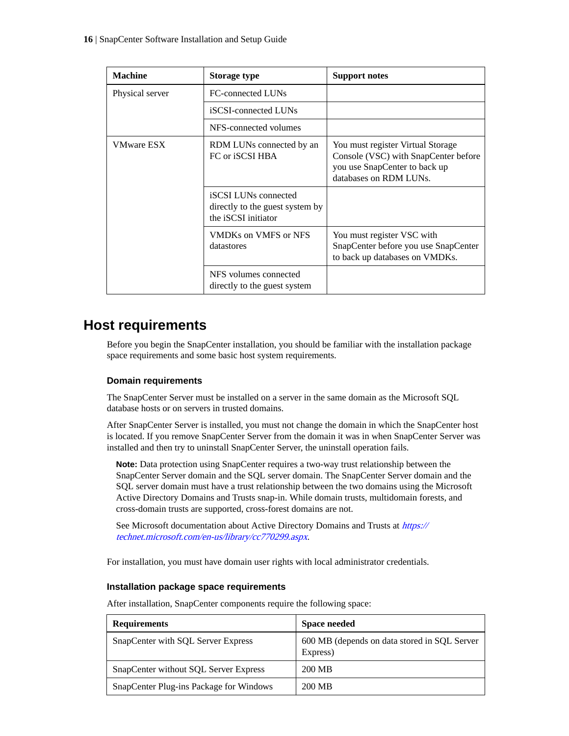| Machine | Storage type | Support notes |
|---|---|---|
| Physical server | FC-connected LUNs | |
| | iSCSI-connected LUNs | |
| | NFS-connected volumes | |
| VMware ESX | RDM LUNs connected by an FC or iSCSI HBA | You must register Virtual Storage Console (VSC) with SnapCenter before you use SnapCenter to back up databases on RDM LUNs. |
| | iSCSI LUNs connected directly to the guest system by the iSCSI initiator | |
| | VMDKs on VMFS or NFS datastores | You must register VSC with SnapCenter before you use SnapCenter to back up databases on VMDKs. |
| | NFS volumes connected directly to the guest system | |

## Host requirements

Before you begin the SnapCenter installation, you should be familiar with the installation package space requirements and some basic host system requirements.

### Domain requirements

The SnapCenter Server must be installed on a server in the same domain as the Microsoft SQL database hosts or on servers in trusted domains.

After SnapCenter Server is installed, you must not change the domain in which the SnapCenter host is located. If you remove SnapCenter Server from the domain it was in when SnapCenter Server was installed and then try to uninstall SnapCenter Server, the uninstall operation fails.

> **Note:** Data protection using SnapCenter requires a two-way trust relationship between the SnapCenter Server domain and the SQL server domain. The SnapCenter Server domain and the SQL server domain must have a trust relationship between the two domains using the Microsoft Active Directory Domains and Trusts snap-in. While domain trusts, multidomain forests, and cross-domain trusts are supported, cross-forest domains are not.
>
> See Microsoft documentation about Active Directory Domains and Trusts at *https://technet.microsoft.com/en-us/library/cc770299.aspx*.

For installation, you must have domain user rights with local administrator credentials.

### Installation package space requirements

After installation, SnapCenter components require the following space:

| Requirements | Space needed |
|---|---|
| SnapCenter with SQL Server Express | 600 MB (depends on data stored in SQL Server Express) |
| SnapCenter without SQL Server Express | 200 MB |
| SnapCenter Plug-ins Package for Windows | 200 MB |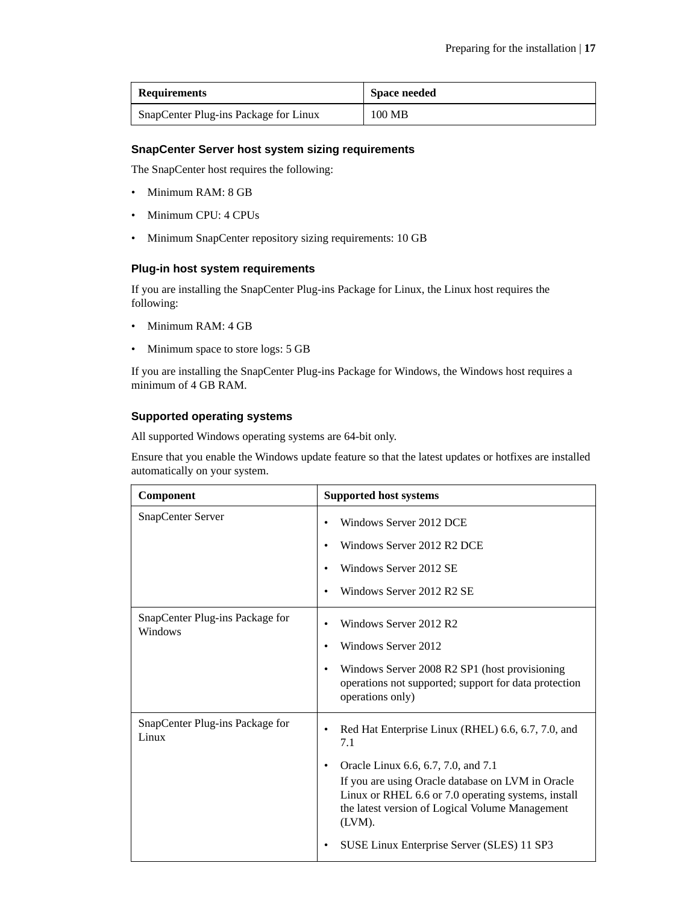| Requirements | Space needed |
|---|---|
| SnapCenter Plug-ins Package for Linux | 100 MB |

### SnapCenter Server host system sizing requirements

The SnapCenter host requires the following:

- Minimum RAM: 8 GB
- Minimum CPU: 4 CPUs
- Minimum SnapCenter repository sizing requirements: 10 GB

### Plug-in host system requirements

If you are installing the SnapCenter Plug-ins Package for Linux, the Linux host requires the following:

- Minimum RAM: 4 GB
- Minimum space to store logs: 5 GB

If you are installing the SnapCenter Plug-ins Package for Windows, the Windows host requires a minimum of 4 GB RAM.

### Supported operating systems

All supported Windows operating systems are 64-bit only.

Ensure that you enable the Windows update feature so that the latest updates or hotfixes are installed automatically on your system.

| Component | Supported host systems |
|---|---|
| SnapCenter Server | • Windows Server 2012 DCE<br>• Windows Server 2012 R2 DCE<br>• Windows Server 2012 SE<br>• Windows Server 2012 R2 SE |
| SnapCenter Plug-ins Package for Windows | • Windows Server 2012 R2<br>• Windows Server 2012<br>• Windows Server 2008 R2 SP1 (host provisioning operations not supported; support for data protection operations only) |
| SnapCenter Plug-ins Package for Linux | • Red Hat Enterprise Linux (RHEL) 6.6, 6.7, 7.0, and 7.1<br>• Oracle Linux 6.6, 6.7, 7.0, and 7.1<br>If you are using Oracle database on LVM in Oracle Linux or RHEL 6.6 or 7.0 operating systems, install the latest version of Logical Volume Management (LVM).<br>• SUSE Linux Enterprise Server (SLES) 11 SP3 |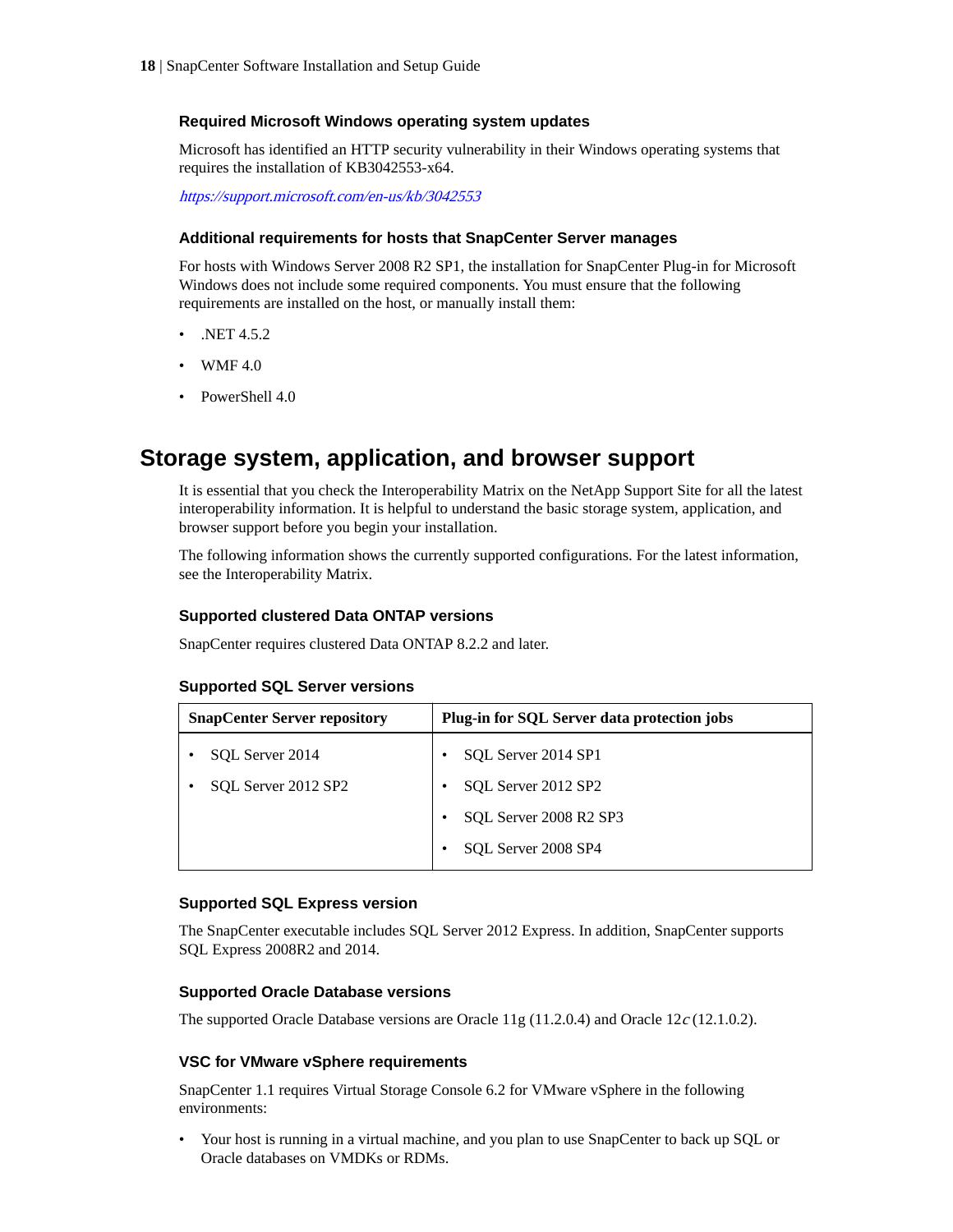### Required Microsoft Windows operating system updates

Microsoft has identified an HTTP security vulnerability in their Windows operating systems that requires the installation of KB3042553-x64.

*https://support.microsoft.com/en-us/kb/3042553*

### Additional requirements for hosts that SnapCenter Server manages

For hosts with Windows Server 2008 R2 SP1, the installation for SnapCenter Plug-in for Microsoft Windows does not include some required components. You must ensure that the following requirements are installed on the host, or manually install them:

- .NET 4.5.2
- WMF 4.0
- PowerShell 4.0

## Storage system, application, and browser support

It is essential that you check the Interoperability Matrix on the NetApp Support Site for all the latest interoperability information. It is helpful to understand the basic storage system, application, and browser support before you begin your installation.

The following information shows the currently supported configurations. For the latest information, see the Interoperability Matrix.

### Supported clustered Data ONTAP versions

SnapCenter requires clustered Data ONTAP 8.2.2 and later.

### Supported SQL Server versions

| SnapCenter Server repository | Plug-in for SQL Server data protection jobs |
|---|---|
| • SQL Server 2014<br>• SQL Server 2012 SP2 | • SQL Server 2014 SP1<br>• SQL Server 2012 SP2<br>• SQL Server 2008 R2 SP3<br>• SQL Server 2008 SP4 |

### Supported SQL Express version

The SnapCenter executable includes SQL Server 2012 Express. In addition, SnapCenter supports SQL Express 2008R2 and 2014.

### Supported Oracle Database versions

The supported Oracle Database versions are Oracle 11g (11.2.0.4) and Oracle 12*c* (12.1.0.2).

### VSC for VMware vSphere requirements

SnapCenter 1.1 requires Virtual Storage Console 6.2 for VMware vSphere in the following environments:

- Your host is running in a virtual machine, and you plan to use SnapCenter to back up SQL or Oracle databases on VMDKs or RDMs.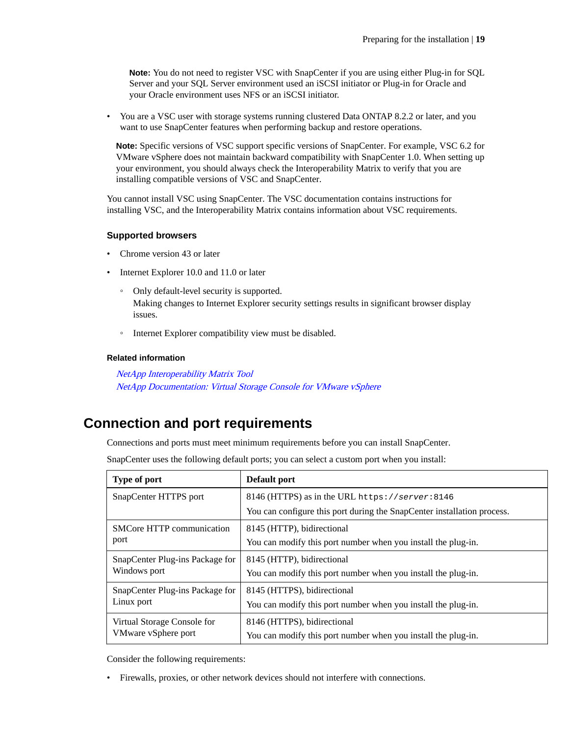**Note:** You do not need to register VSC with SnapCenter if you are using either Plug-in for SQL Server and your SQL Server environment used an iSCSI initiator or Plug-in for Oracle and your Oracle environment uses NFS or an iSCSI initiator.

- You are a VSC user with storage systems running clustered Data ONTAP 8.2.2 or later, and you want to use SnapCenter features when performing backup and restore operations.

  **Note:** Specific versions of VSC support specific versions of SnapCenter. For example, VSC 6.2 for VMware vSphere does not maintain backward compatibility with SnapCenter 1.0. When setting up your environment, you should always check the Interoperability Matrix to verify that you are installing compatible versions of VSC and SnapCenter.

You cannot install VSC using SnapCenter. The VSC documentation contains instructions for installing VSC, and the Interoperability Matrix contains information about VSC requirements.

### Supported browsers

- Chrome version 43 or later
- Internet Explorer 10.0 and 11.0 or later
  - Only default-level security is supported.
    Making changes to Internet Explorer security settings results in significant browser display issues.
  - Internet Explorer compatibility view must be disabled.

#### Related information

*NetApp Interoperability Matrix Tool*
*NetApp Documentation: Virtual Storage Console for VMware vSphere*

## Connection and port requirements

Connections and ports must meet minimum requirements before you can install SnapCenter.

SnapCenter uses the following default ports; you can select a custom port when you install:

| Type of port | Default port |
|---|---|
| SnapCenter HTTPS port | 8146 (HTTPS) as in the URL `https://server:8146`<br>You can configure this port during the SnapCenter installation process. |
| SMCore HTTP communication port | 8145 (HTTP), bidirectional<br>You can modify this port number when you install the plug-in. |
| SnapCenter Plug-ins Package for Windows port | 8145 (HTTP), bidirectional<br>You can modify this port number when you install the plug-in. |
| SnapCenter Plug-ins Package for Linux port | 8145 (HTTPS), bidirectional<br>You can modify this port number when you install the plug-in. |
| Virtual Storage Console for VMware vSphere port | 8146 (HTTPS), bidirectional<br>You can modify this port number when you install the plug-in. |

Consider the following requirements:

- Firewalls, proxies, or other network devices should not interfere with connections.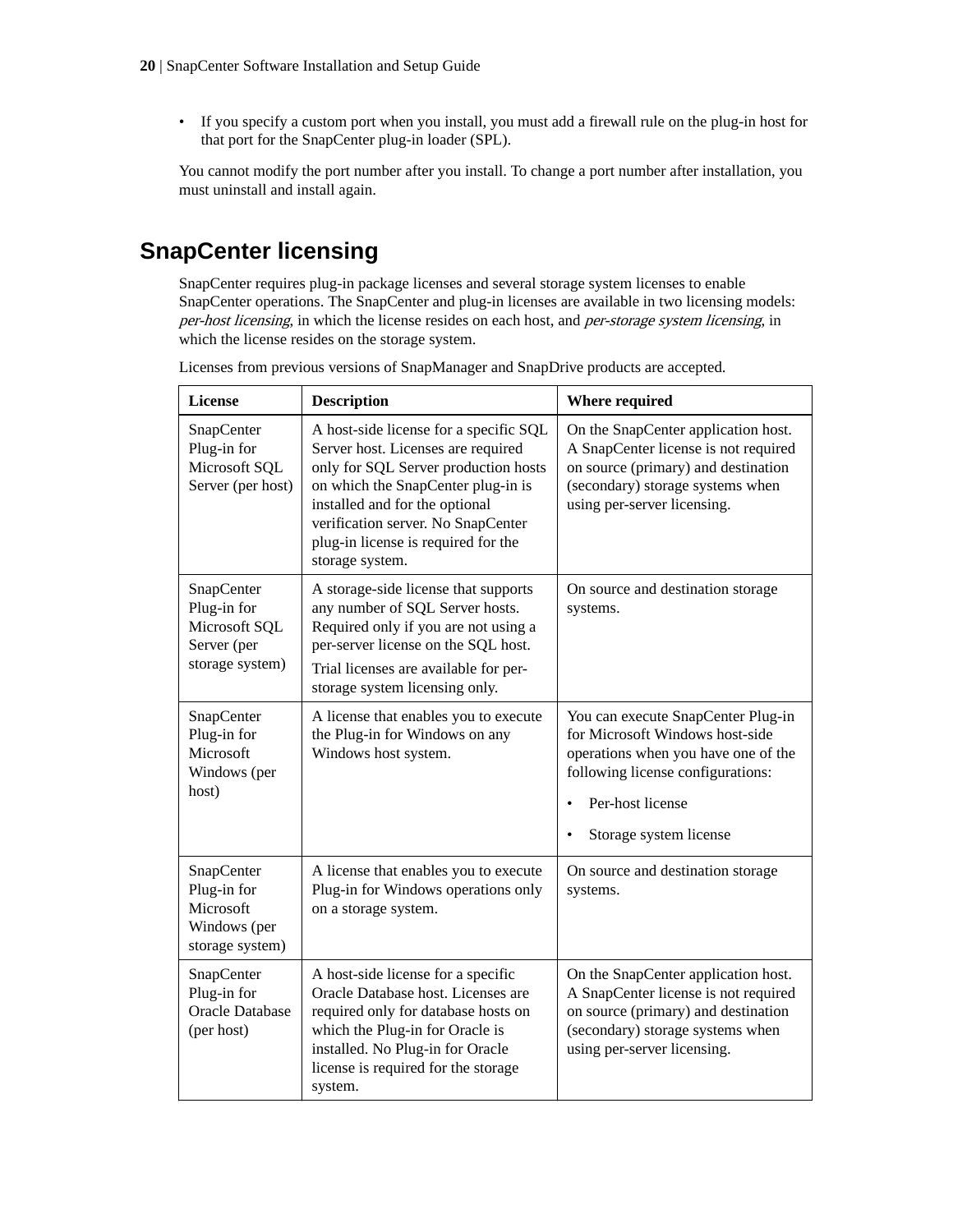- If you specify a custom port when you install, you must add a firewall rule on the plug-in host for that port for the SnapCenter plug-in loader (SPL).

You cannot modify the port number after you install. To change a port number after installation, you must uninstall and install again.

## SnapCenter licensing

SnapCenter requires plug-in package licenses and several storage system licenses to enable SnapCenter operations. The SnapCenter and plug-in licenses are available in two licensing models: *per-host licensing*, in which the license resides on each host, and *per-storage system licensing*, in which the license resides on the storage system.

Licenses from previous versions of SnapManager and SnapDrive products are accepted.

| License | Description | Where required |
|---|---|---|
| SnapCenter Plug-in for Microsoft SQL Server (per host) | A host-side license for a specific SQL Server host. Licenses are required only for SQL Server production hosts on which the SnapCenter plug-in is installed and for the optional verification server. No SnapCenter plug-in license is required for the storage system. | On the SnapCenter application host. A SnapCenter license is not required on source (primary) and destination (secondary) storage systems when using per-server licensing. |
| SnapCenter Plug-in for Microsoft SQL Server (per storage system) | A storage-side license that supports any number of SQL Server hosts. Required only if you are not using a per-server license on the SQL host.<br><br>Trial licenses are available for per-storage system licensing only. | On source and destination storage systems. |
| SnapCenter Plug-in for Microsoft Windows (per host) | A license that enables you to execute the Plug-in for Windows on any Windows host system. | You can execute SnapCenter Plug-in for Microsoft Windows host-side operations when you have one of the following license configurations:<br><br>• Per-host license<br><br>• Storage system license |
| SnapCenter Plug-in for Microsoft Windows (per storage system) | A license that enables you to execute Plug-in for Windows operations only on a storage system. | On source and destination storage systems. |
| SnapCenter Plug-in for Oracle Database (per host) | A host-side license for a specific Oracle Database host. Licenses are required only for database hosts on which the Plug-in for Oracle is installed. No Plug-in for Oracle license is required for the storage system. | On the SnapCenter application host. A SnapCenter license is not required on source (primary) and destination (secondary) storage systems when using per-server licensing. |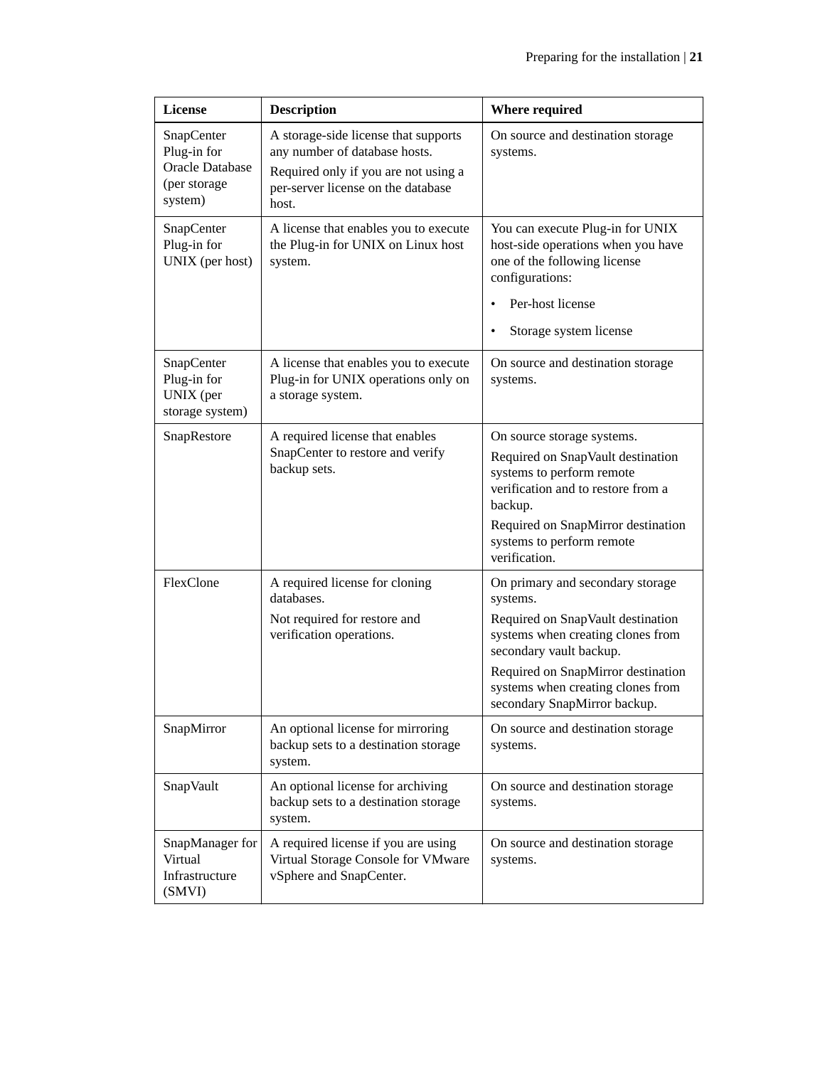| License | Description | Where required |
| --- | --- | --- |
| SnapCenter Plug-in for Oracle Database (per storage system) | A storage-side license that supports any number of database hosts.<br>Required only if you are not using a per-server license on the database host. | On source and destination storage systems. |
| SnapCenter Plug-in for UNIX (per host) | A license that enables you to execute the Plug-in for UNIX on Linux host system. | You can execute Plug-in for UNIX host-side operations when you have one of the following license configurations:<br>• Per-host license<br>• Storage system license |
| SnapCenter Plug-in for UNIX (per storage system) | A license that enables you to execute Plug-in for UNIX operations only on a storage system. | On source and destination storage systems. |
| SnapRestore | A required license that enables SnapCenter to restore and verify backup sets. | On source storage systems.<br>Required on SnapVault destination systems to perform remote verification and to restore from a backup.<br>Required on SnapMirror destination systems to perform remote verification. |
| FlexClone | A required license for cloning databases.<br>Not required for restore and verification operations. | On primary and secondary storage systems.<br>Required on SnapVault destination systems when creating clones from secondary vault backup.<br>Required on SnapMirror destination systems when creating clones from secondary SnapMirror backup. |
| SnapMirror | An optional license for mirroring backup sets to a destination storage system. | On source and destination storage systems. |
| SnapVault | An optional license for archiving backup sets to a destination storage system. | On source and destination storage systems. |
| SnapManager for Virtual Infrastructure (SMVI) | A required license if you are using Virtual Storage Console for VMware vSphere and SnapCenter. | On source and destination storage systems. |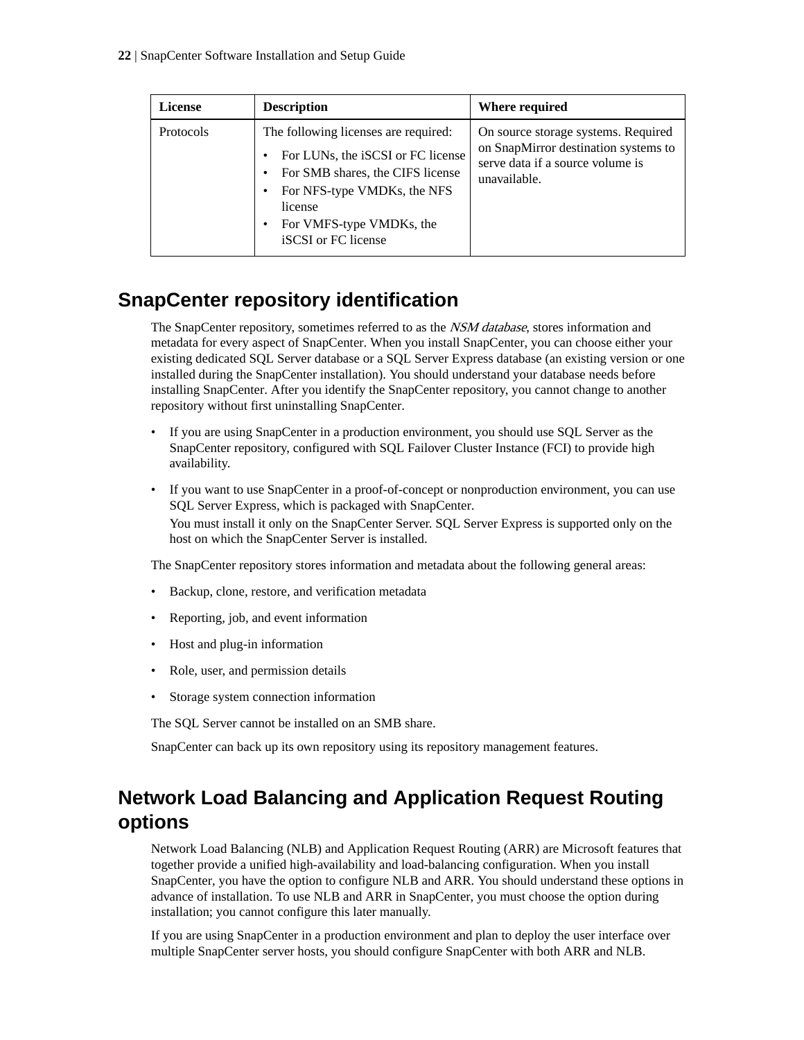| License | Description | Where required |
|---|---|---|
| Protocols | The following licenses are required:<br>• For LUNs, the iSCSI or FC license<br>• For SMB shares, the CIFS license<br>• For NFS-type VMDKs, the NFS license<br>• For VMFS-type VMDKs, the iSCSI or FC license | On source storage systems. Required on SnapMirror destination systems to serve data if a source volume is unavailable. |

## SnapCenter repository identification

The SnapCenter repository, sometimes referred to as the *NSM database*, stores information and metadata for every aspect of SnapCenter. When you install SnapCenter, you can choose either your existing dedicated SQL Server database or a SQL Server Express database (an existing version or one installed during the SnapCenter installation). You should understand your database needs before installing SnapCenter. After you identify the SnapCenter repository, you cannot change to another repository without first uninstalling SnapCenter.

- If you are using SnapCenter in a production environment, you should use SQL Server as the SnapCenter repository, configured with SQL Failover Cluster Instance (FCI) to provide high availability.
- If you want to use SnapCenter in a proof-of-concept or nonproduction environment, you can use SQL Server Express, which is packaged with SnapCenter.
  You must install it only on the SnapCenter Server. SQL Server Express is supported only on the host on which the SnapCenter Server is installed.

The SnapCenter repository stores information and metadata about the following general areas:

- Backup, clone, restore, and verification metadata
- Reporting, job, and event information
- Host and plug-in information
- Role, user, and permission details
- Storage system connection information

The SQL Server cannot be installed on an SMB share.

SnapCenter can back up its own repository using its repository management features.

## Network Load Balancing and Application Request Routing options

Network Load Balancing (NLB) and Application Request Routing (ARR) are Microsoft features that together provide a unified high-availability and load-balancing configuration. When you install SnapCenter, you have the option to configure NLB and ARR. You should understand these options in advance of installation. To use NLB and ARR in SnapCenter, you must choose the option during installation; you cannot configure this later manually.

If you are using SnapCenter in a production environment and plan to deploy the user interface over multiple SnapCenter server hosts, you should configure SnapCenter with both ARR and NLB.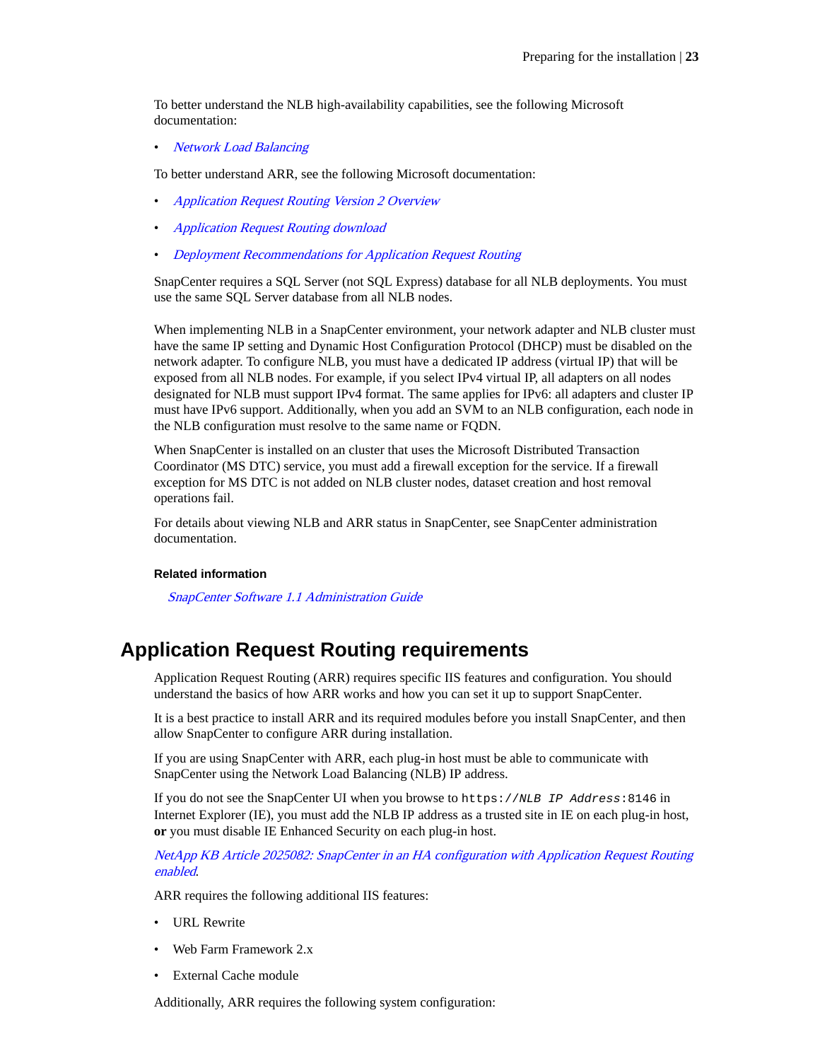To better understand the NLB high-availability capabilities, see the following Microsoft documentation:

- *Network Load Balancing*

To better understand ARR, see the following Microsoft documentation:

- *Application Request Routing Version 2 Overview*
- *Application Request Routing download*
- *Deployment Recommendations for Application Request Routing*

SnapCenter requires a SQL Server (not SQL Express) database for all NLB deployments. You must use the same SQL Server database from all NLB nodes.

When implementing NLB in a SnapCenter environment, your network adapter and NLB cluster must have the same IP setting and Dynamic Host Configuration Protocol (DHCP) must be disabled on the network adapter. To configure NLB, you must have a dedicated IP address (virtual IP) that will be exposed from all NLB nodes. For example, if you select IPv4 virtual IP, all adapters on all nodes designated for NLB must support IPv4 format. The same applies for IPv6: all adapters and cluster IP must have IPv6 support. Additionally, when you add an SVM to an NLB configuration, each node in the NLB configuration must resolve to the same name or FQDN.

When SnapCenter is installed on an cluster that uses the Microsoft Distributed Transaction Coordinator (MS DTC) service, you must add a firewall exception for the service. If a firewall exception for MS DTC is not added on NLB cluster nodes, dataset creation and host removal operations fail.

For details about viewing NLB and ARR status in SnapCenter, see SnapCenter administration documentation.

**Related information**

*SnapCenter Software 1.1 Administration Guide*

## Application Request Routing requirements

Application Request Routing (ARR) requires specific IIS features and configuration. You should understand the basics of how ARR works and how you can set it up to support SnapCenter.

It is a best practice to install ARR and its required modules before you install SnapCenter, and then allow SnapCenter to configure ARR during installation.

If you are using SnapCenter with ARR, each plug-in host must be able to communicate with SnapCenter using the Network Load Balancing (NLB) IP address.

If you do not see the SnapCenter UI when you browse to `https://NLB IP Address:8146` in Internet Explorer (IE), you must add the NLB IP address as a trusted site in IE on each plug-in host, **or** you must disable IE Enhanced Security on each plug-in host.

*NetApp KB Article 2025082: SnapCenter in an HA configuration with Application Request Routing enabled*.

ARR requires the following additional IIS features:

- URL Rewrite
- Web Farm Framework 2.x
- External Cache module

Additionally, ARR requires the following system configuration: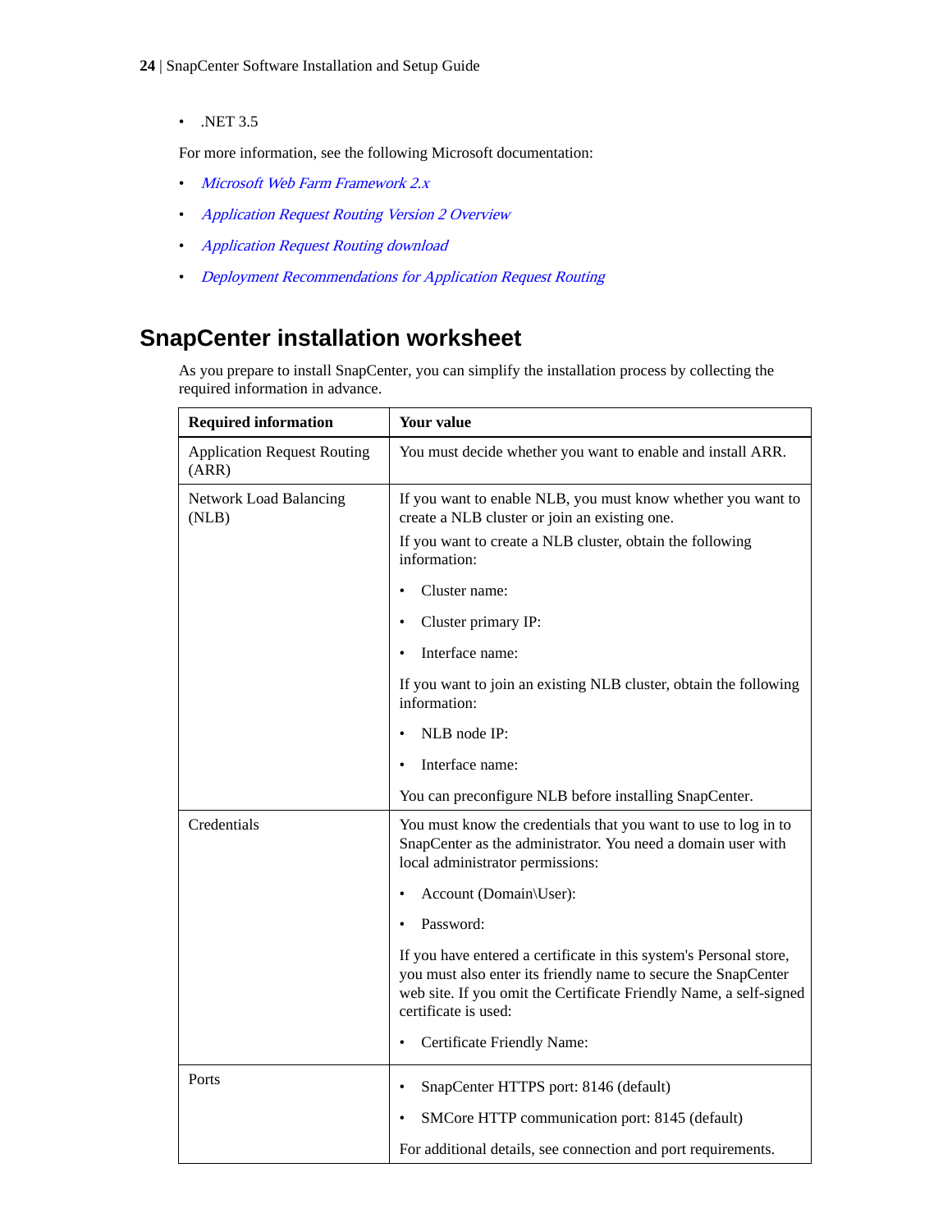- .NET 3.5

For more information, see the following Microsoft documentation:

- *Microsoft Web Farm Framework 2.x*
- *Application Request Routing Version 2 Overview*
- *Application Request Routing download*
- *Deployment Recommendations for Application Request Routing*

## SnapCenter installation worksheet

As you prepare to install SnapCenter, you can simplify the installation process by collecting the required information in advance.

| Required information | Your value |
| --- | --- |
| Application Request Routing (ARR) | You must decide whether you want to enable and install ARR. |
| Network Load Balancing (NLB) | If you want to enable NLB, you must know whether you want to create a NLB cluster or join an existing one.<br><br>If you want to create a NLB cluster, obtain the following information:<br><br>• Cluster name:<br>• Cluster primary IP:<br>• Interface name:<br><br>If you want to join an existing NLB cluster, obtain the following information:<br><br>• NLB node IP:<br>• Interface name:<br><br>You can preconfigure NLB before installing SnapCenter. |
| Credentials | You must know the credentials that you want to use to log in to SnapCenter as the administrator. You need a domain user with local administrator permissions:<br><br>• Account (Domain\User):<br>• Password:<br><br>If you have entered a certificate in this system's Personal store, you must also enter its friendly name to secure the SnapCenter web site. If you omit the Certificate Friendly Name, a self-signed certificate is used:<br><br>• Certificate Friendly Name: |
| Ports | • SnapCenter HTTPS port: 8146 (default)<br>• SMCore HTTP communication port: 8145 (default)<br><br>For additional details, see connection and port requirements. |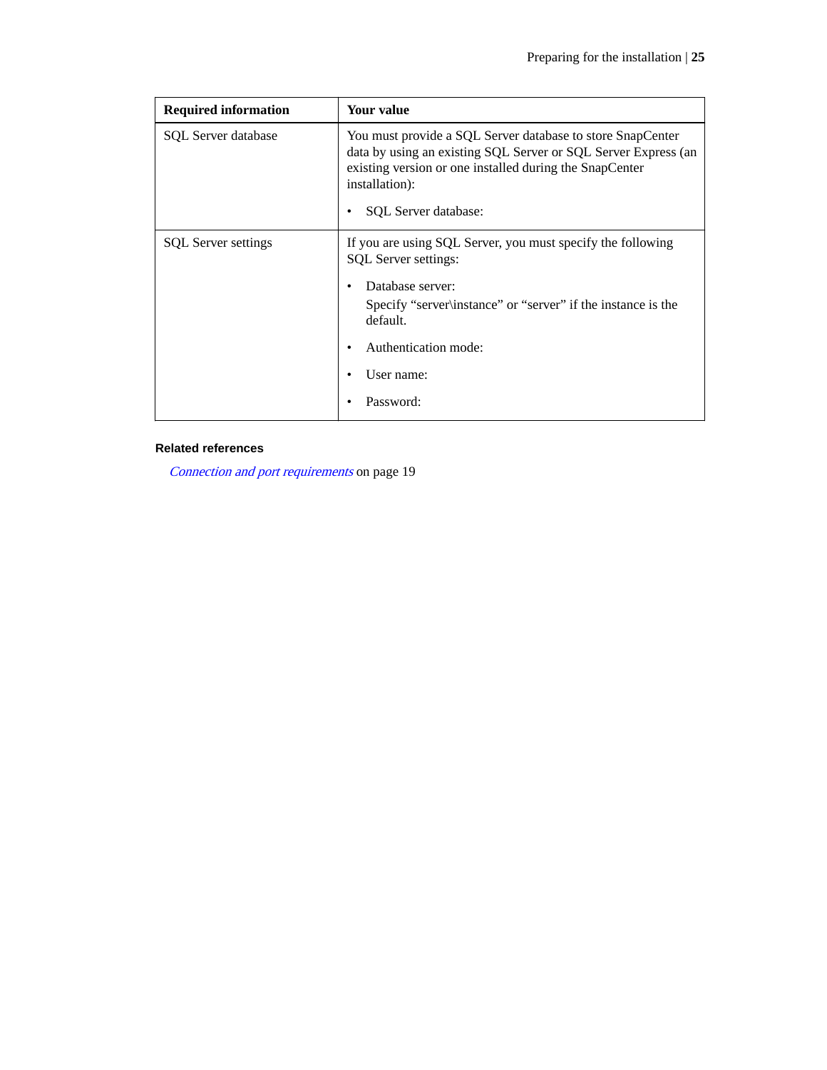| Required information | Your value |
|---|---|
| SQL Server database | You must provide a SQL Server database to store SnapCenter data by using an existing SQL Server or SQL Server Express (an existing version or one installed during the SnapCenter installation):<br><br>• SQL Server database: |
| SQL Server settings | If you are using SQL Server, you must specify the following SQL Server settings:<br><br>• Database server:<br>Specify "server\instance" or "server" if the instance is the default.<br><br>• Authentication mode:<br><br>• User name:<br><br>• Password: |

**Related references**

*Connection and port requirements* on page 19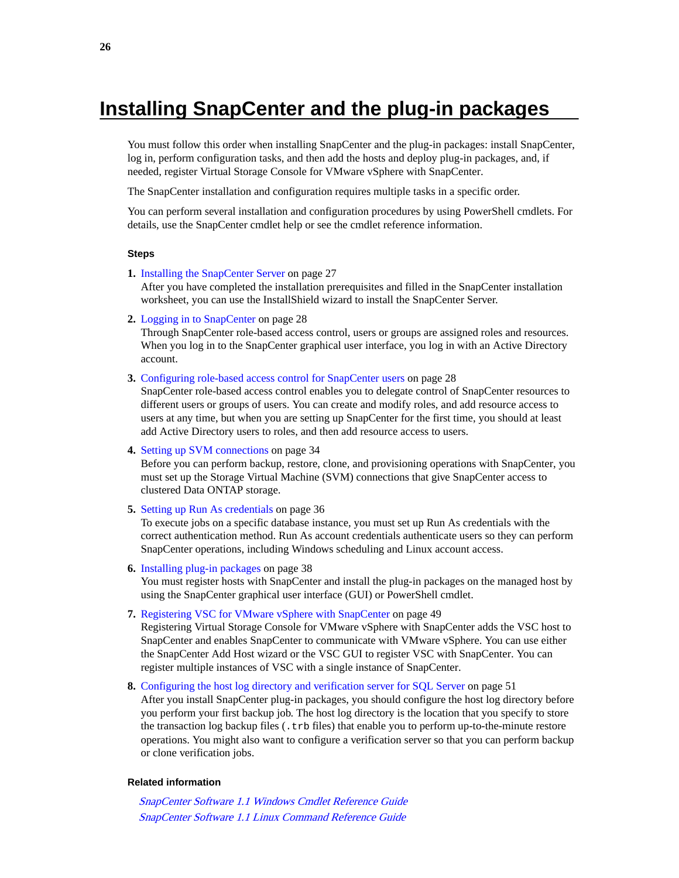# Installing SnapCenter and the plug-in packages

You must follow this order when installing SnapCenter and the plug-in packages: install SnapCenter, log in, perform configuration tasks, and then add the hosts and deploy plug-in packages, and, if needed, register Virtual Storage Console for VMware vSphere with SnapCenter.

The SnapCenter installation and configuration requires multiple tasks in a specific order.

You can perform several installation and configuration procedures by using PowerShell cmdlets. For details, use the SnapCenter cmdlet help or see the cmdlet reference information.

#### Steps

1. Installing the SnapCenter Server on page 27
   After you have completed the installation prerequisites and filled in the SnapCenter installation worksheet, you can use the InstallShield wizard to install the SnapCenter Server.

2. Logging in to SnapCenter on page 28
   Through SnapCenter role-based access control, users or groups are assigned roles and resources. When you log in to the SnapCenter graphical user interface, you log in with an Active Directory account.

3. Configuring role-based access control for SnapCenter users on page 28
   SnapCenter role-based access control enables you to delegate control of SnapCenter resources to different users or groups of users. You can create and modify roles, and add resource access to users at any time, but when you are setting up SnapCenter for the first time, you should at least add Active Directory users to roles, and then add resource access to users.

4. Setting up SVM connections on page 34
   Before you can perform backup, restore, clone, and provisioning operations with SnapCenter, you must set up the Storage Virtual Machine (SVM) connections that give SnapCenter access to clustered Data ONTAP storage.

5. Setting up Run As credentials on page 36
   To execute jobs on a specific database instance, you must set up Run As credentials with the correct authentication method. Run As account credentials authenticate users so they can perform SnapCenter operations, including Windows scheduling and Linux account access.

6. Installing plug-in packages on page 38
   You must register hosts with SnapCenter and install the plug-in packages on the managed host by using the SnapCenter graphical user interface (GUI) or PowerShell cmdlet.

7. Registering VSC for VMware vSphere with SnapCenter on page 49
   Registering Virtual Storage Console for VMware vSphere with SnapCenter adds the VSC host to SnapCenter and enables SnapCenter to communicate with VMware vSphere. You can use either the SnapCenter Add Host wizard or the VSC GUI to register VSC with SnapCenter. You can register multiple instances of VSC with a single instance of SnapCenter.

8. Configuring the host log directory and verification server for SQL Server on page 51
   After you install SnapCenter plug-in packages, you should configure the host log directory before you perform your first backup job. The host log directory is the location that you specify to store the transaction log backup files (`.trb` files) that enable you to perform up-to-the-minute restore operations. You might also want to configure a verification server so that you can perform backup or clone verification jobs.

#### Related information

*SnapCenter Software 1.1 Windows Cmdlet Reference Guide*
*SnapCenter Software 1.1 Linux Command Reference Guide*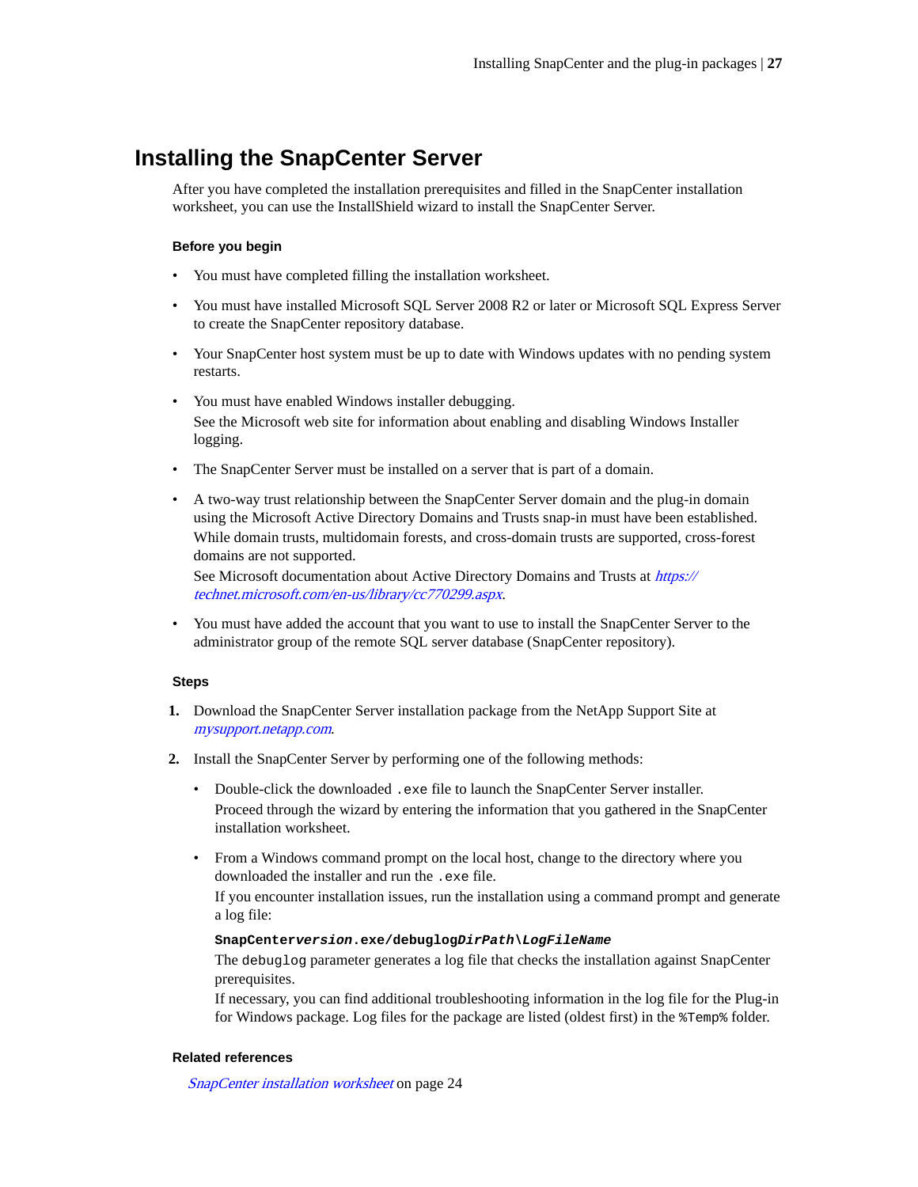# Installing the SnapCenter Server

After you have completed the installation prerequisites and filled in the SnapCenter installation worksheet, you can use the InstallShield wizard to install the SnapCenter Server.

#### Before you begin

- You must have completed filling the installation worksheet.
- You must have installed Microsoft SQL Server 2008 R2 or later or Microsoft SQL Express Server to create the SnapCenter repository database.
- Your SnapCenter host system must be up to date with Windows updates with no pending system restarts.
- You must have enabled Windows installer debugging.
  See the Microsoft web site for information about enabling and disabling Windows Installer logging.
- The SnapCenter Server must be installed on a server that is part of a domain.
- A two-way trust relationship between the SnapCenter Server domain and the plug-in domain using the Microsoft Active Directory Domains and Trusts snap-in must have been established. While domain trusts, multidomain forests, and cross-domain trusts are supported, cross-forest domains are not supported.
  See Microsoft documentation about Active Directory Domains and Trusts at *https://technet.microsoft.com/en-us/library/cc770299.aspx*.
- You must have added the account that you want to use to install the SnapCenter Server to the administrator group of the remote SQL server database (SnapCenter repository).

#### Steps

1. Download the SnapCenter Server installation package from the NetApp Support Site at *mysupport.netapp.com*.
2. Install the SnapCenter Server by performing one of the following methods:
   - Double-click the downloaded `.exe` file to launch the SnapCenter Server installer.
     Proceed through the wizard by entering the information that you gathered in the SnapCenter installation worksheet.
   - From a Windows command prompt on the local host, change to the directory where you downloaded the installer and run the `.exe` file.
     If you encounter installation issues, run the installation using a command prompt and generate a log file:
     **`SnapCenter`*`version`*`.exe/debuglog`*`DirPath`*`\`*`LogFileName`***
     The `debuglog` parameter generates a log file that checks the installation against SnapCenter prerequisites.
     If necessary, you can find additional troubleshooting information in the log file for the Plug-in for Windows package. Log files for the package are listed (oldest first) in the `%Temp%` folder.

#### Related references

*SnapCenter installation worksheet* on page 24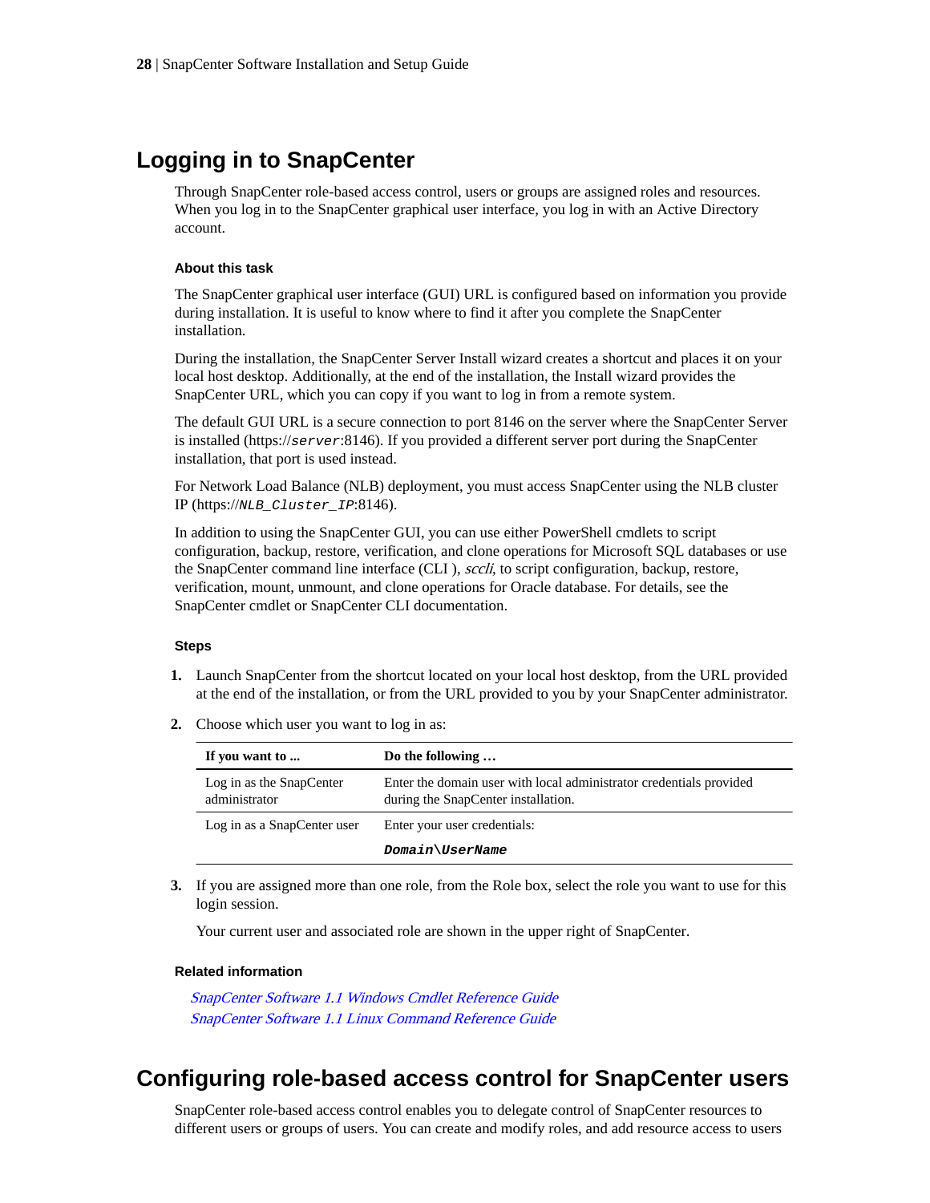## Logging in to SnapCenter

Through SnapCenter role-based access control, users or groups are assigned roles and resources. When you log in to the SnapCenter graphical user interface, you log in with an Active Directory account.

#### About this task

The SnapCenter graphical user interface (GUI) URL is configured based on information you provide during installation. It is useful to know where to find it after you complete the SnapCenter installation.

During the installation, the SnapCenter Server Install wizard creates a shortcut and places it on your local host desktop. Additionally, at the end of the installation, the Install wizard provides the SnapCenter URL, which you can copy if you want to log in from a remote system.

The default GUI URL is a secure connection to port 8146 on the server where the SnapCenter Server is installed (https://*server*:8146). If you provided a different server port during the SnapCenter installation, that port is used instead.

For Network Load Balance (NLB) deployment, you must access SnapCenter using the NLB cluster IP (https://*NLB_Cluster_IP*:8146).

In addition to using the SnapCenter GUI, you can use either PowerShell cmdlets to script configuration, backup, restore, verification, and clone operations for Microsoft SQL databases or use the SnapCenter command line interface (CLI ), *sccli*, to script configuration, backup, restore, verification, mount, unmount, and clone operations for Oracle database. For details, see the SnapCenter cmdlet or SnapCenter CLI documentation.

#### Steps

1. Launch SnapCenter from the shortcut located on your local host desktop, from the URL provided at the end of the installation, or from the URL provided to you by your SnapCenter administrator.
2. Choose which user you want to log in as:

| If you want to ... | Do the following … |
|---|---|
| Log in as the SnapCenter administrator | Enter the domain user with local administrator credentials provided during the SnapCenter installation. |
| Log in as a SnapCenter user | Enter your user credentials: **`Domain\UserName`** |

3. If you are assigned more than one role, from the Role box, select the role you want to use for this login session.

   Your current user and associated role are shown in the upper right of SnapCenter.

#### Related information

*SnapCenter Software 1.1 Windows Cmdlet Reference Guide*
*SnapCenter Software 1.1 Linux Command Reference Guide*

## Configuring role-based access control for SnapCenter users

SnapCenter role-based access control enables you to delegate control of SnapCenter resources to different users or groups of users. You can create and modify roles, and add resource access to users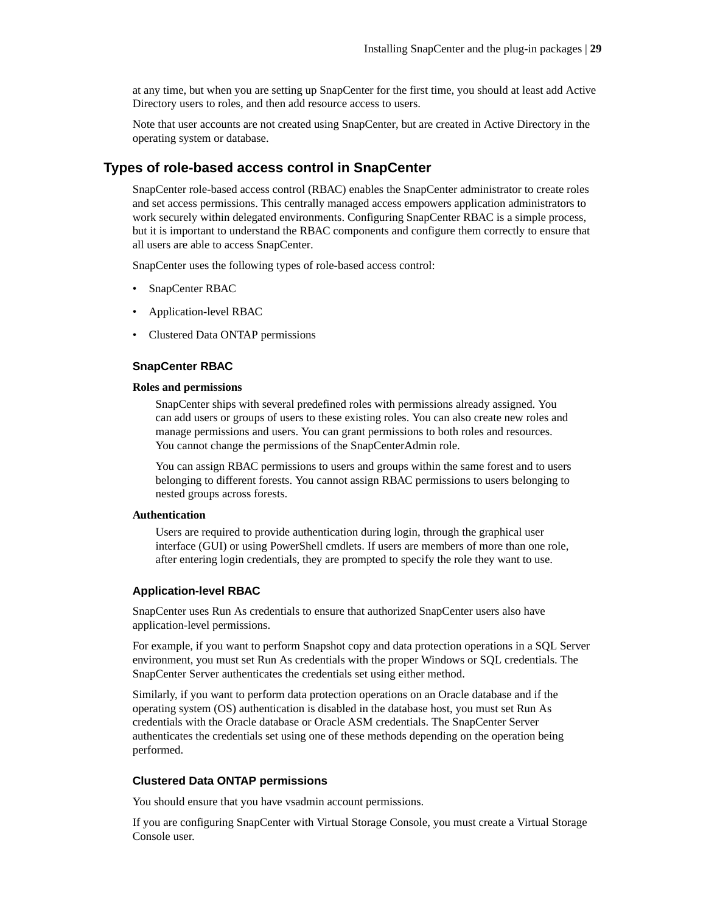at any time, but when you are setting up SnapCenter for the first time, you should at least add Active Directory users to roles, and then add resource access to users.

Note that user accounts are not created using SnapCenter, but are created in Active Directory in the operating system or database.

## Types of role-based access control in SnapCenter

SnapCenter role-based access control (RBAC) enables the SnapCenter administrator to create roles and set access permissions. This centrally managed access empowers application administrators to work securely within delegated environments. Configuring SnapCenter RBAC is a simple process, but it is important to understand the RBAC components and configure them correctly to ensure that all users are able to access SnapCenter.

SnapCenter uses the following types of role-based access control:

- SnapCenter RBAC
- Application-level RBAC
- Clustered Data ONTAP permissions

### SnapCenter RBAC

**Roles and permissions**

SnapCenter ships with several predefined roles with permissions already assigned. You can add users or groups of users to these existing roles. You can also create new roles and manage permissions and users. You can grant permissions to both roles and resources. You cannot change the permissions of the SnapCenterAdmin role.

You can assign RBAC permissions to users and groups within the same forest and to users belonging to different forests. You cannot assign RBAC permissions to users belonging to nested groups across forests.

**Authentication**

Users are required to provide authentication during login, through the graphical user interface (GUI) or using PowerShell cmdlets. If users are members of more than one role, after entering login credentials, they are prompted to specify the role they want to use.

### Application-level RBAC

SnapCenter uses Run As credentials to ensure that authorized SnapCenter users also have application-level permissions.

For example, if you want to perform Snapshot copy and data protection operations in a SQL Server environment, you must set Run As credentials with the proper Windows or SQL credentials. The SnapCenter Server authenticates the credentials set using either method.

Similarly, if you want to perform data protection operations on an Oracle database and if the operating system (OS) authentication is disabled in the database host, you must set Run As credentials with the Oracle database or Oracle ASM credentials. The SnapCenter Server authenticates the credentials set using one of these methods depending on the operation being performed.

### Clustered Data ONTAP permissions

You should ensure that you have vsadmin account permissions.

If you are configuring SnapCenter with Virtual Storage Console, you must create a Virtual Storage Console user.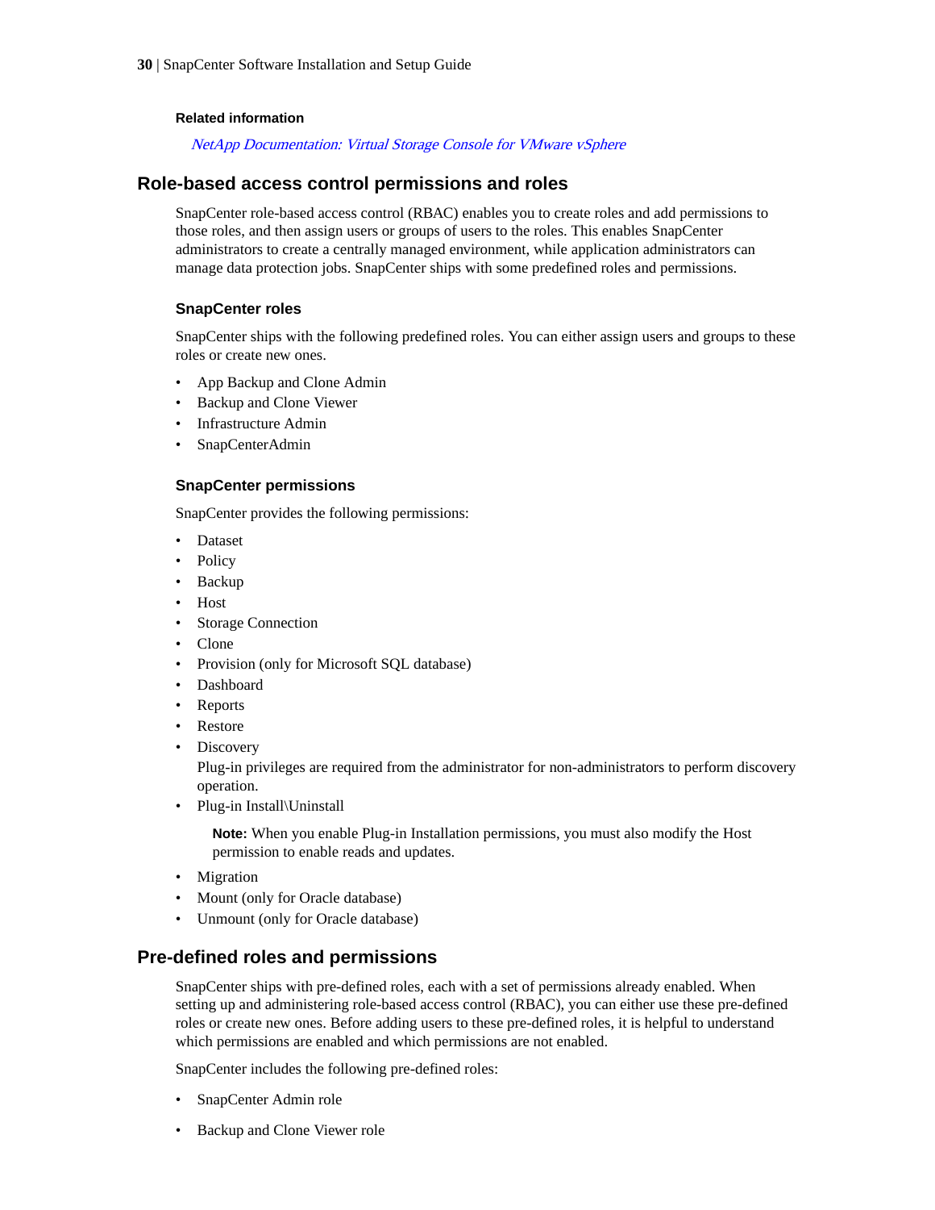**Related information**

*NetApp Documentation: Virtual Storage Console for VMware vSphere*

## Role-based access control permissions and roles

SnapCenter role-based access control (RBAC) enables you to create roles and add permissions to those roles, and then assign users or groups of users to the roles. This enables SnapCenter administrators to create a centrally managed environment, while application administrators can manage data protection jobs. SnapCenter ships with some predefined roles and permissions.

### SnapCenter roles

SnapCenter ships with the following predefined roles. You can either assign users and groups to these roles or create new ones.

- App Backup and Clone Admin
- Backup and Clone Viewer
- Infrastructure Admin
- SnapCenterAdmin

### SnapCenter permissions

SnapCenter provides the following permissions:

- Dataset
- Policy
- Backup
- Host
- Storage Connection
- Clone
- Provision (only for Microsoft SQL database)
- Dashboard
- Reports
- Restore
- Discovery
  Plug-in privileges are required from the administrator for non-administrators to perform discovery operation.
- Plug-in Install\Uninstall

  **Note:** When you enable Plug-in Installation permissions, you must also modify the Host permission to enable reads and updates.

- Migration
- Mount (only for Oracle database)
- Unmount (only for Oracle database)

## Pre-defined roles and permissions

SnapCenter ships with pre-defined roles, each with a set of permissions already enabled. When setting up and administering role-based access control (RBAC), you can either use these pre-defined roles or create new ones. Before adding users to these pre-defined roles, it is helpful to understand which permissions are enabled and which permissions are not enabled.

SnapCenter includes the following pre-defined roles:

- SnapCenter Admin role
- Backup and Clone Viewer role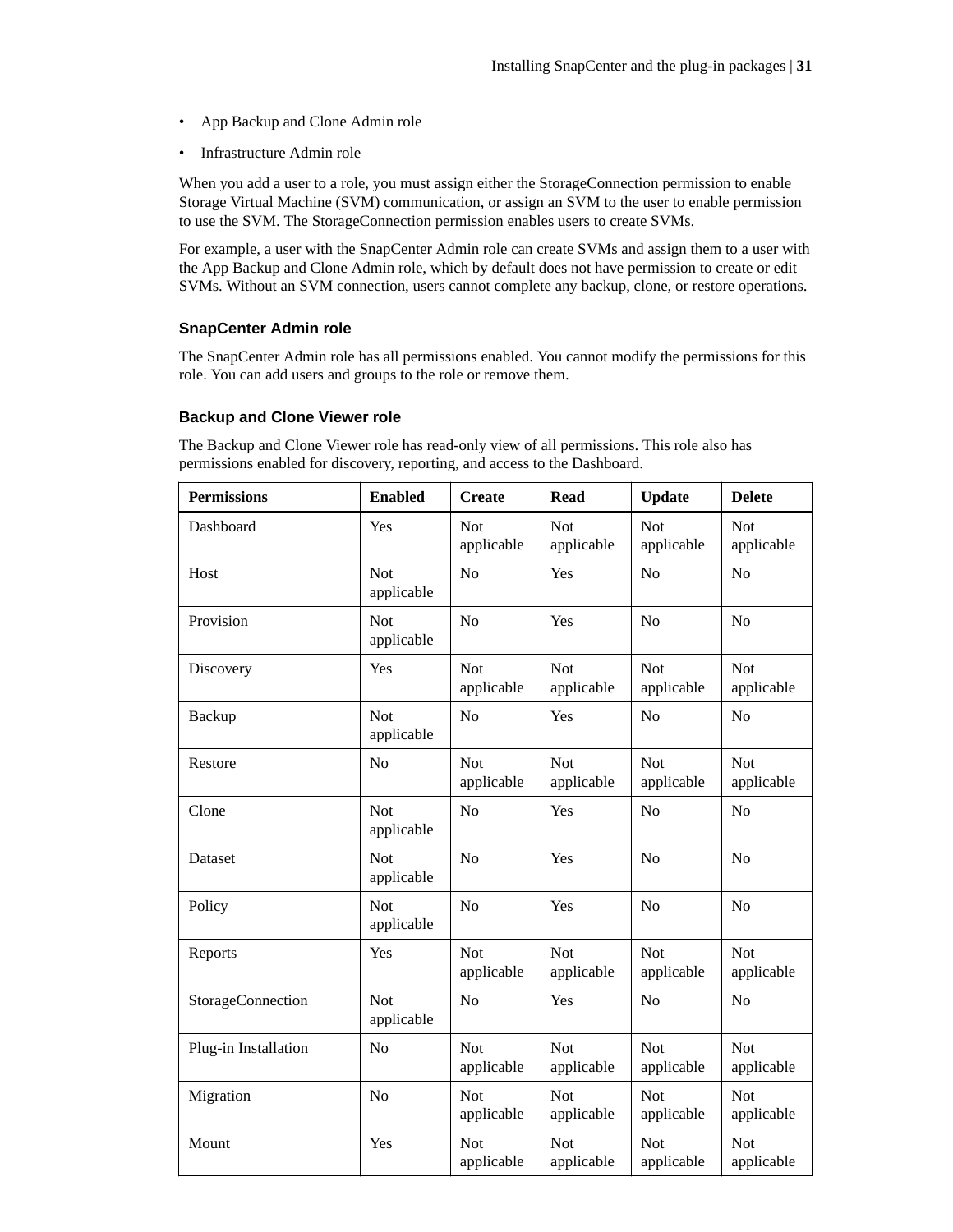- App Backup and Clone Admin role
- Infrastructure Admin role

When you add a user to a role, you must assign either the StorageConnection permission to enable Storage Virtual Machine (SVM) communication, or assign an SVM to the user to enable permission to use the SVM. The StorageConnection permission enables users to create SVMs.

For example, a user with the SnapCenter Admin role can create SVMs and assign them to a user with the App Backup and Clone Admin role, which by default does not have permission to create or edit SVMs. Without an SVM connection, users cannot complete any backup, clone, or restore operations.

### SnapCenter Admin role

The SnapCenter Admin role has all permissions enabled. You cannot modify the permissions for this role. You can add users and groups to the role or remove them.

### Backup and Clone Viewer role

The Backup and Clone Viewer role has read-only view of all permissions. This role also has permissions enabled for discovery, reporting, and access to the Dashboard.

| Permissions | Enabled | Create | Read | Update | Delete |
|---|---|---|---|---|---|
| Dashboard | Yes | Not applicable | Not applicable | Not applicable | Not applicable |
| Host | Not applicable | No | Yes | No | No |
| Provision | Not applicable | No | Yes | No | No |
| Discovery | Yes | Not applicable | Not applicable | Not applicable | Not applicable |
| Backup | Not applicable | No | Yes | No | No |
| Restore | No | Not applicable | Not applicable | Not applicable | Not applicable |
| Clone | Not applicable | No | Yes | No | No |
| Dataset | Not applicable | No | Yes | No | No |
| Policy | Not applicable | No | Yes | No | No |
| Reports | Yes | Not applicable | Not applicable | Not applicable | Not applicable |
| StorageConnection | Not applicable | No | Yes | No | No |
| Plug-in Installation | No | Not applicable | Not applicable | Not applicable | Not applicable |
| Migration | No | Not applicable | Not applicable | Not applicable | Not applicable |
| Mount | Yes | Not applicable | Not applicable | Not applicable | Not applicable |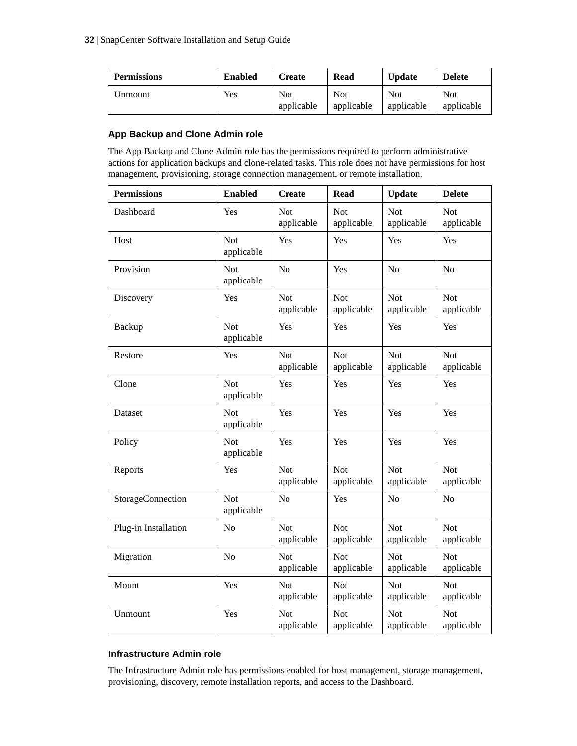| Permissions | Enabled | Create | Read | Update | Delete |
|---|---|---|---|---|---|
| Unmount | Yes | Not applicable | Not applicable | Not applicable | Not applicable |

### App Backup and Clone Admin role

The App Backup and Clone Admin role has the permissions required to perform administrative actions for application backups and clone-related tasks. This role does not have permissions for host management, provisioning, storage connection management, or remote installation.

| Permissions | Enabled | Create | Read | Update | Delete |
|---|---|---|---|---|---|
| Dashboard | Yes | Not applicable | Not applicable | Not applicable | Not applicable |
| Host | Not applicable | Yes | Yes | Yes | Yes |
| Provision | Not applicable | No | Yes | No | No |
| Discovery | Yes | Not applicable | Not applicable | Not applicable | Not applicable |
| Backup | Not applicable | Yes | Yes | Yes | Yes |
| Restore | Yes | Not applicable | Not applicable | Not applicable | Not applicable |
| Clone | Not applicable | Yes | Yes | Yes | Yes |
| Dataset | Not applicable | Yes | Yes | Yes | Yes |
| Policy | Not applicable | Yes | Yes | Yes | Yes |
| Reports | Yes | Not applicable | Not applicable | Not applicable | Not applicable |
| StorageConnection | Not applicable | No | Yes | No | No |
| Plug-in Installation | No | Not applicable | Not applicable | Not applicable | Not applicable |
| Migration | No | Not applicable | Not applicable | Not applicable | Not applicable |
| Mount | Yes | Not applicable | Not applicable | Not applicable | Not applicable |
| Unmount | Yes | Not applicable | Not applicable | Not applicable | Not applicable |

### Infrastructure Admin role

The Infrastructure Admin role has permissions enabled for host management, storage management, provisioning, discovery, remote installation reports, and access to the Dashboard.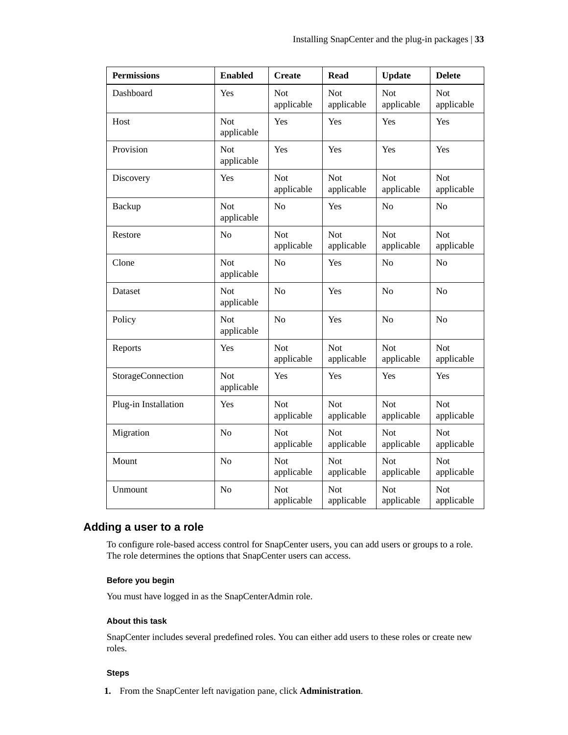| Permissions | Enabled | Create | Read | Update | Delete |
|---|---|---|---|---|---|
| Dashboard | Yes | Not applicable | Not applicable | Not applicable | Not applicable |
| Host | Not applicable | Yes | Yes | Yes | Yes |
| Provision | Not applicable | Yes | Yes | Yes | Yes |
| Discovery | Yes | Not applicable | Not applicable | Not applicable | Not applicable |
| Backup | Not applicable | No | Yes | No | No |
| Restore | No | Not applicable | Not applicable | Not applicable | Not applicable |
| Clone | Not applicable | No | Yes | No | No |
| Dataset | Not applicable | No | Yes | No | No |
| Policy | Not applicable | No | Yes | No | No |
| Reports | Yes | Not applicable | Not applicable | Not applicable | Not applicable |
| StorageConnection | Not applicable | Yes | Yes | Yes | Yes |
| Plug-in Installation | Yes | Not applicable | Not applicable | Not applicable | Not applicable |
| Migration | No | Not applicable | Not applicable | Not applicable | Not applicable |
| Mount | No | Not applicable | Not applicable | Not applicable | Not applicable |
| Unmount | No | Not applicable | Not applicable | Not applicable | Not applicable |

## Adding a user to a role

To configure role-based access control for SnapCenter users, you can add users or groups to a role. The role determines the options that SnapCenter users can access.

#### Before you begin

You must have logged in as the SnapCenterAdmin role.

#### About this task

SnapCenter includes several predefined roles. You can either add users to these roles or create new roles.

#### Steps

1. From the SnapCenter left navigation pane, click **Administration**.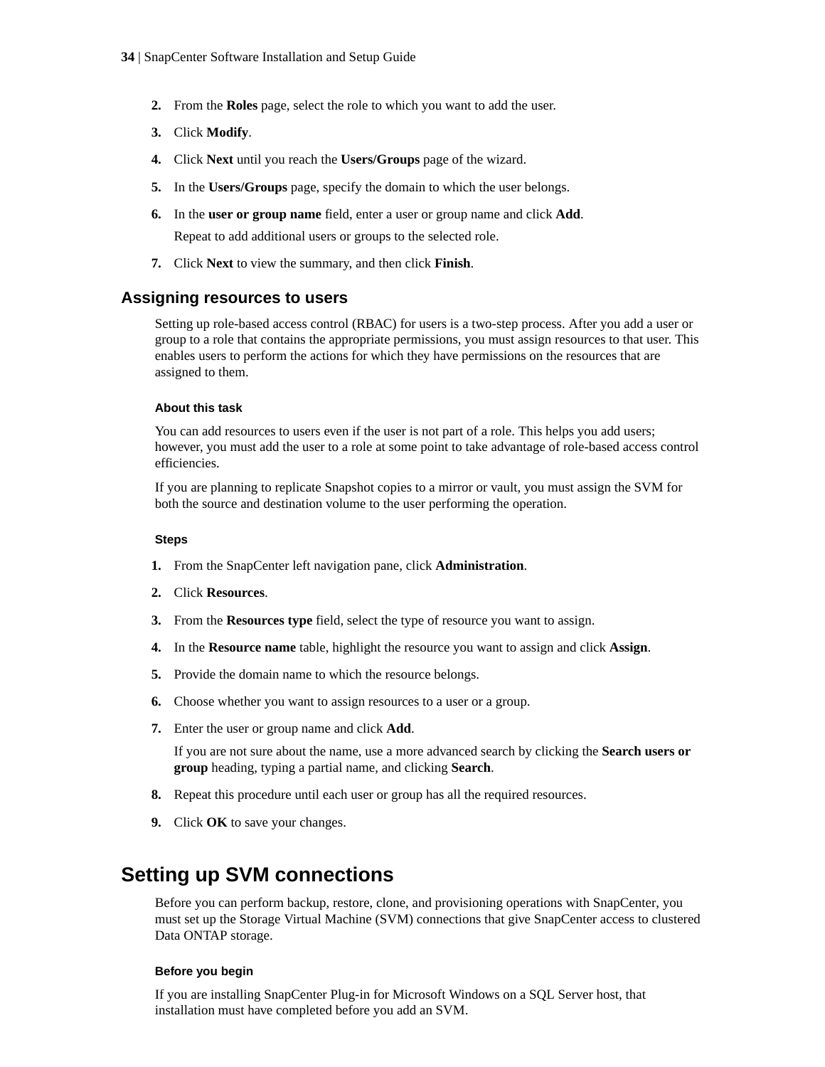2. From the **Roles** page, select the role to which you want to add the user.
3. Click **Modify**.
4. Click **Next** until you reach the **Users/Groups** page of the wizard.
5. In the **Users/Groups** page, specify the domain to which the user belongs.
6. In the **user or group name** field, enter a user or group name and click **Add**.

   Repeat to add additional users or groups to the selected role.
7. Click **Next** to view the summary, and then click **Finish**.

### Assigning resources to users

Setting up role-based access control (RBAC) for users is a two-step process. After you add a user or group to a role that contains the appropriate permissions, you must assign resources to that user. This enables users to perform the actions for which they have permissions on the resources that are assigned to them.

#### About this task

You can add resources to users even if the user is not part of a role. This helps you add users; however, you must add the user to a role at some point to take advantage of role-based access control efficiencies.

If you are planning to replicate Snapshot copies to a mirror or vault, you must assign the SVM for both the source and destination volume to the user performing the operation.

#### Steps

1. From the SnapCenter left navigation pane, click **Administration**.
2. Click **Resources**.
3. From the **Resources type** field, select the type of resource you want to assign.
4. In the **Resource name** table, highlight the resource you want to assign and click **Assign**.
5. Provide the domain name to which the resource belongs.
6. Choose whether you want to assign resources to a user or a group.
7. Enter the user or group name and click **Add**.

   If you are not sure about the name, use a more advanced search by clicking the **Search users or group** heading, typing a partial name, and clicking **Search**.
8. Repeat this procedure until each user or group has all the required resources.
9. Click **OK** to save your changes.

## Setting up SVM connections

Before you can perform backup, restore, clone, and provisioning operations with SnapCenter, you must set up the Storage Virtual Machine (SVM) connections that give SnapCenter access to clustered Data ONTAP storage.

#### Before you begin

If you are installing SnapCenter Plug-in for Microsoft Windows on a SQL Server host, that installation must have completed before you add an SVM.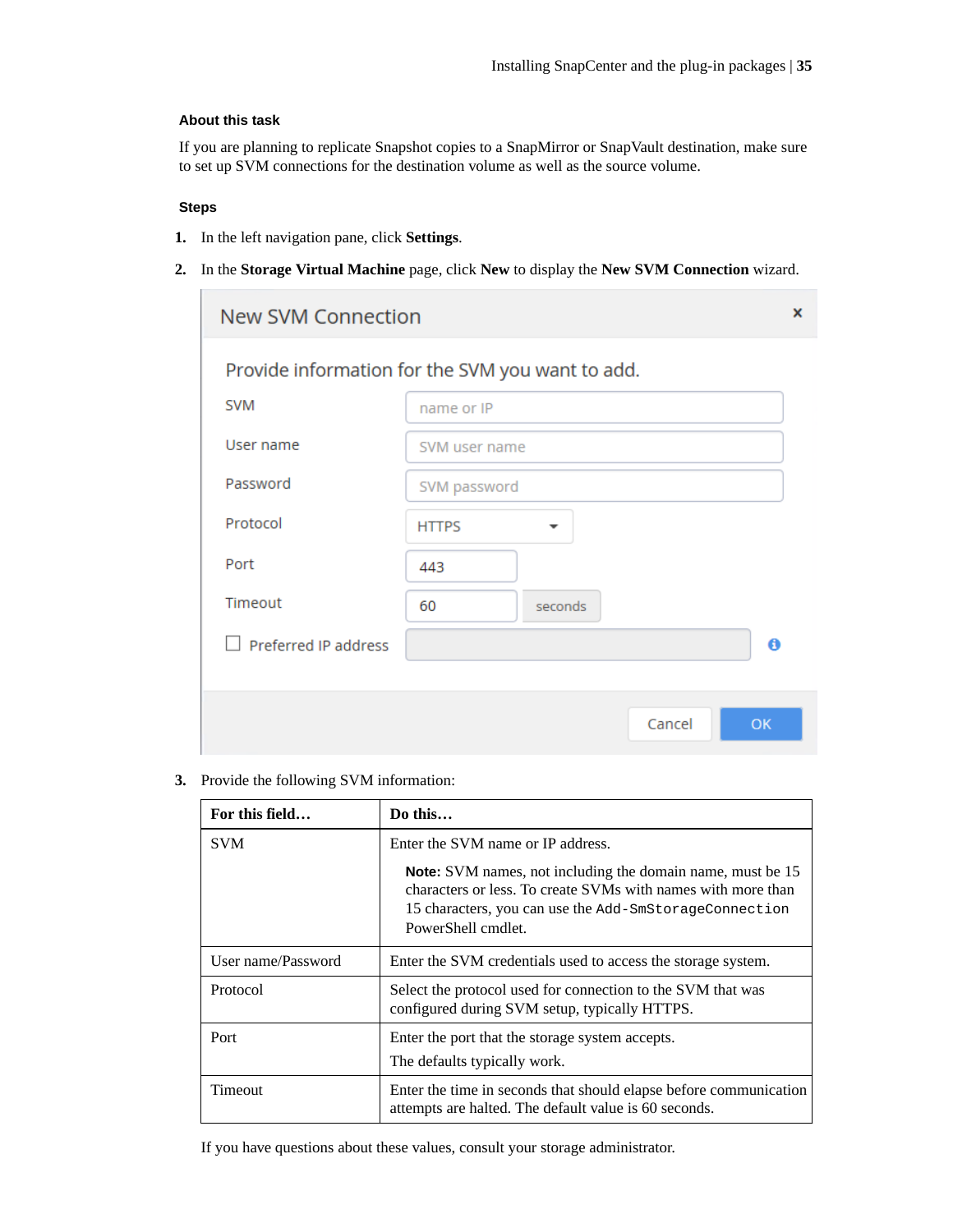### About this task

If you are planning to replicate Snapshot copies to a SnapMirror or SnapVault destination, make sure to set up SVM connections for the destination volume as well as the source volume.

### Steps

1. In the left navigation pane, click **Settings**.
2. In the **Storage Virtual Machine** page, click **New** to display the **New SVM Connection** wizard.

3. Provide the following SVM information:

| For this field… | Do this… |
|---|---|
| SVM | Enter the SVM name or IP address.<br><br>**Note:** SVM names, not including the domain name, must be 15 characters or less. To create SVMs with names with more than 15 characters, you can use the `Add-SmStorageConnection` PowerShell cmdlet. |
| User name/Password | Enter the SVM credentials used to access the storage system. |
| Protocol | Select the protocol used for connection to the SVM that was configured during SVM setup, typically HTTPS. |
| Port | Enter the port that the storage system accepts.<br><br>The defaults typically work. |
| Timeout | Enter the time in seconds that should elapse before communication attempts are halted. The default value is 60 seconds. |

If you have questions about these values, consult your storage administrator.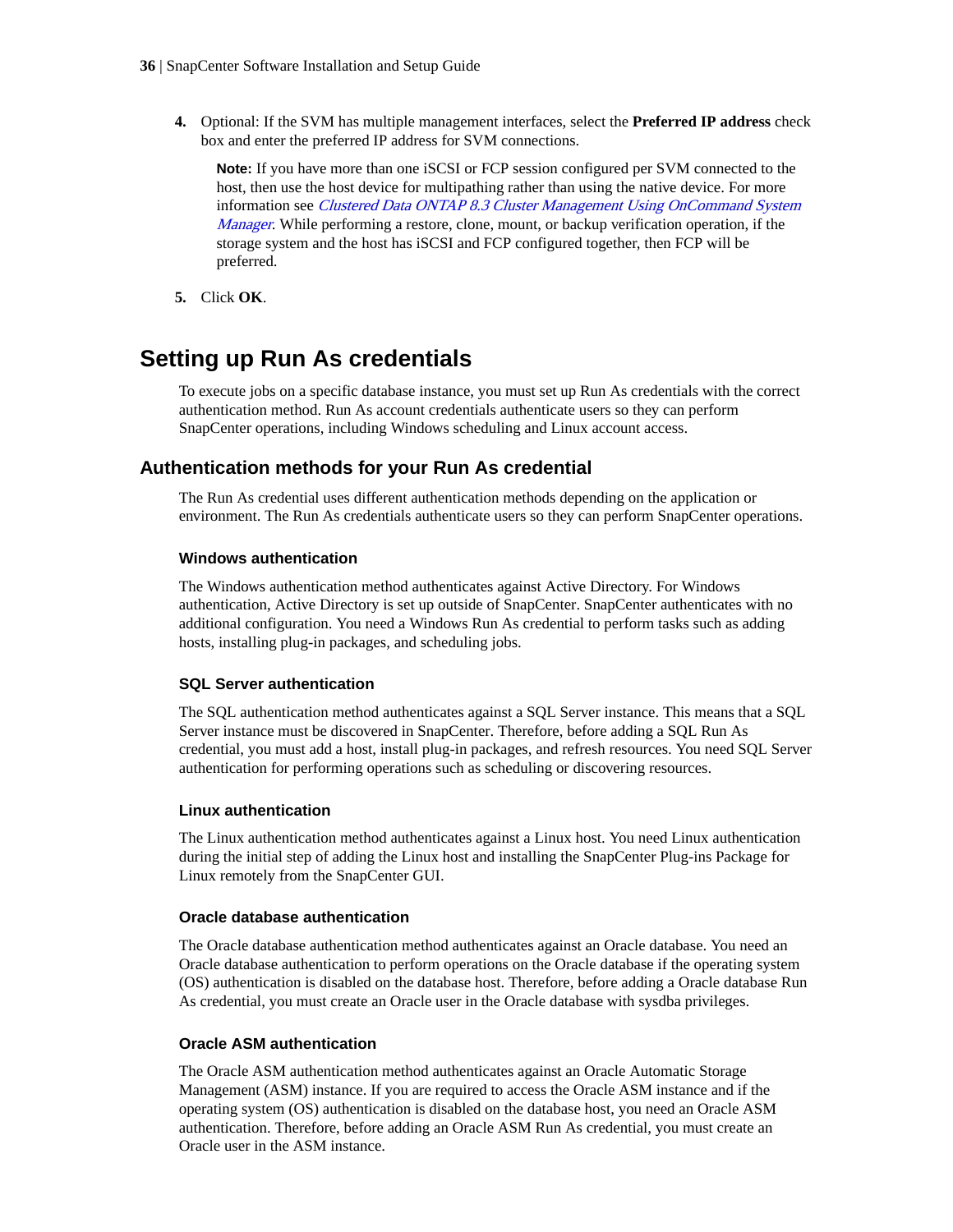4. Optional: If the SVM has multiple management interfaces, select the **Preferred IP address** check box and enter the preferred IP address for SVM connections.

   **Note:** If you have more than one iSCSI or FCP session configured per SVM connected to the host, then use the host device for multipathing rather than using the native device. For more information see *Clustered Data ONTAP 8.3 Cluster Management Using OnCommand System Manager*. While performing a restore, clone, mount, or backup verification operation, if the storage system and the host has iSCSI and FCP configured together, then FCP will be preferred.

5. Click **OK**.

# Setting up Run As credentials

To execute jobs on a specific database instance, you must set up Run As credentials with the correct authentication method. Run As account credentials authenticate users so they can perform SnapCenter operations, including Windows scheduling and Linux account access.

## Authentication methods for your Run As credential

The Run As credential uses different authentication methods depending on the application or environment. The Run As credentials authenticate users so they can perform SnapCenter operations.

### Windows authentication

The Windows authentication method authenticates against Active Directory. For Windows authentication, Active Directory is set up outside of SnapCenter. SnapCenter authenticates with no additional configuration. You need a Windows Run As credential to perform tasks such as adding hosts, installing plug-in packages, and scheduling jobs.

### SQL Server authentication

The SQL authentication method authenticates against a SQL Server instance. This means that a SQL Server instance must be discovered in SnapCenter. Therefore, before adding a SQL Run As credential, you must add a host, install plug-in packages, and refresh resources. You need SQL Server authentication for performing operations such as scheduling or discovering resources.

### Linux authentication

The Linux authentication method authenticates against a Linux host. You need Linux authentication during the initial step of adding the Linux host and installing the SnapCenter Plug-ins Package for Linux remotely from the SnapCenter GUI.

### Oracle database authentication

The Oracle database authentication method authenticates against an Oracle database. You need an Oracle database authentication to perform operations on the Oracle database if the operating system (OS) authentication is disabled on the database host. Therefore, before adding a Oracle database Run As credential, you must create an Oracle user in the Oracle database with sysdba privileges.

### Oracle ASM authentication

The Oracle ASM authentication method authenticates against an Oracle Automatic Storage Management (ASM) instance. If you are required to access the Oracle ASM instance and if the operating system (OS) authentication is disabled on the database host, you need an Oracle ASM authentication. Therefore, before adding an Oracle ASM Run As credential, you must create an Oracle user in the ASM instance.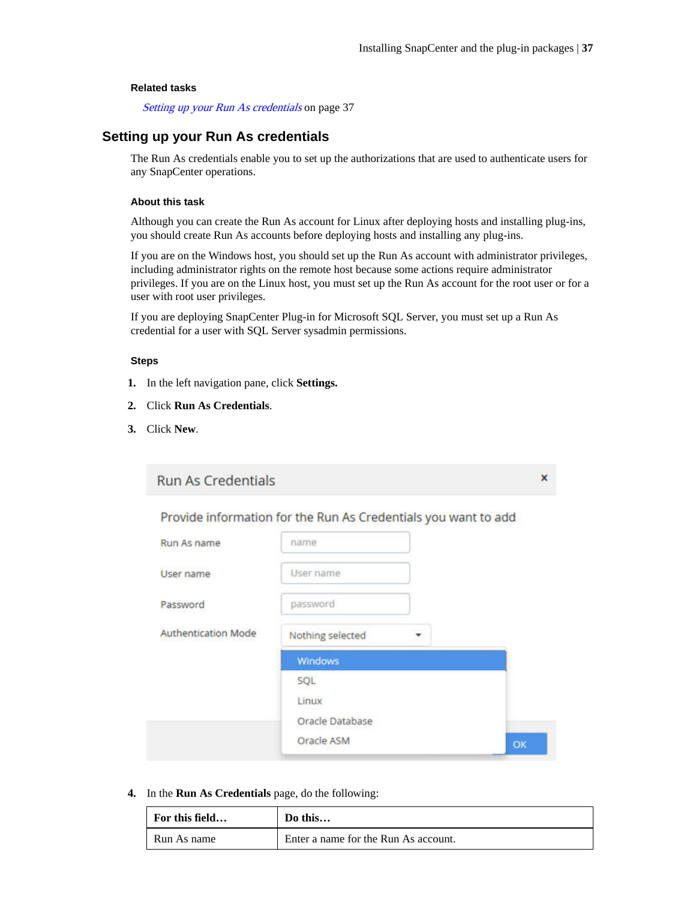**Related tasks**

*Setting up your Run As credentials* on page 37

## Setting up your Run As credentials

The Run As credentials enable you to set up the authorizations that are used to authenticate users for any SnapCenter operations.

### About this task

Although you can create the Run As account for Linux after deploying hosts and installing plug-ins, you should create Run As accounts before deploying hosts and installing any plug-ins.

If you are on the Windows host, you should set up the Run As account with administrator privileges, including administrator rights on the remote host because some actions require administrator privileges. If you are on the Linux host, you must set up the Run As account for the root user or for a user with root user privileges.

If you are deploying SnapCenter Plug-in for Microsoft SQL Server, you must set up a Run As credential for a user with SQL Server sysadmin permissions.

### Steps

1. In the left navigation pane, click **Settings.**
2. Click **Run As Credentials**.
3. Click **New**.
4. In the **Run As Credentials** page, do the following:

| For this field… | Do this… |
|---|---|
| Run As name | Enter a name for the Run As account. |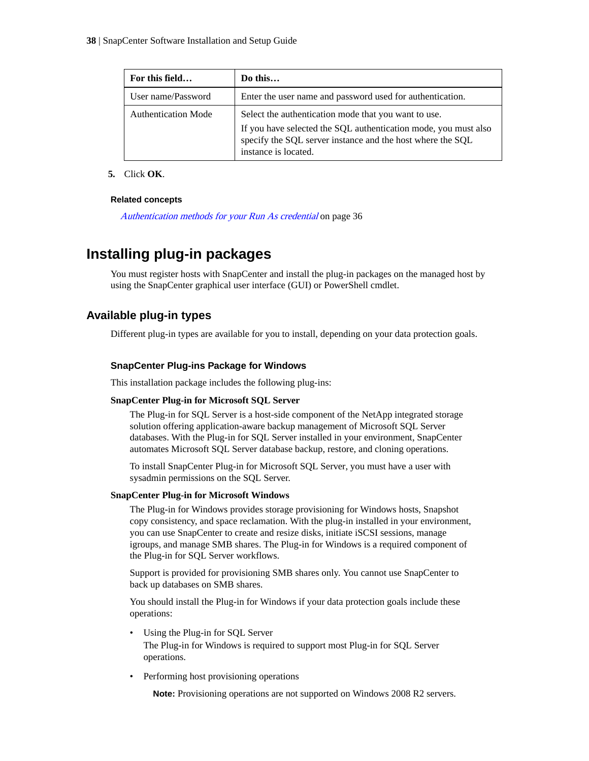| For this field… | Do this… |
|---|---|
| User name/Password | Enter the user name and password used for authentication. |
| Authentication Mode | Select the authentication mode that you want to use.<br>If you have selected the SQL authentication mode, you must also specify the SQL server instance and the host where the SQL instance is located. |

5. Click **OK**.

**Related concepts**

*Authentication methods for your Run As credential* on page 36

# Installing plug-in packages

You must register hosts with SnapCenter and install the plug-in packages on the managed host by using the SnapCenter graphical user interface (GUI) or PowerShell cmdlet.

## Available plug-in types

Different plug-in types are available for you to install, depending on your data protection goals.

### SnapCenter Plug-ins Package for Windows

This installation package includes the following plug-ins:

**SnapCenter Plug-in for Microsoft SQL Server**

The Plug-in for SQL Server is a host-side component of the NetApp integrated storage solution offering application-aware backup management of Microsoft SQL Server databases. With the Plug-in for SQL Server installed in your environment, SnapCenter automates Microsoft SQL Server database backup, restore, and cloning operations.

To install SnapCenter Plug-in for Microsoft SQL Server, you must have a user with sysadmin permissions on the SQL Server.

**SnapCenter Plug-in for Microsoft Windows**

The Plug-in for Windows provides storage provisioning for Windows hosts, Snapshot copy consistency, and space reclamation. With the plug-in installed in your environment, you can use SnapCenter to create and resize disks, initiate iSCSI sessions, manage igroups, and manage SMB shares. The Plug-in for Windows is a required component of the Plug-in for SQL Server workflows.

Support is provided for provisioning SMB shares only. You cannot use SnapCenter to back up databases on SMB shares.

You should install the Plug-in for Windows if your data protection goals include these operations:

- Using the Plug-in for SQL Server
  The Plug-in for Windows is required to support most Plug-in for SQL Server operations.
- Performing host provisioning operations

  **Note:** Provisioning operations are not supported on Windows 2008 R2 servers.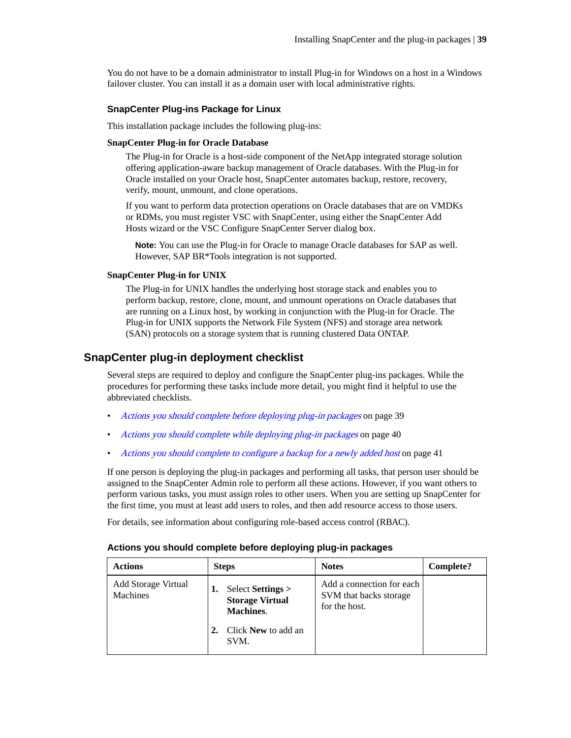You do not have to be a domain administrator to install Plug-in for Windows on a host in a Windows failover cluster. You can install it as a domain user with local administrative rights.

### SnapCenter Plug-ins Package for Linux

This installation package includes the following plug-ins:

**SnapCenter Plug-in for Oracle Database**

The Plug-in for Oracle is a host-side component of the NetApp integrated storage solution offering application-aware backup management of Oracle databases. With the Plug-in for Oracle installed on your Oracle host, SnapCenter automates backup, restore, recovery, verify, mount, unmount, and clone operations.

If you want to perform data protection operations on Oracle databases that are on VMDKs or RDMs, you must register VSC with SnapCenter, using either the SnapCenter Add Hosts wizard or the VSC Configure SnapCenter Server dialog box.

**Note:** You can use the Plug-in for Oracle to manage Oracle databases for SAP as well. However, SAP BR*Tools integration is not supported.

**SnapCenter Plug-in for UNIX**

The Plug-in for UNIX handles the underlying host storage stack and enables you to perform backup, restore, clone, mount, and unmount operations on Oracle databases that are running on a Linux host, by working in conjunction with the Plug-in for Oracle. The Plug-in for UNIX supports the Network File System (NFS) and storage area network (SAN) protocols on a storage system that is running clustered Data ONTAP.

## SnapCenter plug-in deployment checklist

Several steps are required to deploy and configure the SnapCenter plug-ins packages. While the procedures for performing these tasks include more detail, you might find it helpful to use the abbreviated checklists.

- *Actions you should complete before deploying plug-in packages* on page 39
- *Actions you should complete while deploying plug-in packages* on page 40
- *Actions you should complete to configure a backup for a newly added host* on page 41

If one person is deploying the plug-in packages and performing all tasks, that person user should be assigned to the SnapCenter Admin role to perform all these actions. However, if you want others to perform various tasks, you must assign roles to other users. When you are setting up SnapCenter for the first time, you must at least add users to roles, and then add resource access to those users.

For details, see information about configuring role-based access control (RBAC).

### Actions you should complete before deploying plug-in packages

| Actions | Steps | Notes | Complete? |
|---|---|---|---|
| Add Storage Virtual Machines | 1. Select **Settings > Storage Virtual Machines**. <br> 2. Click **New** to add an SVM. | Add a connection for each SVM that backs storage for the host. | |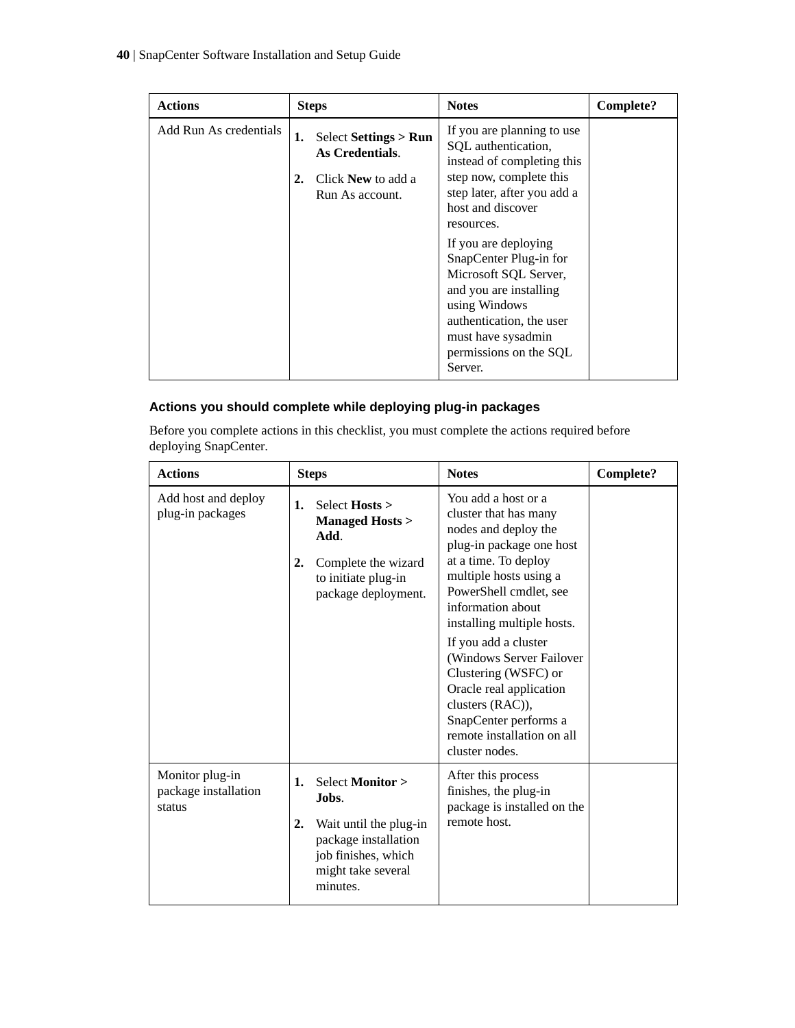| Actions | Steps | Notes | Complete? |
|---|---|---|---|
| Add Run As credentials | 1. Select **Settings > Run As Credentials**.<br>2. Click **New** to add a Run As account. | If you are planning to use SQL authentication, instead of completing this step now, complete this step later, after you add a host and discover resources.<br>If you are deploying SnapCenter Plug-in for Microsoft SQL Server, and you are installing using Windows authentication, the user must have sysadmin permissions on the SQL Server. | |

### Actions you should complete while deploying plug-in packages

Before you complete actions in this checklist, you must complete the actions required before deploying SnapCenter.

| Actions | Steps | Notes | Complete? |
|---|---|---|---|
| Add host and deploy plug-in packages | 1. Select **Hosts > Managed Hosts > Add**.<br>2. Complete the wizard to initiate plug-in package deployment. | You add a host or a cluster that has many nodes and deploy the plug-in package one host at a time. To deploy multiple hosts using a PowerShell cmdlet, see information about installing multiple hosts.<br>If you add a cluster (Windows Server Failover Clustering (WSFC) or Oracle real application clusters (RAC)), SnapCenter performs a remote installation on all cluster nodes. | |
| Monitor plug-in package installation status | 1. Select **Monitor > Jobs**.<br>2. Wait until the plug-in package installation job finishes, which might take several minutes. | After this process finishes, the plug-in package is installed on the remote host. | |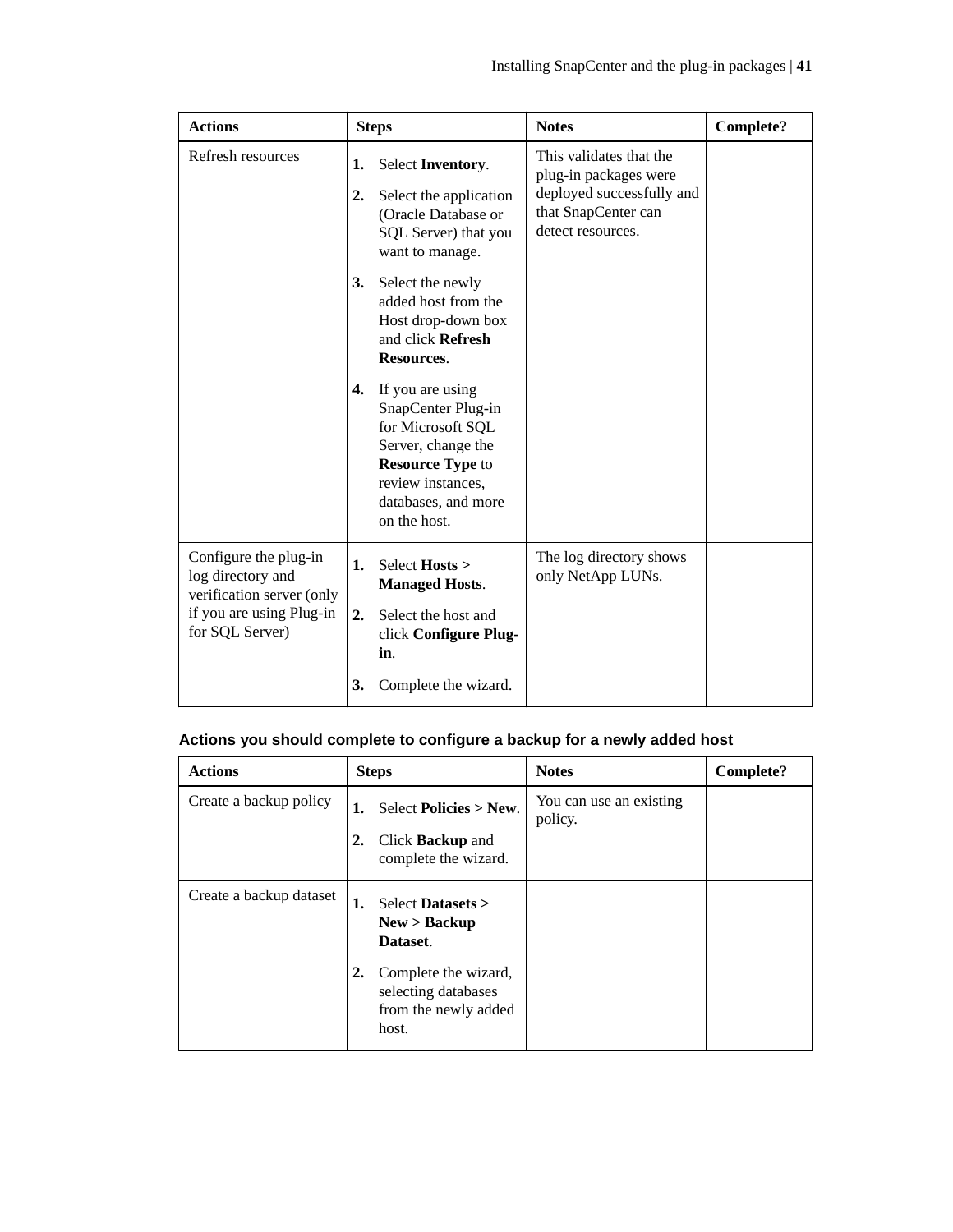| Actions | Steps | Notes | Complete? |
|---|---|---|---|
| Refresh resources | 1. Select **Inventory**.<br>2. Select the application (Oracle Database or SQL Server) that you want to manage.<br>3. Select the newly added host from the Host drop-down box and click **Refresh Resources**.<br>4. If you are using SnapCenter Plug-in for Microsoft SQL Server, change the **Resource Type** to review instances, databases, and more on the host. | This validates that the plug-in packages were deployed successfully and that SnapCenter can detect resources. | |
| Configure the plug-in log directory and verification server (only if you are using Plug-in for SQL Server) | 1. Select **Hosts > Managed Hosts**.<br>2. Select the host and click **Configure Plug-in**.<br>3. Complete the wizard. | The log directory shows only NetApp LUNs. | |

### Actions you should complete to configure a backup for a newly added host

| Actions | Steps | Notes | Complete? |
|---|---|---|---|
| Create a backup policy | 1. Select **Policies > New**.<br>2. Click **Backup** and complete the wizard. | You can use an existing policy. | |
| Create a backup dataset | 1. Select **Datasets > New > Backup Dataset**.<br>2. Complete the wizard, selecting databases from the newly added host. | | |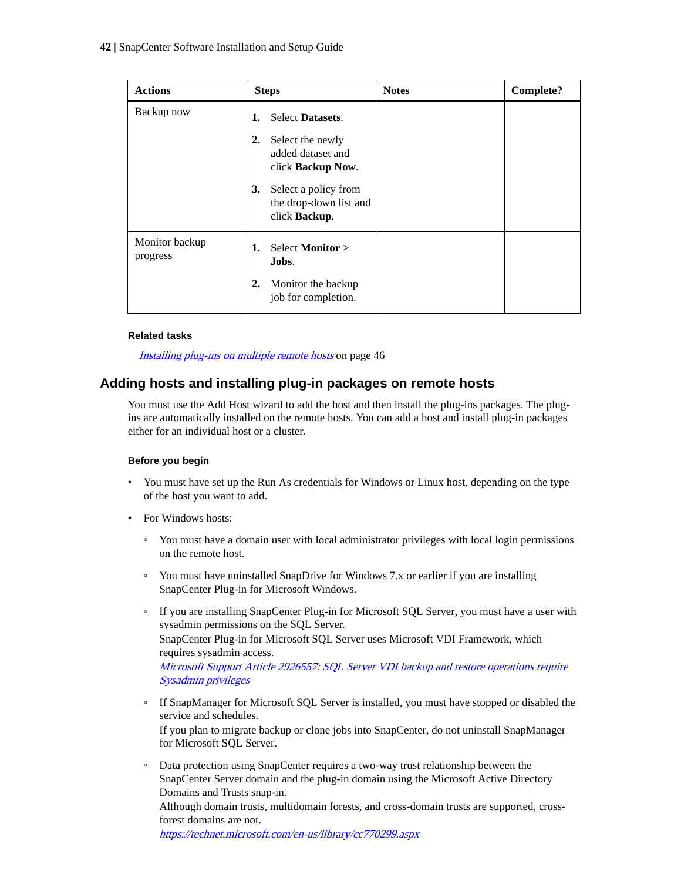| Actions | Steps | Notes | Complete? |
| --- | --- | --- | --- |
| Backup now | 1. Select **Datasets**.<br>2. Select the newly added dataset and click **Backup Now**.<br>3. Select a policy from the drop-down list and click **Backup**. | | |
| Monitor backup progress | 1. Select **Monitor > Jobs**.<br>2. Monitor the backup job for completion. | | |

**Related tasks**

*Installing plug-ins on multiple remote hosts* on page 46

## Adding hosts and installing plug-in packages on remote hosts

You must use the Add Host wizard to add the host and then install the plug-ins packages. The plug-ins are automatically installed on the remote hosts. You can add a host and install plug-in packages either for an individual host or a cluster.

**Before you begin**

- You must have set up the Run As credentials for Windows or Linux host, depending on the type of the host you want to add.
- For Windows hosts:
  - You must have a domain user with local administrator privileges with local login permissions on the remote host.
  - You must have uninstalled SnapDrive for Windows 7.x or earlier if you are installing SnapCenter Plug-in for Microsoft Windows.
  - If you are installing SnapCenter Plug-in for Microsoft SQL Server, you must have a user with sysadmin permissions on the SQL Server.
    SnapCenter Plug-in for Microsoft SQL Server uses Microsoft VDI Framework, which requires sysadmin access.
    *Microsoft Support Article 2926557: SQL Server VDI backup and restore operations require Sysadmin privileges*
  - If SnapManager for Microsoft SQL Server is installed, you must have stopped or disabled the service and schedules.
    If you plan to migrate backup or clone jobs into SnapCenter, do not uninstall SnapManager for Microsoft SQL Server.
  - Data protection using SnapCenter requires a two-way trust relationship between the SnapCenter Server domain and the plug-in domain using the Microsoft Active Directory Domains and Trusts snap-in.
    Although domain trusts, multidomain forests, and cross-domain trusts are supported, cross-forest domains are not.
    *https://technet.microsoft.com/en-us/library/cc770299.aspx*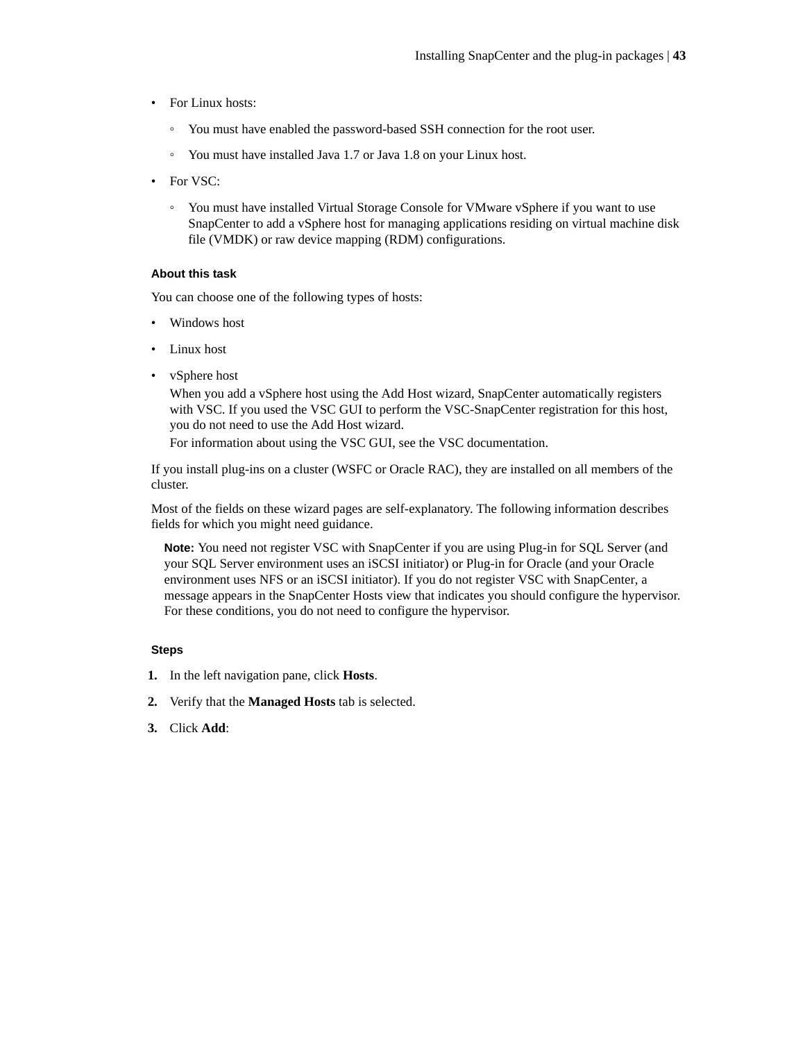- For Linux hosts:
  - You must have enabled the password-based SSH connection for the root user.
  - You must have installed Java 1.7 or Java 1.8 on your Linux host.
- For VSC:
  - You must have installed Virtual Storage Console for VMware vSphere if you want to use SnapCenter to add a vSphere host for managing applications residing on virtual machine disk file (VMDK) or raw device mapping (RDM) configurations.

#### About this task

You can choose one of the following types of hosts:

- Windows host
- Linux host
- vSphere host

  When you add a vSphere host using the Add Host wizard, SnapCenter automatically registers with VSC. If you used the VSC GUI to perform the VSC-SnapCenter registration for this host, you do not need to use the Add Host wizard.

  For information about using the VSC GUI, see the VSC documentation.

If you install plug-ins on a cluster (WSFC or Oracle RAC), they are installed on all members of the cluster.

Most of the fields on these wizard pages are self-explanatory. The following information describes fields for which you might need guidance.

> **Note:** You need not register VSC with SnapCenter if you are using Plug-in for SQL Server (and your SQL Server environment uses an iSCSI initiator) or Plug-in for Oracle (and your Oracle environment uses NFS or an iSCSI initiator). If you do not register VSC with SnapCenter, a message appears in the SnapCenter Hosts view that indicates you should configure the hypervisor. For these conditions, you do not need to configure the hypervisor.

#### Steps

1. In the left navigation pane, click **Hosts**.
2. Verify that the **Managed Hosts** tab is selected.
3. Click **Add**: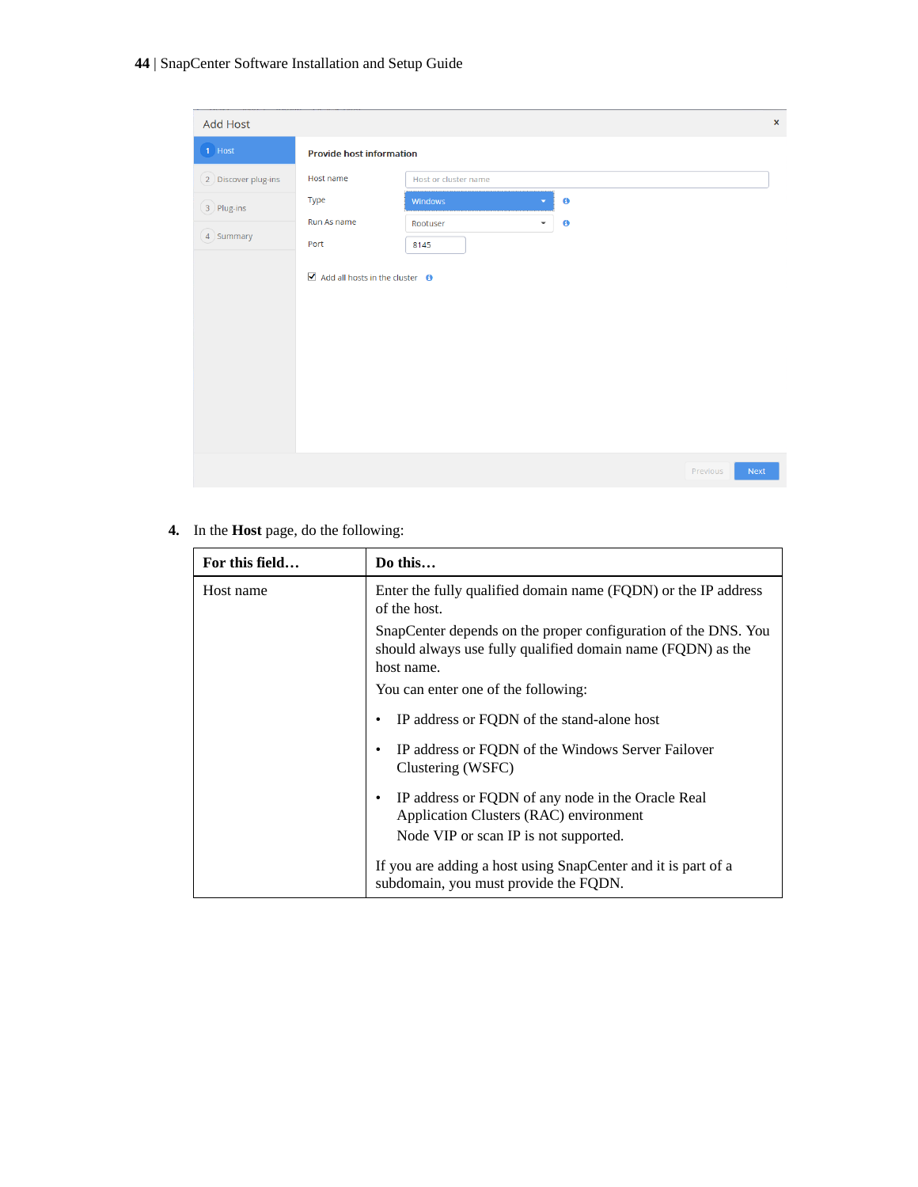4. In the **Host** page, do the following:

| For this field… | Do this… |
|---|---|
| Host name | Enter the fully qualified domain name (FQDN) or the IP address of the host.<br>SnapCenter depends on the proper configuration of the DNS. You should always use fully qualified domain name (FQDN) as the host name.<br>You can enter one of the following:<br>• IP address or FQDN of the stand-alone host<br>• IP address or FQDN of the Windows Server Failover Clustering (WSFC)<br>• IP address or FQDN of any node in the Oracle Real Application Clusters (RAC) environment<br>Node VIP or scan IP is not supported.<br>If you are adding a host using SnapCenter and it is part of a subdomain, you must provide the FQDN. |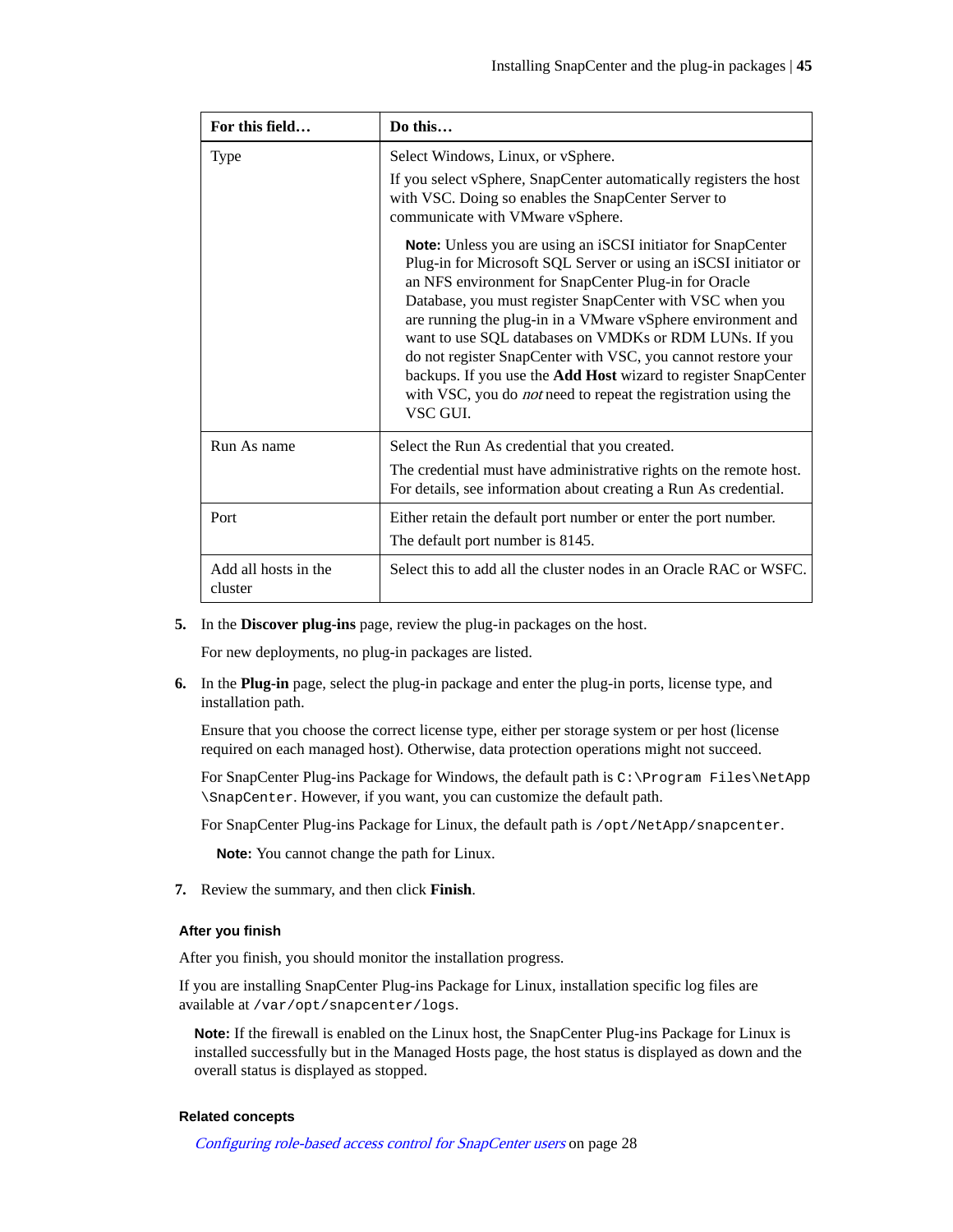| For this field… | Do this… |
|---|---|
| Type | Select Windows, Linux, or vSphere.<br><br>If you select vSphere, SnapCenter automatically registers the host with VSC. Doing so enables the SnapCenter Server to communicate with VMware vSphere.<br><br>**Note:** Unless you are using an iSCSI initiator for SnapCenter Plug-in for Microsoft SQL Server or using an iSCSI initiator or an NFS environment for SnapCenter Plug-in for Oracle Database, you must register SnapCenter with VSC when you are running the plug-in in a VMware vSphere environment and want to use SQL databases on VMDKs or RDM LUNs. If you do not register SnapCenter with VSC, you cannot restore your backups. If you use the **Add Host** wizard to register SnapCenter with VSC, you do *not* need to repeat the registration using the VSC GUI. |
| Run As name | Select the Run As credential that you created.<br><br>The credential must have administrative rights on the remote host. For details, see information about creating a Run As credential. |
| Port | Either retain the default port number or enter the port number.<br><br>The default port number is 8145. |
| Add all hosts in the cluster | Select this to add all the cluster nodes in an Oracle RAC or WSFC. |

5. In the **Discover plug-ins** page, review the plug-in packages on the host.

   For new deployments, no plug-in packages are listed.

6. In the **Plug-in** page, select the plug-in package and enter the plug-in ports, license type, and installation path.

   Ensure that you choose the correct license type, either per storage system or per host (license required on each managed host). Otherwise, data protection operations might not succeed.

   For SnapCenter Plug-ins Package for Windows, the default path is `C:\Program Files\NetApp\SnapCenter`. However, if you want, you can customize the default path.

   For SnapCenter Plug-ins Package for Linux, the default path is `/opt/NetApp/snapcenter`.

   **Note:** You cannot change the path for Linux.

7. Review the summary, and then click **Finish**.

### After you finish

After you finish, you should monitor the installation progress.

If you are installing SnapCenter Plug-ins Package for Linux, installation specific log files are available at `/var/opt/snapcenter/logs`.

**Note:** If the firewall is enabled on the Linux host, the SnapCenter Plug-ins Package for Linux is installed successfully but in the Managed Hosts page, the host status is displayed as down and the overall status is displayed as stopped.

### Related concepts

*Configuring role-based access control for SnapCenter users* on page 28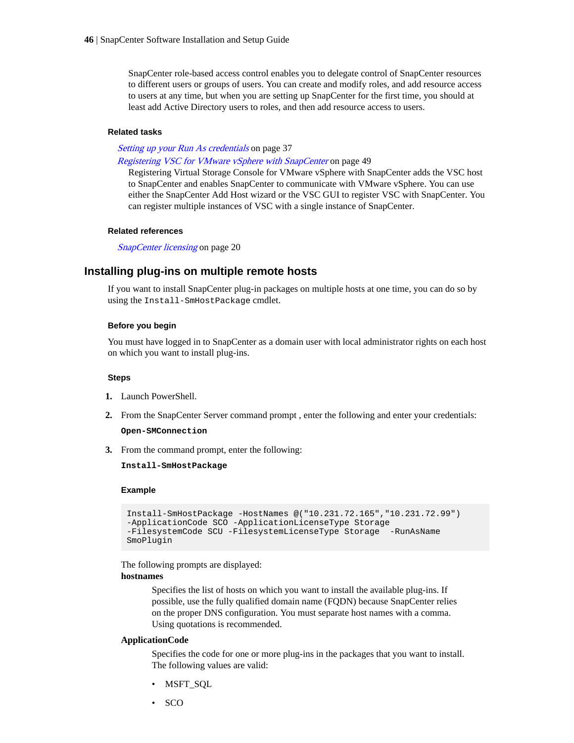SnapCenter role-based access control enables you to delegate control of SnapCenter resources to different users or groups of users. You can create and modify roles, and add resource access to users at any time, but when you are setting up SnapCenter for the first time, you should at least add Active Directory users to roles, and then add resource access to users.

**Related tasks**

*Setting up your Run As credentials* on page 37

*Registering VSC for VMware vSphere with SnapCenter* on page 49

Registering Virtual Storage Console for VMware vSphere with SnapCenter adds the VSC host to SnapCenter and enables SnapCenter to communicate with VMware vSphere. You can use either the SnapCenter Add Host wizard or the VSC GUI to register VSC with SnapCenter. You can register multiple instances of VSC with a single instance of SnapCenter.

**Related references**

*SnapCenter licensing* on page 20

## Installing plug-ins on multiple remote hosts

If you want to install SnapCenter plug-in packages on multiple hosts at one time, you can do so by using the `Install-SmHostPackage` cmdlet.

**Before you begin**

You must have logged in to SnapCenter as a domain user with local administrator rights on each host on which you want to install plug-ins.

**Steps**

1. Launch PowerShell.
2. From the SnapCenter Server command prompt , enter the following and enter your credentials:

   **`Open-SMConnection`**

3. From the command prompt, enter the following:

   **`Install-SmHostPackage`**

   **Example**

   ```
   Install-SmHostPackage -HostNames @("10.231.72.165","10.231.72.99")
   -ApplicationCode SCO -ApplicationLicenseType Storage
   -FilesystemCode SCU -FilesystemLicenseType Storage  -RunAsName
   SmoPlugin
   ```

   The following prompts are displayed:

   **hostnames**

   Specifies the list of hosts on which you want to install the available plug-ins. If possible, use the fully qualified domain name (FQDN) because SnapCenter relies on the proper DNS configuration. You must separate host names with a comma. Using quotations is recommended.

   **ApplicationCode**

   Specifies the code for one or more plug-ins in the packages that you want to install. The following values are valid:

   - MSFT_SQL
   - SCO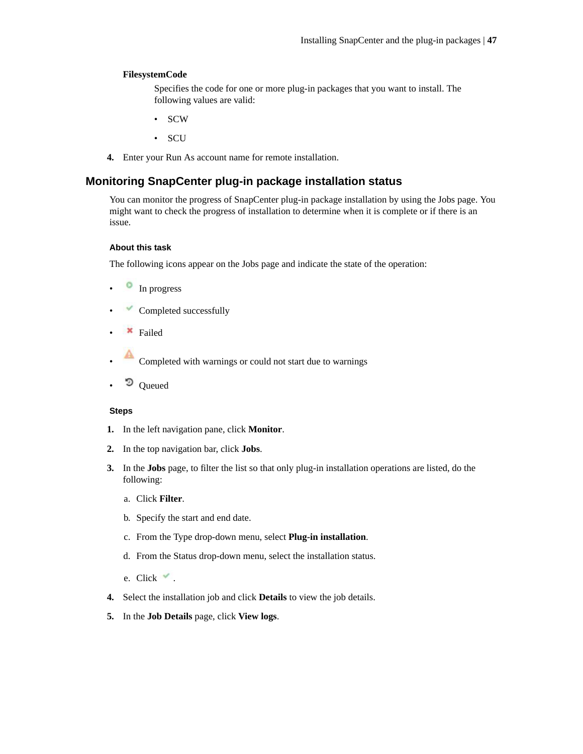**FilesystemCode**

Specifies the code for one or more plug-in packages that you want to install. The following values are valid:

- SCW
- SCU

4. Enter your Run As account name for remote installation.

## Monitoring SnapCenter plug-in package installation status

You can monitor the progress of SnapCenter plug-in package installation by using the Jobs page. You might want to check the progress of installation to determine when it is complete or if there is an issue.

### About this task

The following icons appear on the Jobs page and indicate the state of the operation:

- In progress
- Completed successfully
- Failed
- Completed with warnings or could not start due to warnings
- Queued

### Steps

1. In the left navigation pane, click **Monitor**.
2. In the top navigation bar, click **Jobs**.
3. In the **Jobs** page, to filter the list so that only plug-in installation operations are listed, do the following:
   a. Click **Filter**.
   b. Specify the start and end date.
   c. From the Type drop-down menu, select **Plug-in installation**.
   d. From the Status drop-down menu, select the installation status.
   e. Click .
4. Select the installation job and click **Details** to view the job details.
5. In the **Job Details** page, click **View logs**.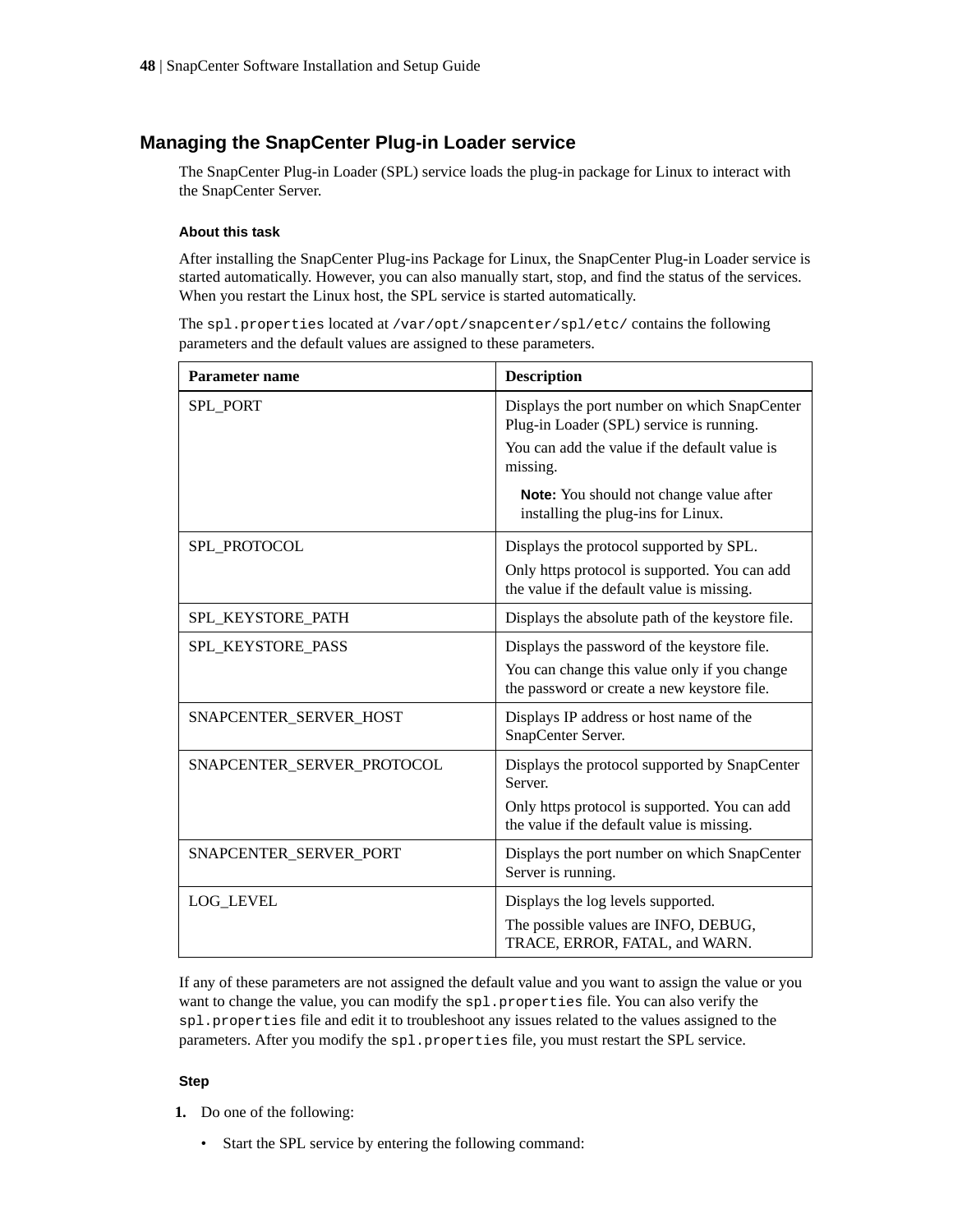## Managing the SnapCenter Plug-in Loader service

The SnapCenter Plug-in Loader (SPL) service loads the plug-in package for Linux to interact with the SnapCenter Server.

#### About this task

After installing the SnapCenter Plug-ins Package for Linux, the SnapCenter Plug-in Loader service is started automatically. However, you can also manually start, stop, and find the status of the services. When you restart the Linux host, the SPL service is started automatically.

The `spl.properties` located at `/var/opt/snapcenter/spl/etc/` contains the following parameters and the default values are assigned to these parameters.

| Parameter name | Description |
|---|---|
| SPL_PORT | Displays the port number on which SnapCenter Plug-in Loader (SPL) service is running.<br>You can add the value if the default value is missing.<br>**Note:** You should not change value after installing the plug-ins for Linux. |
| SPL_PROTOCOL | Displays the protocol supported by SPL.<br>Only https protocol is supported. You can add the value if the default value is missing. |
| SPL_KEYSTORE_PATH | Displays the absolute path of the keystore file. |
| SPL_KEYSTORE_PASS | Displays the password of the keystore file.<br>You can change this value only if you change the password or create a new keystore file. |
| SNAPCENTER_SERVER_HOST | Displays IP address or host name of the SnapCenter Server. |
| SNAPCENTER_SERVER_PROTOCOL | Displays the protocol supported by SnapCenter Server.<br>Only https protocol is supported. You can add the value if the default value is missing. |
| SNAPCENTER_SERVER_PORT | Displays the port number on which SnapCenter Server is running. |
| LOG_LEVEL | Displays the log levels supported.<br>The possible values are INFO, DEBUG, TRACE, ERROR, FATAL, and WARN. |

If any of these parameters are not assigned the default value and you want to assign the value or you want to change the value, you can modify the `spl.properties` file. You can also verify the `spl.properties` file and edit it to troubleshoot any issues related to the values assigned to the parameters. After you modify the `spl.properties` file, you must restart the SPL service.

#### Step

1. Do one of the following:
   - Start the SPL service by entering the following command: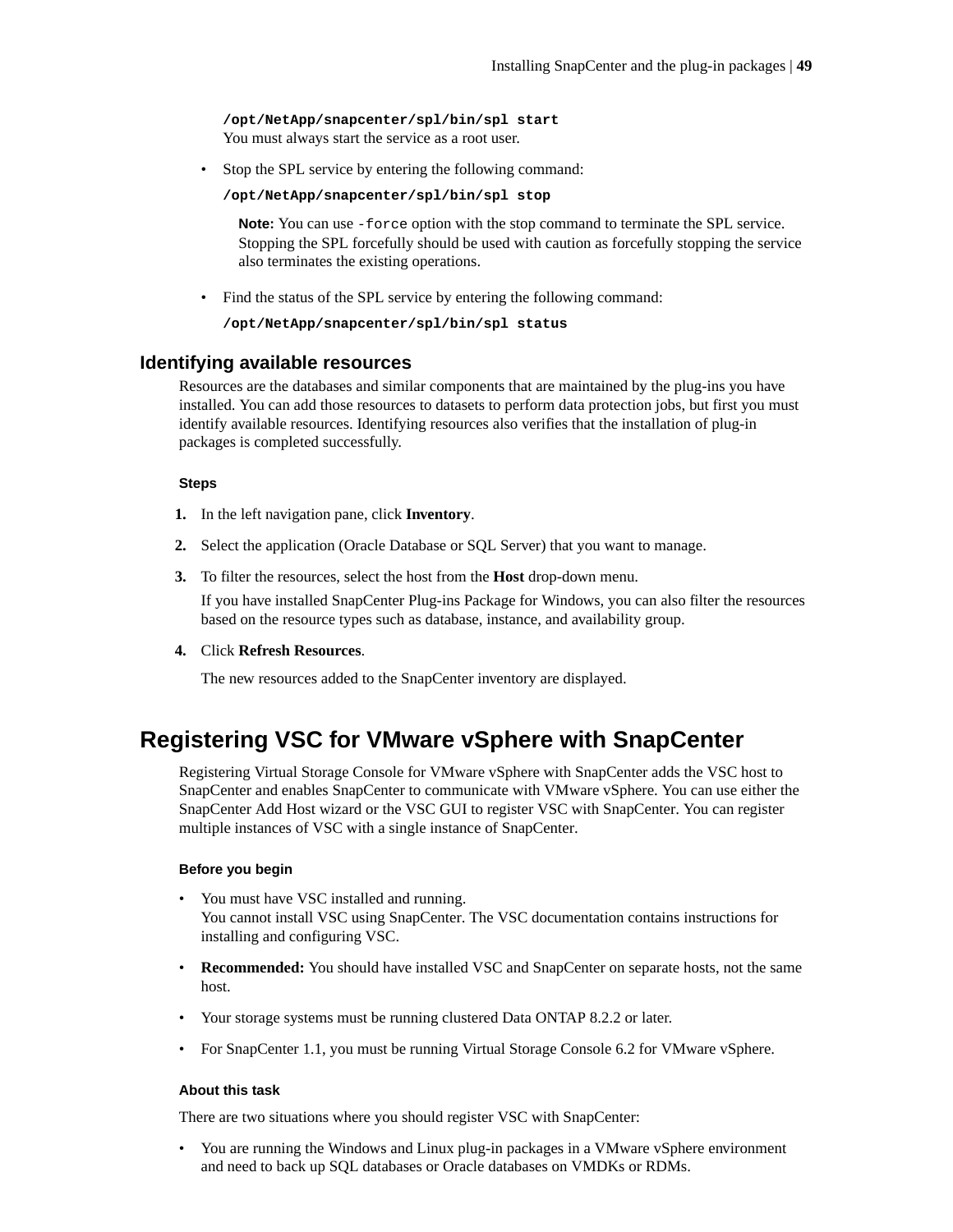```
/opt/NetApp/snapcenter/spl/bin/spl start
```

You must always start the service as a root user.

- Stop the SPL service by entering the following command:

  ```
  /opt/NetApp/snapcenter/spl/bin/spl stop
  ```

  **Note:** You can use `-force` option with the stop command to terminate the SPL service. Stopping the SPL forcefully should be used with caution as forcefully stopping the service also terminates the existing operations.

- Find the status of the SPL service by entering the following command:

  ```
  /opt/NetApp/snapcenter/spl/bin/spl status
  ```

### Identifying available resources

Resources are the databases and similar components that are maintained by the plug-ins you have installed. You can add those resources to datasets to perform data protection jobs, but first you must identify available resources. Identifying resources also verifies that the installation of plug-in packages is completed successfully.

#### Steps

1. In the left navigation pane, click **Inventory**.
2. Select the application (Oracle Database or SQL Server) that you want to manage.
3. To filter the resources, select the host from the **Host** drop-down menu.

   If you have installed SnapCenter Plug-ins Package for Windows, you can also filter the resources based on the resource types such as database, instance, and availability group.
4. Click **Refresh Resources**.

   The new resources added to the SnapCenter inventory are displayed.

## Registering VSC for VMware vSphere with SnapCenter

Registering Virtual Storage Console for VMware vSphere with SnapCenter adds the VSC host to SnapCenter and enables SnapCenter to communicate with VMware vSphere. You can use either the SnapCenter Add Host wizard or the VSC GUI to register VSC with SnapCenter. You can register multiple instances of VSC with a single instance of SnapCenter.

#### Before you begin

- You must have VSC installed and running.
  You cannot install VSC using SnapCenter. The VSC documentation contains instructions for installing and configuring VSC.
- **Recommended:** You should have installed VSC and SnapCenter on separate hosts, not the same host.
- Your storage systems must be running clustered Data ONTAP 8.2.2 or later.
- For SnapCenter 1.1, you must be running Virtual Storage Console 6.2 for VMware vSphere.

#### About this task

There are two situations where you should register VSC with SnapCenter:

- You are running the Windows and Linux plug-in packages in a VMware vSphere environment and need to back up SQL databases or Oracle databases on VMDKs or RDMs.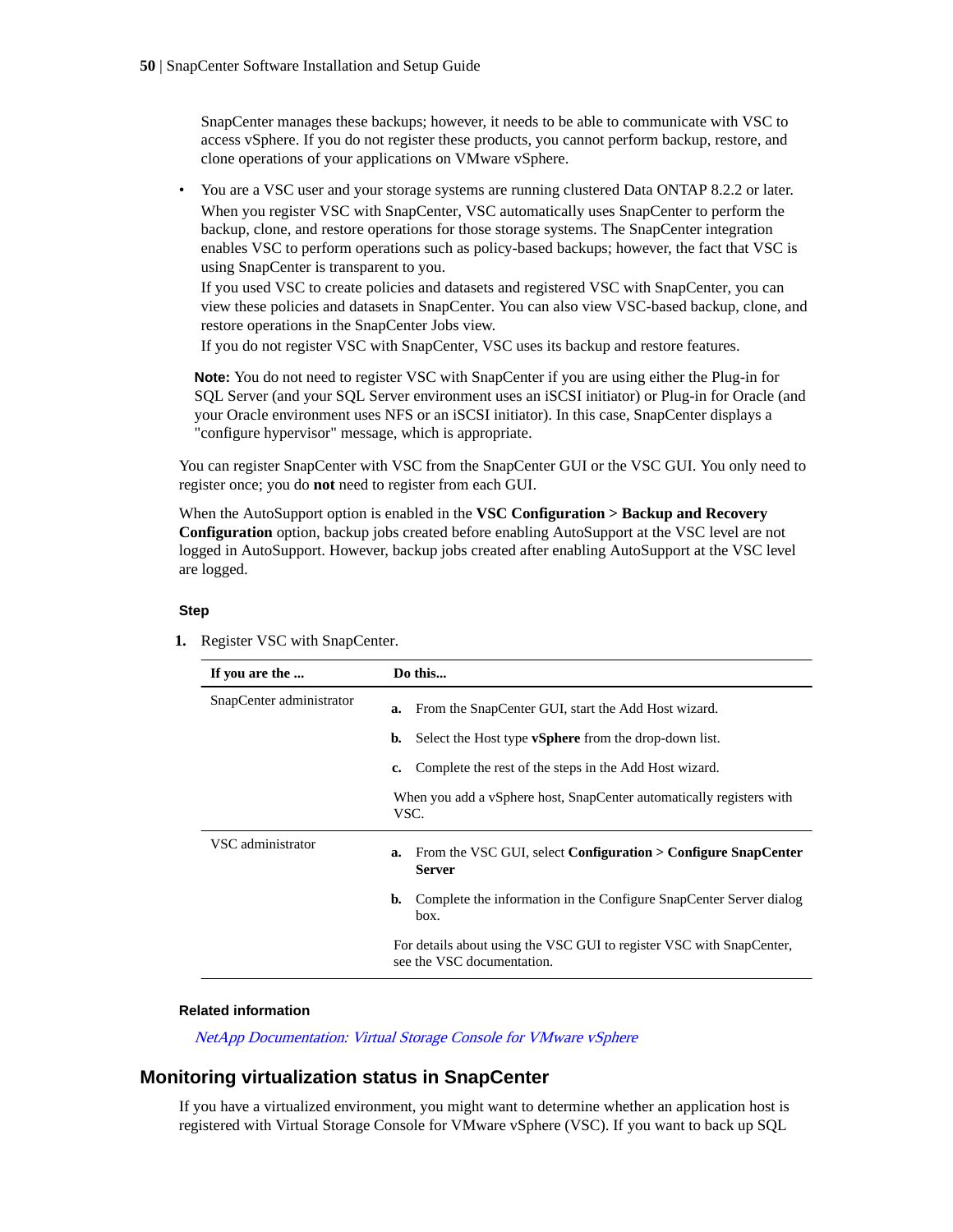SnapCenter manages these backups; however, it needs to be able to communicate with VSC to access vSphere. If you do not register these products, you cannot perform backup, restore, and clone operations of your applications on VMware vSphere.

- You are a VSC user and your storage systems are running clustered Data ONTAP 8.2.2 or later.
  When you register VSC with SnapCenter, VSC automatically uses SnapCenter to perform the backup, clone, and restore operations for those storage systems. The SnapCenter integration enables VSC to perform operations such as policy-based backups; however, the fact that VSC is using SnapCenter is transparent to you.
  If you used VSC to create policies and datasets and registered VSC with SnapCenter, you can view these policies and datasets in SnapCenter. You can also view VSC-based backup, clone, and restore operations in the SnapCenter Jobs view.
  If you do not register VSC with SnapCenter, VSC uses its backup and restore features.

**Note:** You do not need to register VSC with SnapCenter if you are using either the Plug-in for SQL Server (and your SQL Server environment uses an iSCSI initiator) or Plug-in for Oracle (and your Oracle environment uses NFS or an iSCSI initiator). In this case, SnapCenter displays a "configure hypervisor" message, which is appropriate.

You can register SnapCenter with VSC from the SnapCenter GUI or the VSC GUI. You only need to register once; you do **not** need to register from each GUI.

When the AutoSupport option is enabled in the **VSC Configuration > Backup and Recovery Configuration** option, backup jobs created before enabling AutoSupport at the VSC level are not logged in AutoSupport. However, backup jobs created after enabling AutoSupport at the VSC level are logged.

#### Step

1. Register VSC with SnapCenter.

| If you are the ... | Do this... |
|---|---|
| SnapCenter administrator | **a.** From the SnapCenter GUI, start the Add Host wizard.<br>**b.** Select the Host type **vSphere** from the drop-down list.<br>**c.** Complete the rest of the steps in the Add Host wizard.<br>When you add a vSphere host, SnapCenter automatically registers with VSC. |
| VSC administrator | **a.** From the VSC GUI, select **Configuration > Configure SnapCenter Server**<br>**b.** Complete the information in the Configure SnapCenter Server dialog box.<br>For details about using the VSC GUI to register VSC with SnapCenter, see the VSC documentation. |

#### Related information

*NetApp Documentation: Virtual Storage Console for VMware vSphere*

## Monitoring virtualization status in SnapCenter

If you have a virtualized environment, you might want to determine whether an application host is registered with Virtual Storage Console for VMware vSphere (VSC). If you want to back up SQL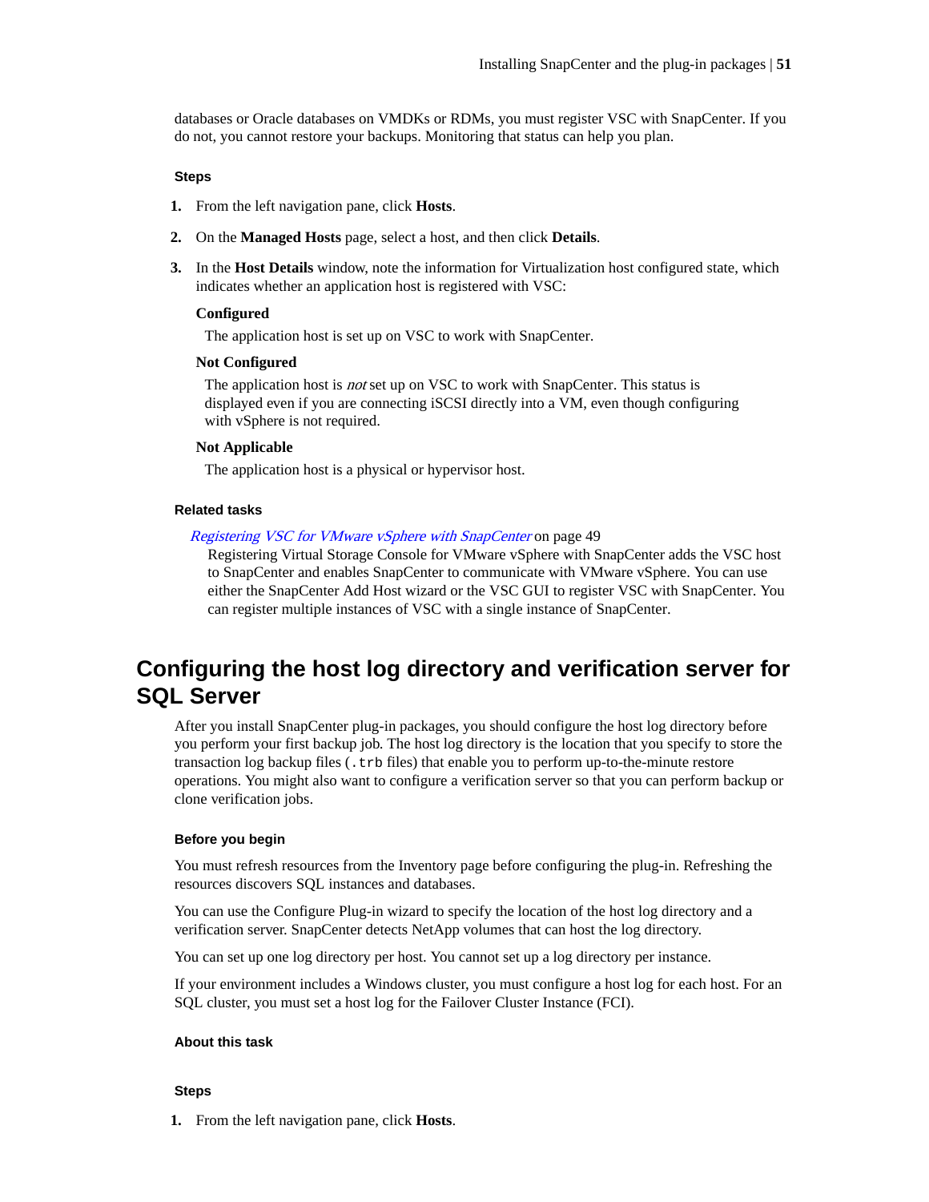databases or Oracle databases on VMDKs or RDMs, you must register VSC with SnapCenter. If you do not, you cannot restore your backups. Monitoring that status can help you plan.

#### Steps

1. From the left navigation pane, click **Hosts**.
2. On the **Managed Hosts** page, select a host, and then click **Details**.
3. In the **Host Details** window, note the information for Virtualization host configured state, which indicates whether an application host is registered with VSC:

   **Configured**
   
   The application host is set up on VSC to work with SnapCenter.

   **Not Configured**
   
   The application host is *not* set up on VSC to work with SnapCenter. This status is displayed even if you are connecting iSCSI directly into a VM, even though configuring with vSphere is not required.

   **Not Applicable**
   
   The application host is a physical or hypervisor host.

#### Related tasks

*Registering VSC for VMware vSphere with SnapCenter* on page 49

Registering Virtual Storage Console for VMware vSphere with SnapCenter adds the VSC host to SnapCenter and enables SnapCenter to communicate with VMware vSphere. You can use either the SnapCenter Add Host wizard or the VSC GUI to register VSC with SnapCenter. You can register multiple instances of VSC with a single instance of SnapCenter.

## Configuring the host log directory and verification server for SQL Server

After you install SnapCenter plug-in packages, you should configure the host log directory before you perform your first backup job. The host log directory is the location that you specify to store the transaction log backup files (`.trb` files) that enable you to perform up-to-the-minute restore operations. You might also want to configure a verification server so that you can perform backup or clone verification jobs.

#### Before you begin

You must refresh resources from the Inventory page before configuring the plug-in. Refreshing the resources discovers SQL instances and databases.

You can use the Configure Plug-in wizard to specify the location of the host log directory and a verification server. SnapCenter detects NetApp volumes that can host the log directory.

You can set up one log directory per host. You cannot set up a log directory per instance.

If your environment includes a Windows cluster, you must configure a host log for each host. For an SQL cluster, you must set a host log for the Failover Cluster Instance (FCI).

#### About this task

#### Steps

1. From the left navigation pane, click **Hosts**.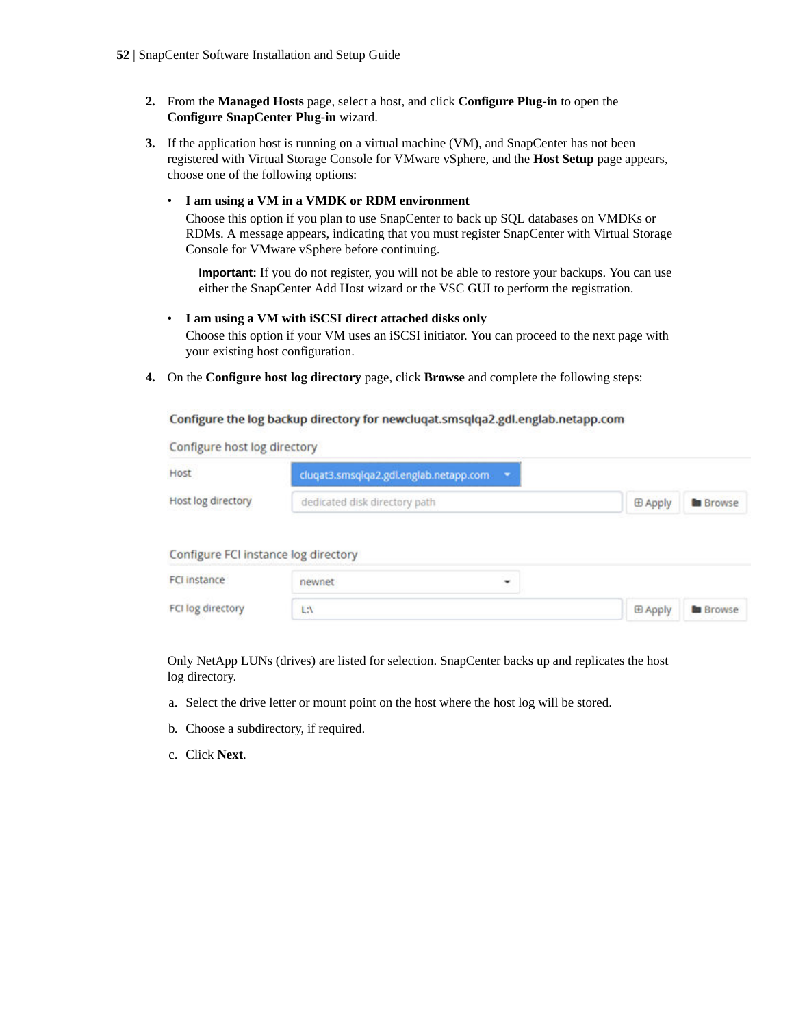2. From the **Managed Hosts** page, select a host, and click **Configure Plug-in** to open the **Configure SnapCenter Plug-in** wizard.

3. If the application host is running on a virtual machine (VM), and SnapCenter has not been registered with Virtual Storage Console for VMware vSphere, and the **Host Setup** page appears, choose one of the following options:

   - **I am using a VM in a VMDK or RDM environment**
     Choose this option if you plan to use SnapCenter to back up SQL databases on VMDKs or RDMs. A message appears, indicating that you must register SnapCenter with Virtual Storage Console for VMware vSphere before continuing.

     **Important:** If you do not register, you will not be able to restore your backups. You can use either the SnapCenter Add Host wizard or the VSC GUI to perform the registration.

   - **I am using a VM with iSCSI direct attached disks only**
     Choose this option if your VM uses an iSCSI initiator. You can proceed to the next page with your existing host configuration.

4. On the **Configure host log directory** page, click **Browse** and complete the following steps:

   **Configure the log backup directory for newcluqat.smsqlqa2.gdl.englab.netapp.com**

   Configure host log directory

   | | | | |
   |---|---|---|---|
   | Host | cluqat3.smsqlqa2.gdl.englab.netapp.com | | |
   | Host log directory | dedicated disk directory path | Apply | Browse |

   Configure FCI instance log directory

   | | | | |
   |---|---|---|---|
   | FCI instance | newnet | | |
   | FCI log directory | L:\ | Apply | Browse |

   Only NetApp LUNs (drives) are listed for selection. SnapCenter backs up and replicates the host log directory.

   a. Select the drive letter or mount point on the host where the host log will be stored.

   b. Choose a subdirectory, if required.

   c. Click **Next**.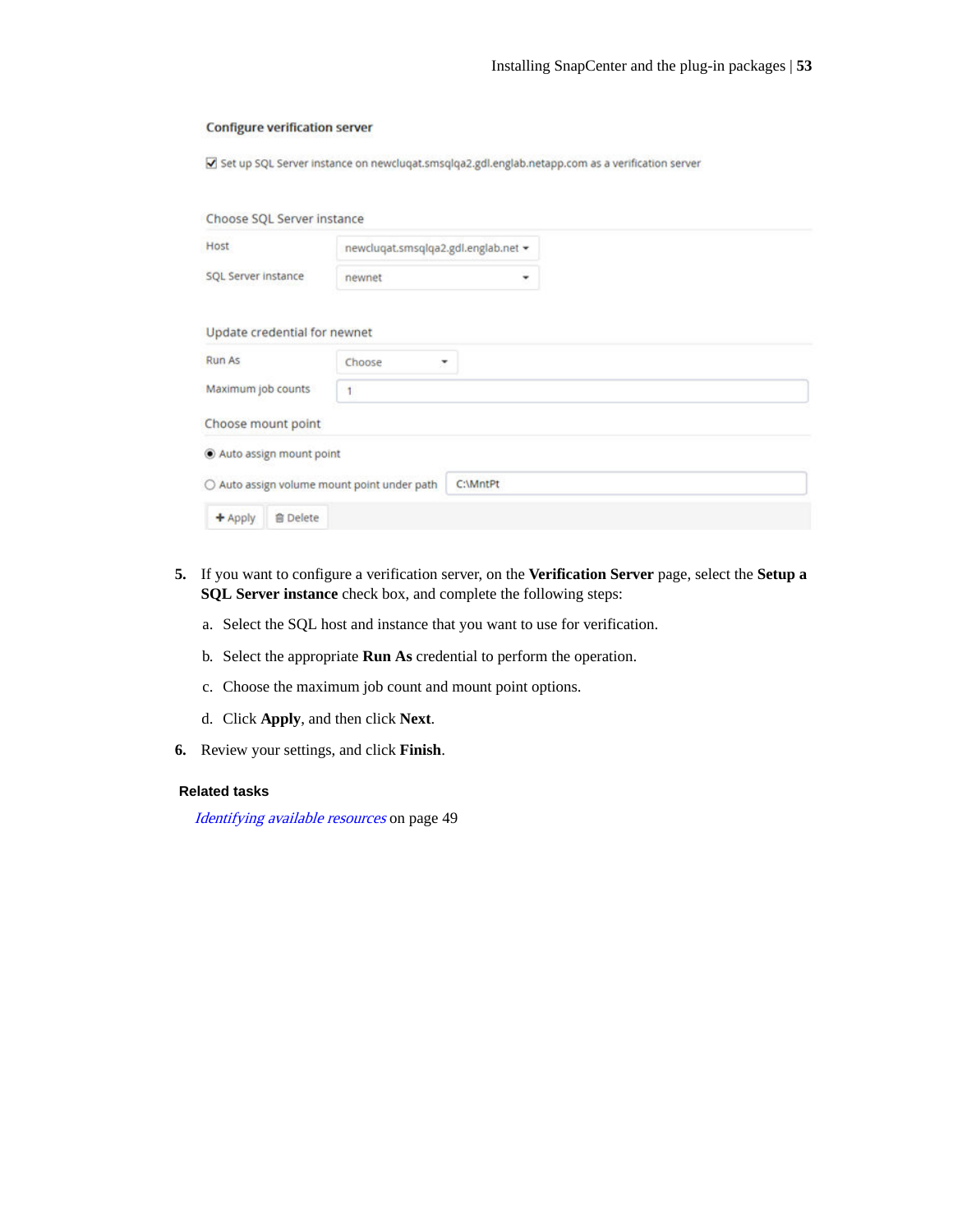**Configure verification server**

☑ Set up SQL Server instance on newcluqat.smsqlqa2.gdl.englab.netapp.com as a verification server

Choose SQL Server instance

| Host | newcluqat.smsqlqa2.gdl.englab.net ▾ |
|---|---|
| SQL Server instance | newnet ▾ |

Update credential for newnet

| Run As | Choose ▾ |
|---|---|
| Maximum job counts | 1 |

Choose mount point

◉ Auto assign mount point

○ Auto assign volume mount point under path C:\MntPt

+ Apply   Delete

5. If you want to configure a verification server, on the **Verification Server** page, select the **Setup a SQL Server instance** check box, and complete the following steps:

   a. Select the SQL host and instance that you want to use for verification.

   b. Select the appropriate **Run As** credential to perform the operation.

   c. Choose the maximum job count and mount point options.

   d. Click **Apply**, and then click **Next**.

6. Review your settings, and click **Finish**.

**Related tasks**

*Identifying available resources* on page 49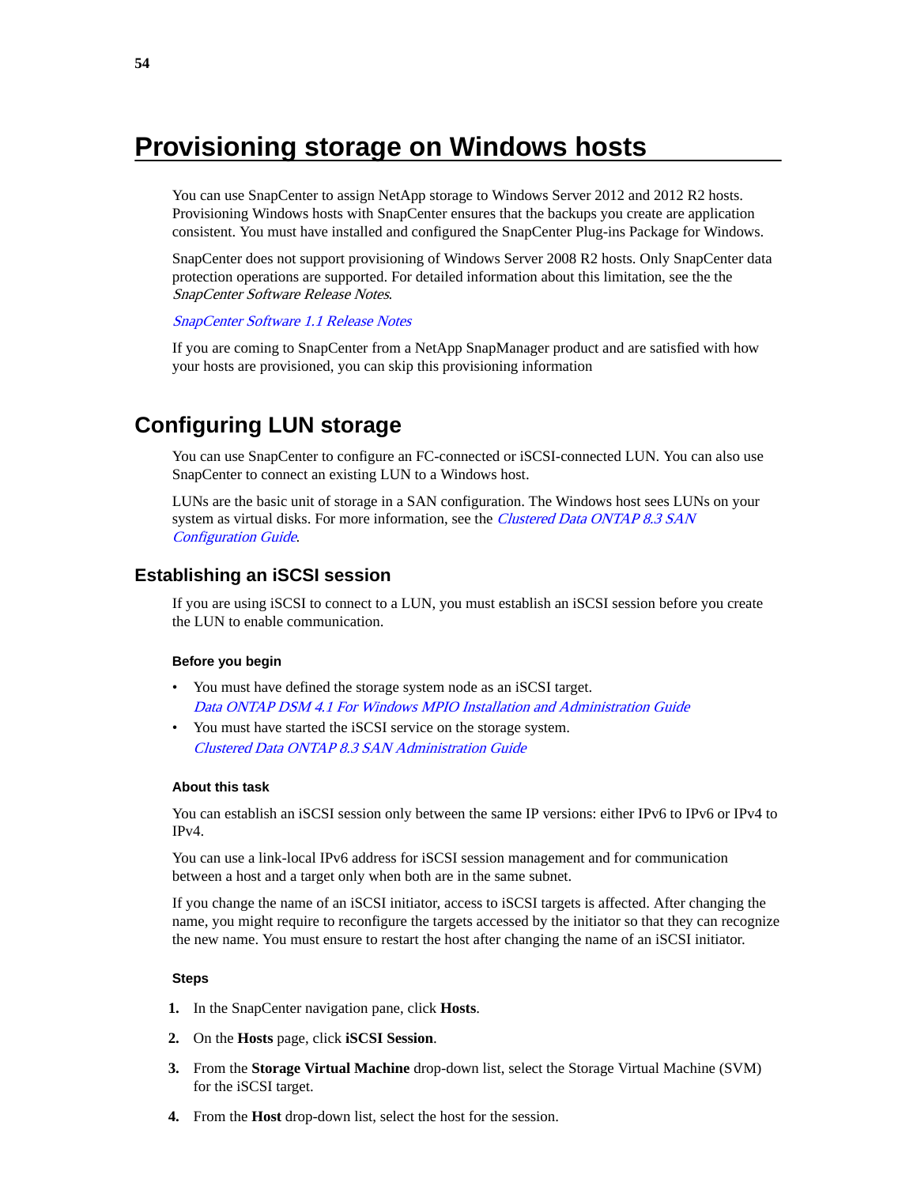# Provisioning storage on Windows hosts

You can use SnapCenter to assign NetApp storage to Windows Server 2012 and 2012 R2 hosts. Provisioning Windows hosts with SnapCenter ensures that the backups you create are application consistent. You must have installed and configured the SnapCenter Plug-ins Package for Windows.

SnapCenter does not support provisioning of Windows Server 2008 R2 hosts. Only SnapCenter data protection operations are supported. For detailed information about this limitation, see the the *SnapCenter Software Release Notes*.

*SnapCenter Software 1.1 Release Notes*

If you are coming to SnapCenter from a NetApp SnapManager product and are satisfied with how your hosts are provisioned, you can skip this provisioning information

## Configuring LUN storage

You can use SnapCenter to configure an FC-connected or iSCSI-connected LUN. You can also use SnapCenter to connect an existing LUN to a Windows host.

LUNs are the basic unit of storage in a SAN configuration. The Windows host sees LUNs on your system as virtual disks. For more information, see the *Clustered Data ONTAP 8.3 SAN Configuration Guide*.

### Establishing an iSCSI session

If you are using iSCSI to connect to a LUN, you must establish an iSCSI session before you create the LUN to enable communication.

#### Before you begin

- You must have defined the storage system node as an iSCSI target.
  *Data ONTAP DSM 4.1 For Windows MPIO Installation and Administration Guide*
- You must have started the iSCSI service on the storage system.
  *Clustered Data ONTAP 8.3 SAN Administration Guide*

#### About this task

You can establish an iSCSI session only between the same IP versions: either IPv6 to IPv6 or IPv4 to IPv4.

You can use a link-local IPv6 address for iSCSI session management and for communication between a host and a target only when both are in the same subnet.

If you change the name of an iSCSI initiator, access to iSCSI targets is affected. After changing the name, you might require to reconfigure the targets accessed by the initiator so that they can recognize the new name. You must ensure to restart the host after changing the name of an iSCSI initiator.

#### Steps

1. In the SnapCenter navigation pane, click **Hosts**.
2. On the **Hosts** page, click **iSCSI Session**.
3. From the **Storage Virtual Machine** drop-down list, select the Storage Virtual Machine (SVM) for the iSCSI target.
4. From the **Host** drop-down list, select the host for the session.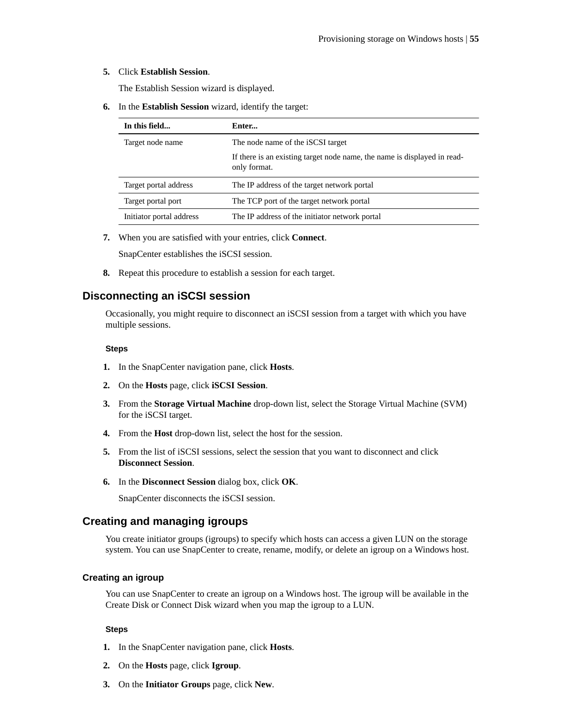5. Click **Establish Session**.

   The Establish Session wizard is displayed.

6. In the **Establish Session** wizard, identify the target:

| In this field... | Enter... |
|---|---|
| Target node name | The node name of the iSCSI target<br><br>If there is an existing target node name, the name is displayed in read-only format. |
| Target portal address | The IP address of the target network portal |
| Target portal port | The TCP port of the target network portal |
| Initiator portal address | The IP address of the initiator network portal |

7. When you are satisfied with your entries, click **Connect**.

   SnapCenter establishes the iSCSI session.

8. Repeat this procedure to establish a session for each target.

## Disconnecting an iSCSI session

Occasionally, you might require to disconnect an iSCSI session from a target with which you have multiple sessions.

#### Steps

1. In the SnapCenter navigation pane, click **Hosts**.
2. On the **Hosts** page, click **iSCSI Session**.
3. From the **Storage Virtual Machine** drop-down list, select the Storage Virtual Machine (SVM) for the iSCSI target.
4. From the **Host** drop-down list, select the host for the session.
5. From the list of iSCSI sessions, select the session that you want to disconnect and click **Disconnect Session**.
6. In the **Disconnect Session** dialog box, click **OK**.

   SnapCenter disconnects the iSCSI session.

## Creating and managing igroups

You create initiator groups (igroups) to specify which hosts can access a given LUN on the storage system. You can use SnapCenter to create, rename, modify, or delete an igroup on a Windows host.

### Creating an igroup

You can use SnapCenter to create an igroup on a Windows host. The igroup will be available in the Create Disk or Connect Disk wizard when you map the igroup to a LUN.

#### Steps

1. In the SnapCenter navigation pane, click **Hosts**.
2. On the **Hosts** page, click **Igroup**.
3. On the **Initiator Groups** page, click **New**.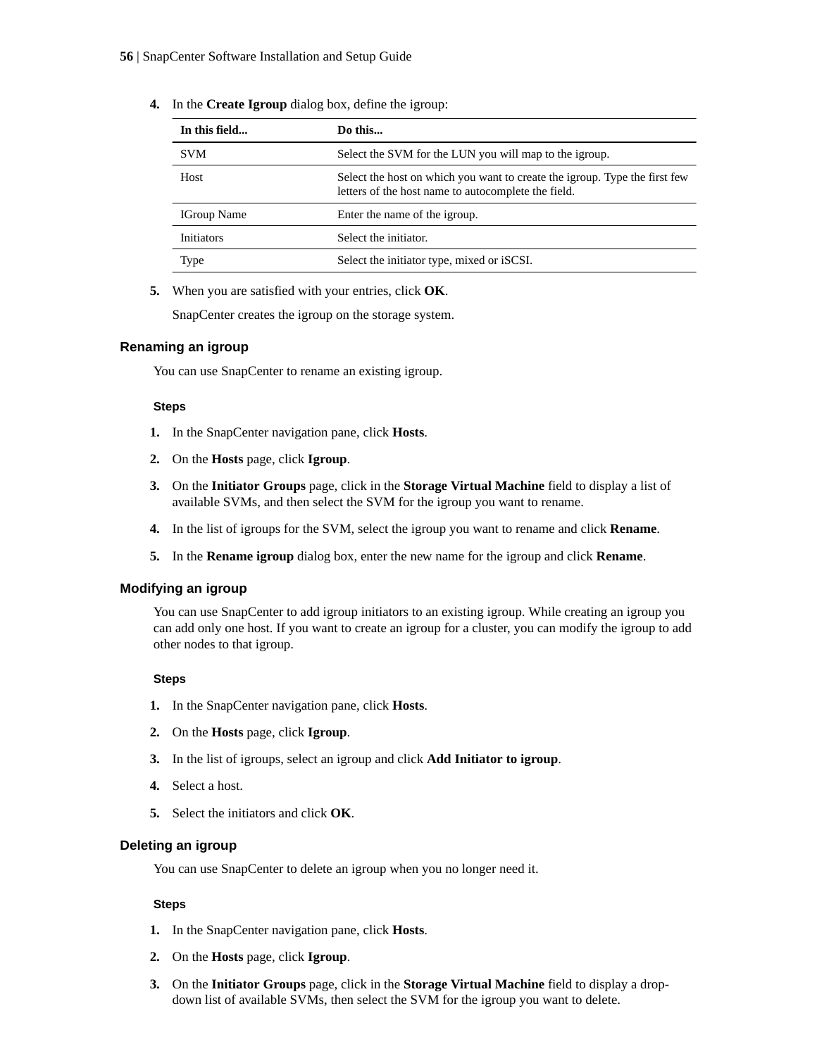4. In the **Create Igroup** dialog box, define the igroup:

| In this field... | Do this... |
|---|---|
| SVM | Select the SVM for the LUN you will map to the igroup. |
| Host | Select the host on which you want to create the igroup. Type the first few letters of the host name to autocomplete the field. |
| IGroup Name | Enter the name of the igroup. |
| Initiators | Select the initiator. |
| Type | Select the initiator type, mixed or iSCSI. |

5. When you are satisfied with your entries, click **OK**.

   SnapCenter creates the igroup on the storage system.

### Renaming an igroup

You can use SnapCenter to rename an existing igroup.

#### Steps

1. In the SnapCenter navigation pane, click **Hosts**.
2. On the **Hosts** page, click **Igroup**.
3. On the **Initiator Groups** page, click in the **Storage Virtual Machine** field to display a list of available SVMs, and then select the SVM for the igroup you want to rename.
4. In the list of igroups for the SVM, select the igroup you want to rename and click **Rename**.
5. In the **Rename igroup** dialog box, enter the new name for the igroup and click **Rename**.

### Modifying an igroup

You can use SnapCenter to add igroup initiators to an existing igroup. While creating an igroup you can add only one host. If you want to create an igroup for a cluster, you can modify the igroup to add other nodes to that igroup.

#### Steps

1. In the SnapCenter navigation pane, click **Hosts**.
2. On the **Hosts** page, click **Igroup**.
3. In the list of igroups, select an igroup and click **Add Initiator to igroup**.
4. Select a host.
5. Select the initiators and click **OK**.

### Deleting an igroup

You can use SnapCenter to delete an igroup when you no longer need it.

#### Steps

1. In the SnapCenter navigation pane, click **Hosts**.
2. On the **Hosts** page, click **Igroup**.
3. On the **Initiator Groups** page, click in the **Storage Virtual Machine** field to display a drop-down list of available SVMs, then select the SVM for the igroup you want to delete.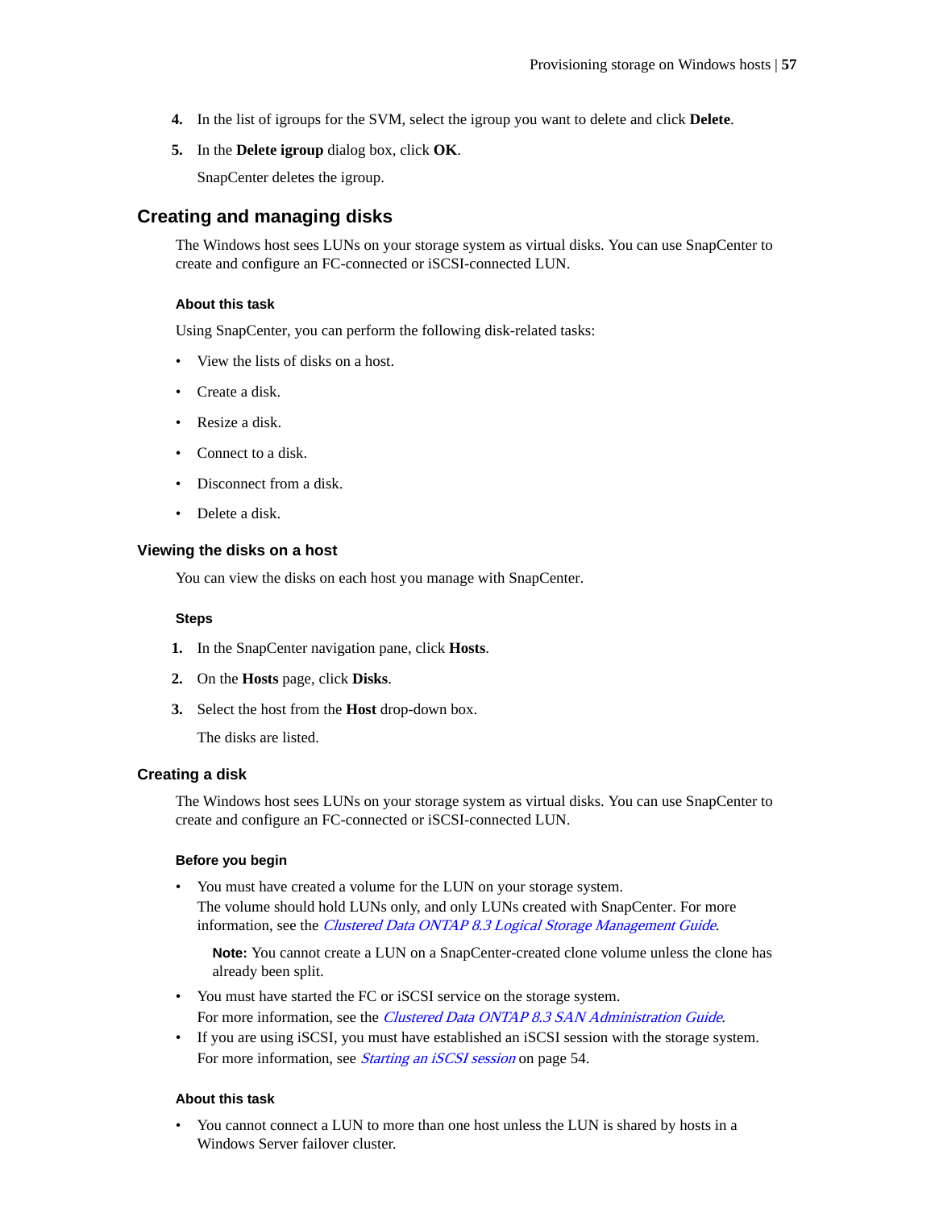4. In the list of igroups for the SVM, select the igroup you want to delete and click **Delete**.
5. In the **Delete igroup** dialog box, click **OK**.

   SnapCenter deletes the igroup.

## Creating and managing disks

The Windows host sees LUNs on your storage system as virtual disks. You can use SnapCenter to create and configure an FC-connected or iSCSI-connected LUN.

#### About this task

Using SnapCenter, you can perform the following disk-related tasks:

- View the lists of disks on a host.
- Create a disk.
- Resize a disk.
- Connect to a disk.
- Disconnect from a disk.
- Delete a disk.

### Viewing the disks on a host

You can view the disks on each host you manage with SnapCenter.

#### Steps

1. In the SnapCenter navigation pane, click **Hosts**.
2. On the **Hosts** page, click **Disks**.
3. Select the host from the **Host** drop-down box.

   The disks are listed.

### Creating a disk

The Windows host sees LUNs on your storage system as virtual disks. You can use SnapCenter to create and configure an FC-connected or iSCSI-connected LUN.

#### Before you begin

- You must have created a volume for the LUN on your storage system.
  The volume should hold LUNs only, and only LUNs created with SnapCenter. For more information, see the *Clustered Data ONTAP 8.3 Logical Storage Management Guide*.

  **Note:** You cannot create a LUN on a SnapCenter-created clone volume unless the clone has already been split.

- You must have started the FC or iSCSI service on the storage system.
  For more information, see the *Clustered Data ONTAP 8.3 SAN Administration Guide*.
- If you are using iSCSI, you must have established an iSCSI session with the storage system.
  For more information, see *Starting an iSCSI session* on page 54.

#### About this task

- You cannot connect a LUN to more than one host unless the LUN is shared by hosts in a Windows Server failover cluster.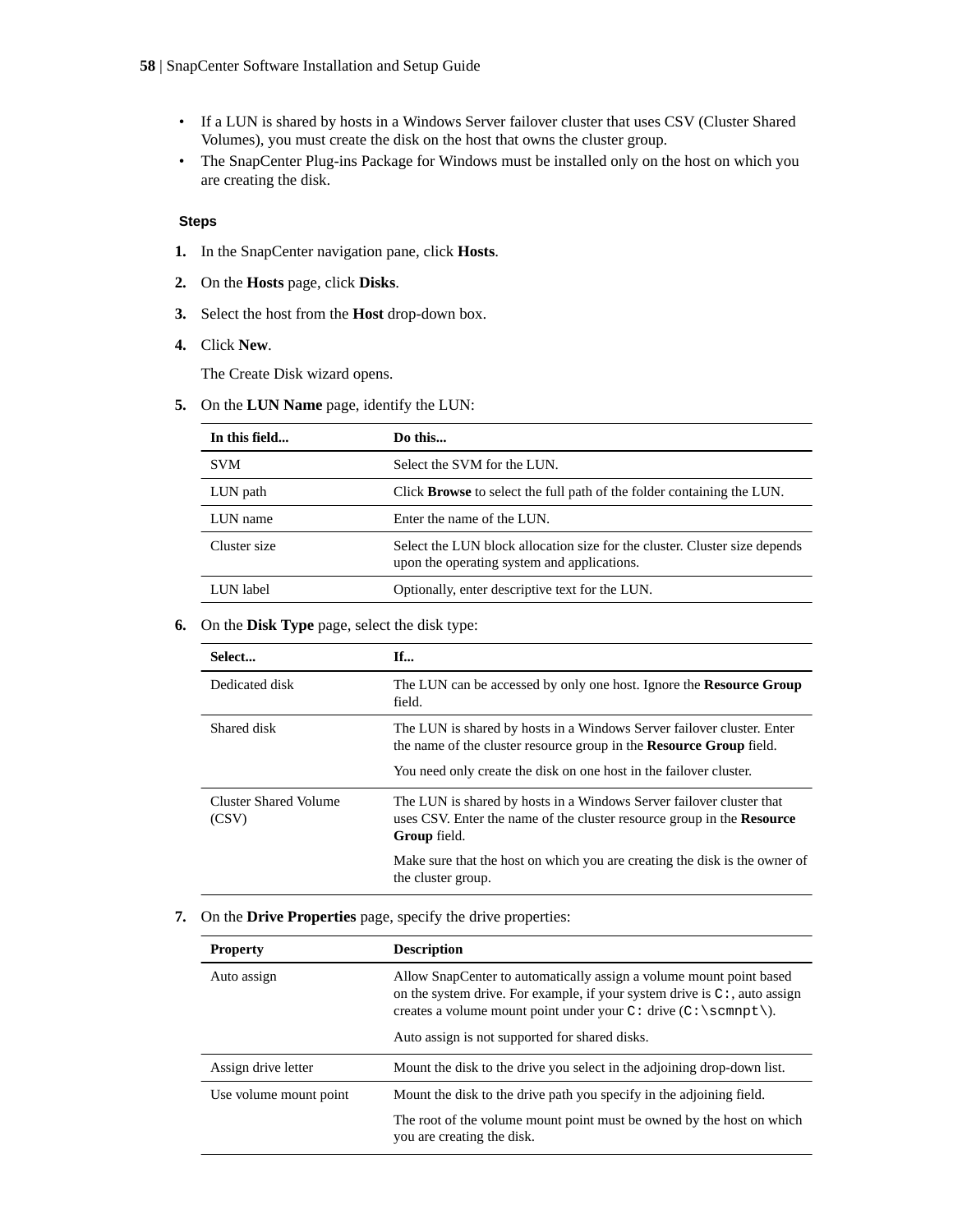- If a LUN is shared by hosts in a Windows Server failover cluster that uses CSV (Cluster Shared Volumes), you must create the disk on the host that owns the cluster group.
- The SnapCenter Plug-ins Package for Windows must be installed only on the host on which you are creating the disk.

#### Steps

1. In the SnapCenter navigation pane, click **Hosts**.
2. On the **Hosts** page, click **Disks**.
3. Select the host from the **Host** drop-down box.
4. Click **New**.

   The Create Disk wizard opens.
5. On the **LUN Name** page, identify the LUN:

| In this field... | Do this... |
|---|---|
| SVM | Select the SVM for the LUN. |
| LUN path | Click **Browse** to select the full path of the folder containing the LUN. |
| LUN name | Enter the name of the LUN. |
| Cluster size | Select the LUN block allocation size for the cluster. Cluster size depends upon the operating system and applications. |
| LUN label | Optionally, enter descriptive text for the LUN. |

6. On the **Disk Type** page, select the disk type:

| Select... | If... |
|---|---|
| Dedicated disk | The LUN can be accessed by only one host. Ignore the **Resource Group** field. |
| Shared disk | The LUN is shared by hosts in a Windows Server failover cluster. Enter the name of the cluster resource group in the **Resource Group** field.<br><br>You need only create the disk on one host in the failover cluster. |
| Cluster Shared Volume (CSV) | The LUN is shared by hosts in a Windows Server failover cluster that uses CSV. Enter the name of the cluster resource group in the **Resource Group** field.<br><br>Make sure that the host on which you are creating the disk is the owner of the cluster group. |

7. On the **Drive Properties** page, specify the drive properties:

| Property | Description |
|---|---|
| Auto assign | Allow SnapCenter to automatically assign a volume mount point based on the system drive. For example, if your system drive is `C:`, auto assign creates a volume mount point under your `C:` drive (`C:\scmnpt\`).<br><br>Auto assign is not supported for shared disks. |
| Assign drive letter | Mount the disk to the drive you select in the adjoining drop-down list. |
| Use volume mount point | Mount the disk to the drive path you specify in the adjoining field.<br><br>The root of the volume mount point must be owned by the host on which you are creating the disk. |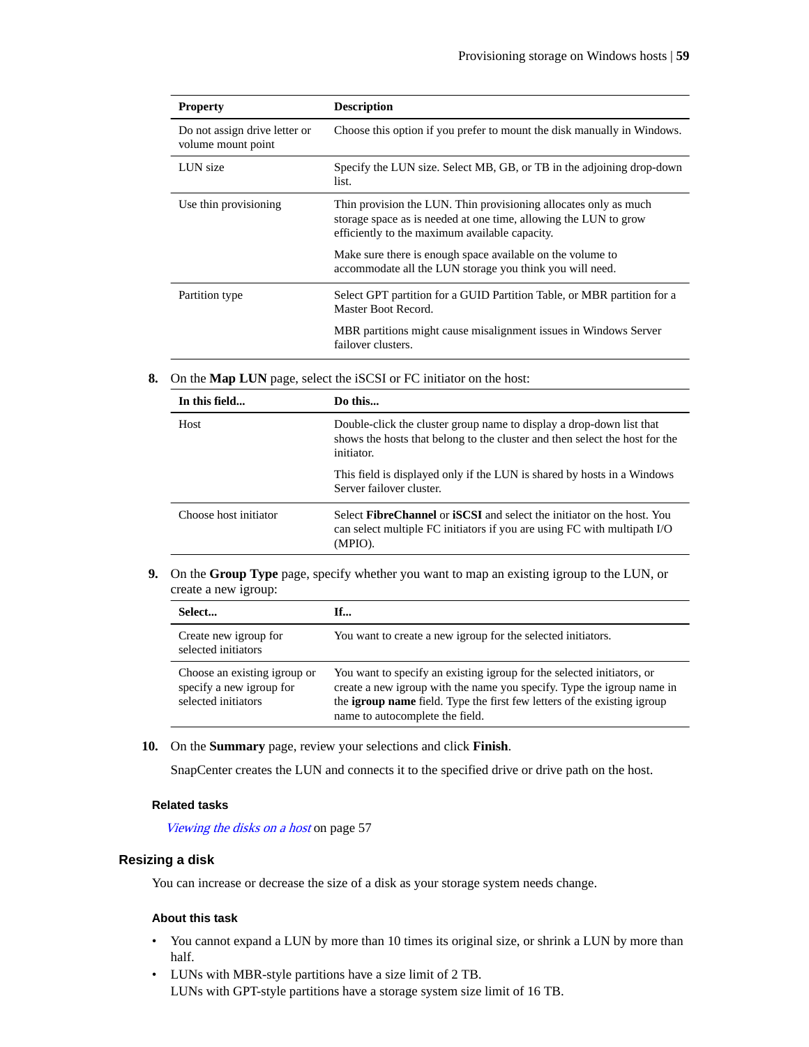| Property | Description |
|---|---|
| Do not assign drive letter or volume mount point | Choose this option if you prefer to mount the disk manually in Windows. |
| LUN size | Specify the LUN size. Select MB, GB, or TB in the adjoining drop-down list. |
| Use thin provisioning | Thin provision the LUN. Thin provisioning allocates only as much storage space as is needed at one time, allowing the LUN to grow efficiently to the maximum available capacity.<br><br>Make sure there is enough space available on the volume to accommodate all the LUN storage you think you will need. |
| Partition type | Select GPT partition for a GUID Partition Table, or MBR partition for a Master Boot Record.<br><br>MBR partitions might cause misalignment issues in Windows Server failover clusters. |

8. On the **Map LUN** page, select the iSCSI or FC initiator on the host:

| In this field... | Do this... |
|---|---|
| Host | Double-click the cluster group name to display a drop-down list that shows the hosts that belong to the cluster and then select the host for the initiator.<br><br>This field is displayed only if the LUN is shared by hosts in a Windows Server failover cluster. |
| Choose host initiator | Select **FibreChannel** or **iSCSI** and select the initiator on the host. You can select multiple FC initiators if you are using FC with multipath I/O (MPIO). |

9. On the **Group Type** page, specify whether you want to map an existing igroup to the LUN, or create a new igroup:

| Select... | If... |
|---|---|
| Create new igroup for selected initiators | You want to create a new igroup for the selected initiators. |
| Choose an existing igroup or specify a new igroup for selected initiators | You want to specify an existing igroup for the selected initiators, or create a new igroup with the name you specify. Type the igroup name in the **igroup name** field. Type the first few letters of the existing igroup name to autocomplete the field. |

10. On the **Summary** page, review your selections and click **Finish**.

    SnapCenter creates the LUN and connects it to the specified drive or drive path on the host.

#### Related tasks

*Viewing the disks on a host* on page 57

### Resizing a disk

You can increase or decrease the size of a disk as your storage system needs change.

#### About this task

- You cannot expand a LUN by more than 10 times its original size, or shrink a LUN by more than half.
- LUNs with MBR-style partitions have a size limit of 2 TB.
  LUNs with GPT-style partitions have a storage system size limit of 16 TB.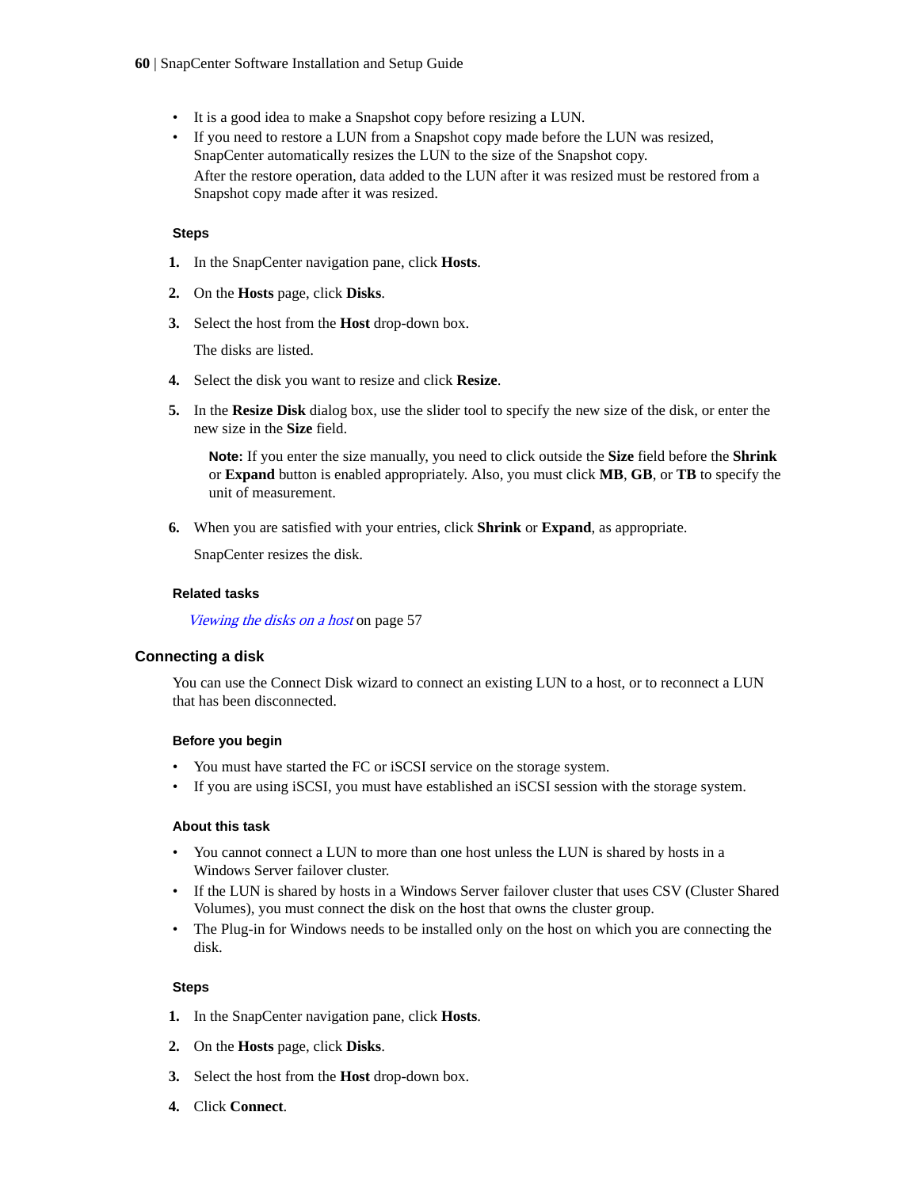- It is a good idea to make a Snapshot copy before resizing a LUN.
- If you need to restore a LUN from a Snapshot copy made before the LUN was resized, SnapCenter automatically resizes the LUN to the size of the Snapshot copy.
  After the restore operation, data added to the LUN after it was resized must be restored from a Snapshot copy made after it was resized.

#### Steps

1. In the SnapCenter navigation pane, click **Hosts**.
2. On the **Hosts** page, click **Disks**.
3. Select the host from the **Host** drop-down box.
   The disks are listed.
4. Select the disk you want to resize and click **Resize**.
5. In the **Resize Disk** dialog box, use the slider tool to specify the new size of the disk, or enter the new size in the **Size** field.

   **Note:** If you enter the size manually, you need to click outside the **Size** field before the **Shrink** or **Expand** button is enabled appropriately. Also, you must click **MB**, **GB**, or **TB** to specify the unit of measurement.

6. When you are satisfied with your entries, click **Shrink** or **Expand**, as appropriate.
   SnapCenter resizes the disk.

#### Related tasks

*Viewing the disks on a host* on page 57

### Connecting a disk

You can use the Connect Disk wizard to connect an existing LUN to a host, or to reconnect a LUN that has been disconnected.

#### Before you begin

- You must have started the FC or iSCSI service on the storage system.
- If you are using iSCSI, you must have established an iSCSI session with the storage system.

#### About this task

- You cannot connect a LUN to more than one host unless the LUN is shared by hosts in a Windows Server failover cluster.
- If the LUN is shared by hosts in a Windows Server failover cluster that uses CSV (Cluster Shared Volumes), you must connect the disk on the host that owns the cluster group.
- The Plug-in for Windows needs to be installed only on the host on which you are connecting the disk.

#### Steps

1. In the SnapCenter navigation pane, click **Hosts**.
2. On the **Hosts** page, click **Disks**.
3. Select the host from the **Host** drop-down box.
4. Click **Connect**.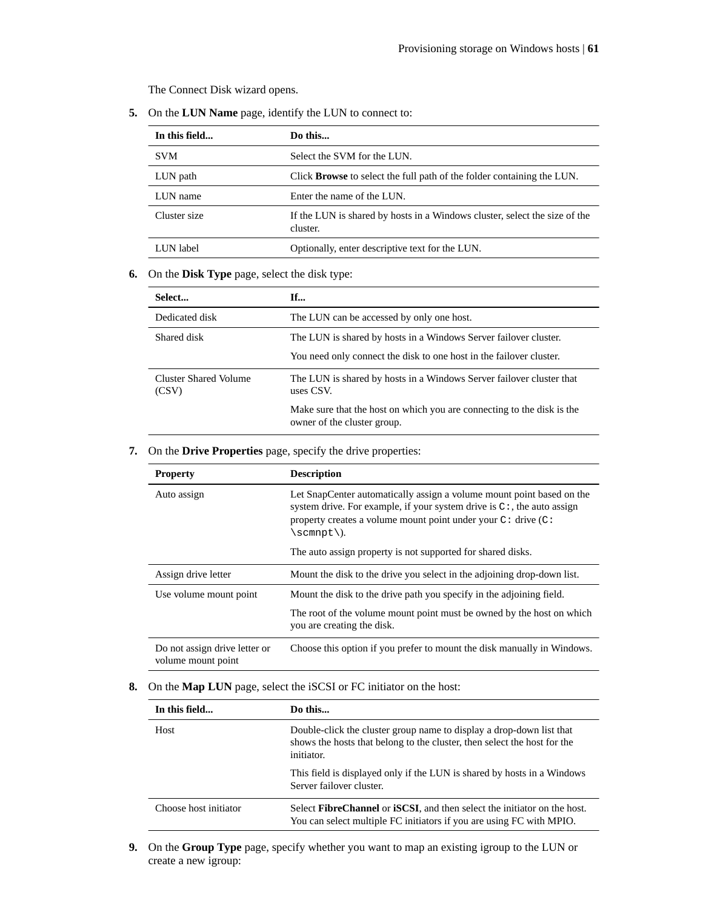The Connect Disk wizard opens.

5. On the **LUN Name** page, identify the LUN to connect to:

| In this field... | Do this... |
|---|---|
| SVM | Select the SVM for the LUN. |
| LUN path | Click **Browse** to select the full path of the folder containing the LUN. |
| LUN name | Enter the name of the LUN. |
| Cluster size | If the LUN is shared by hosts in a Windows cluster, select the size of the cluster. |
| LUN label | Optionally, enter descriptive text for the LUN. |

6. On the **Disk Type** page, select the disk type:

| Select... | If... |
|---|---|
| Dedicated disk | The LUN can be accessed by only one host. |
| Shared disk | The LUN is shared by hosts in a Windows Server failover cluster.<br><br>You need only connect the disk to one host in the failover cluster. |
| Cluster Shared Volume (CSV) | The LUN is shared by hosts in a Windows Server failover cluster that uses CSV.<br><br>Make sure that the host on which you are connecting to the disk is the owner of the cluster group. |

7. On the **Drive Properties** page, specify the drive properties:

| Property | Description |
|---|---|
| Auto assign | Let SnapCenter automatically assign a volume mount point based on the system drive. For example, if your system drive is `C:`, the auto assign property creates a volume mount point under your `C:` drive (`C:\scmnpt\`).<br><br>The auto assign property is not supported for shared disks. |
| Assign drive letter | Mount the disk to the drive you select in the adjoining drop-down list. |
| Use volume mount point | Mount the disk to the drive path you specify in the adjoining field.<br><br>The root of the volume mount point must be owned by the host on which you are creating the disk. |
| Do not assign drive letter or volume mount point | Choose this option if you prefer to mount the disk manually in Windows. |

8. On the **Map LUN** page, select the iSCSI or FC initiator on the host:

| In this field... | Do this... |
|---|---|
| Host | Double-click the cluster group name to display a drop-down list that shows the hosts that belong to the cluster, then select the host for the initiator.<br><br>This field is displayed only if the LUN is shared by hosts in a Windows Server failover cluster. |
| Choose host initiator | Select **FibreChannel** or **iSCSI**, and then select the initiator on the host. You can select multiple FC initiators if you are using FC with MPIO. |

9. On the **Group Type** page, specify whether you want to map an existing igroup to the LUN or create a new igroup: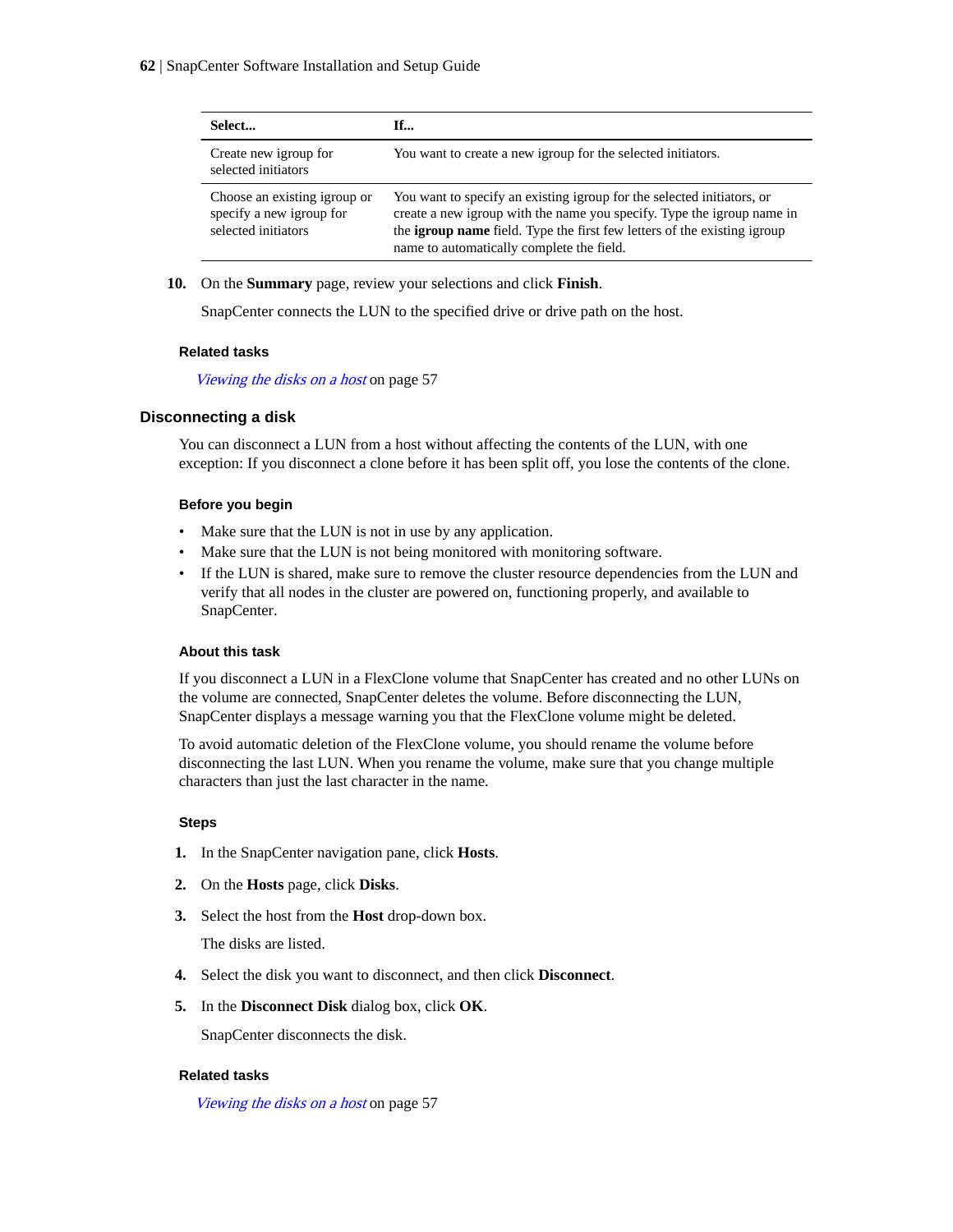| Select... | If... |
|---|---|
| Create new igroup for selected initiators | You want to create a new igroup for the selected initiators. |
| Choose an existing igroup or specify a new igroup for selected initiators | You want to specify an existing igroup for the selected initiators, or create a new igroup with the name you specify. Type the igroup name in the **igroup name** field. Type the first few letters of the existing igroup name to automatically complete the field. |

10. On the **Summary** page, review your selections and click **Finish**.

    SnapCenter connects the LUN to the specified drive or drive path on the host.

#### Related tasks

*Viewing the disks on a host* on page 57

### Disconnecting a disk

You can disconnect a LUN from a host without affecting the contents of the LUN, with one exception: If you disconnect a clone before it has been split off, you lose the contents of the clone.

#### Before you begin

- Make sure that the LUN is not in use by any application.
- Make sure that the LUN is not being monitored with monitoring software.
- If the LUN is shared, make sure to remove the cluster resource dependencies from the LUN and verify that all nodes in the cluster are powered on, functioning properly, and available to SnapCenter.

#### About this task

If you disconnect a LUN in a FlexClone volume that SnapCenter has created and no other LUNs on the volume are connected, SnapCenter deletes the volume. Before disconnecting the LUN, SnapCenter displays a message warning you that the FlexClone volume might be deleted.

To avoid automatic deletion of the FlexClone volume, you should rename the volume before disconnecting the last LUN. When you rename the volume, make sure that you change multiple characters than just the last character in the name.

#### Steps

1. In the SnapCenter navigation pane, click **Hosts**.
2. On the **Hosts** page, click **Disks**.
3. Select the host from the **Host** drop-down box.

   The disks are listed.
4. Select the disk you want to disconnect, and then click **Disconnect**.
5. In the **Disconnect Disk** dialog box, click **OK**.

   SnapCenter disconnects the disk.

#### Related tasks

*Viewing the disks on a host* on page 57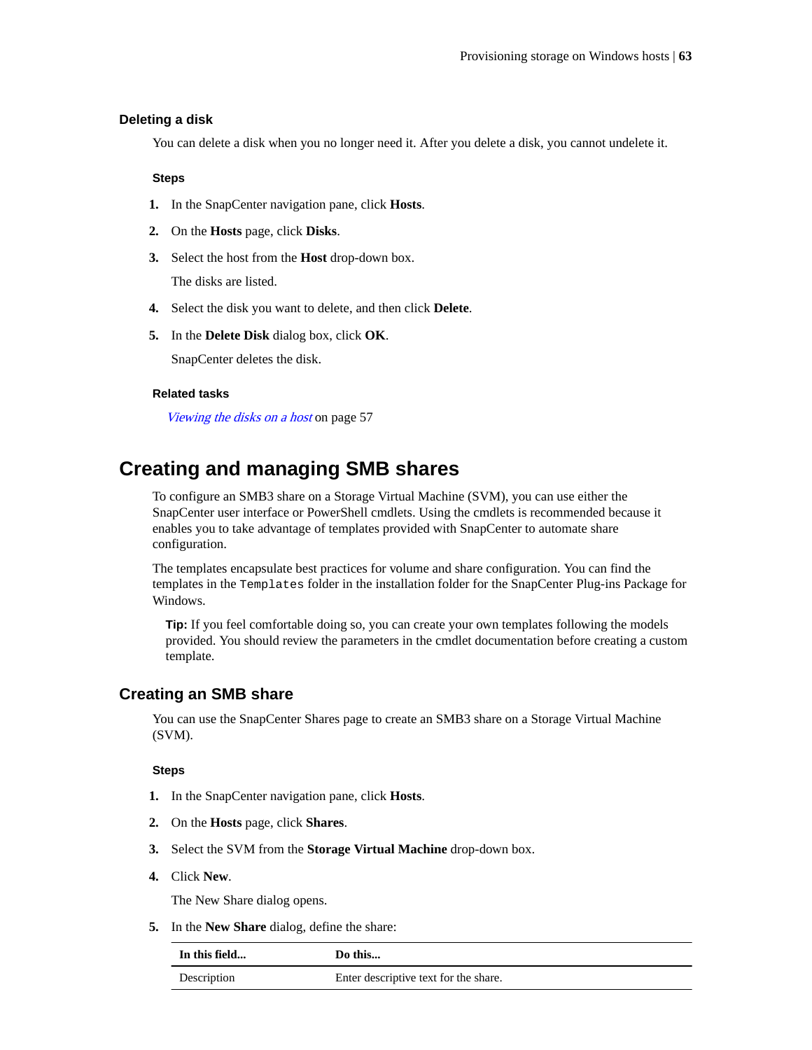### Deleting a disk

You can delete a disk when you no longer need it. After you delete a disk, you cannot undelete it.

#### Steps

1. In the SnapCenter navigation pane, click **Hosts**.
2. On the **Hosts** page, click **Disks**.
3. Select the host from the **Host** drop-down box.

   The disks are listed.
4. Select the disk you want to delete, and then click **Delete**.
5. In the **Delete Disk** dialog box, click **OK**.

   SnapCenter deletes the disk.

#### Related tasks

*Viewing the disks on a host* on page 57

## Creating and managing SMB shares

To configure an SMB3 share on a Storage Virtual Machine (SVM), you can use either the SnapCenter user interface or PowerShell cmdlets. Using the cmdlets is recommended because it enables you to take advantage of templates provided with SnapCenter to automate share configuration.

The templates encapsulate best practices for volume and share configuration. You can find the templates in the `Templates` folder in the installation folder for the SnapCenter Plug-ins Package for Windows.

> **Tip:** If you feel comfortable doing so, you can create your own templates following the models provided. You should review the parameters in the cmdlet documentation before creating a custom template.

### Creating an SMB share

You can use the SnapCenter Shares page to create an SMB3 share on a Storage Virtual Machine (SVM).

#### Steps

1. In the SnapCenter navigation pane, click **Hosts**.
2. On the **Hosts** page, click **Shares**.
3. Select the SVM from the **Storage Virtual Machine** drop-down box.
4. Click **New**.

   The New Share dialog opens.
5. In the **New Share** dialog, define the share:

| In this field... | Do this... |
|---|---|
| Description | Enter descriptive text for the share. |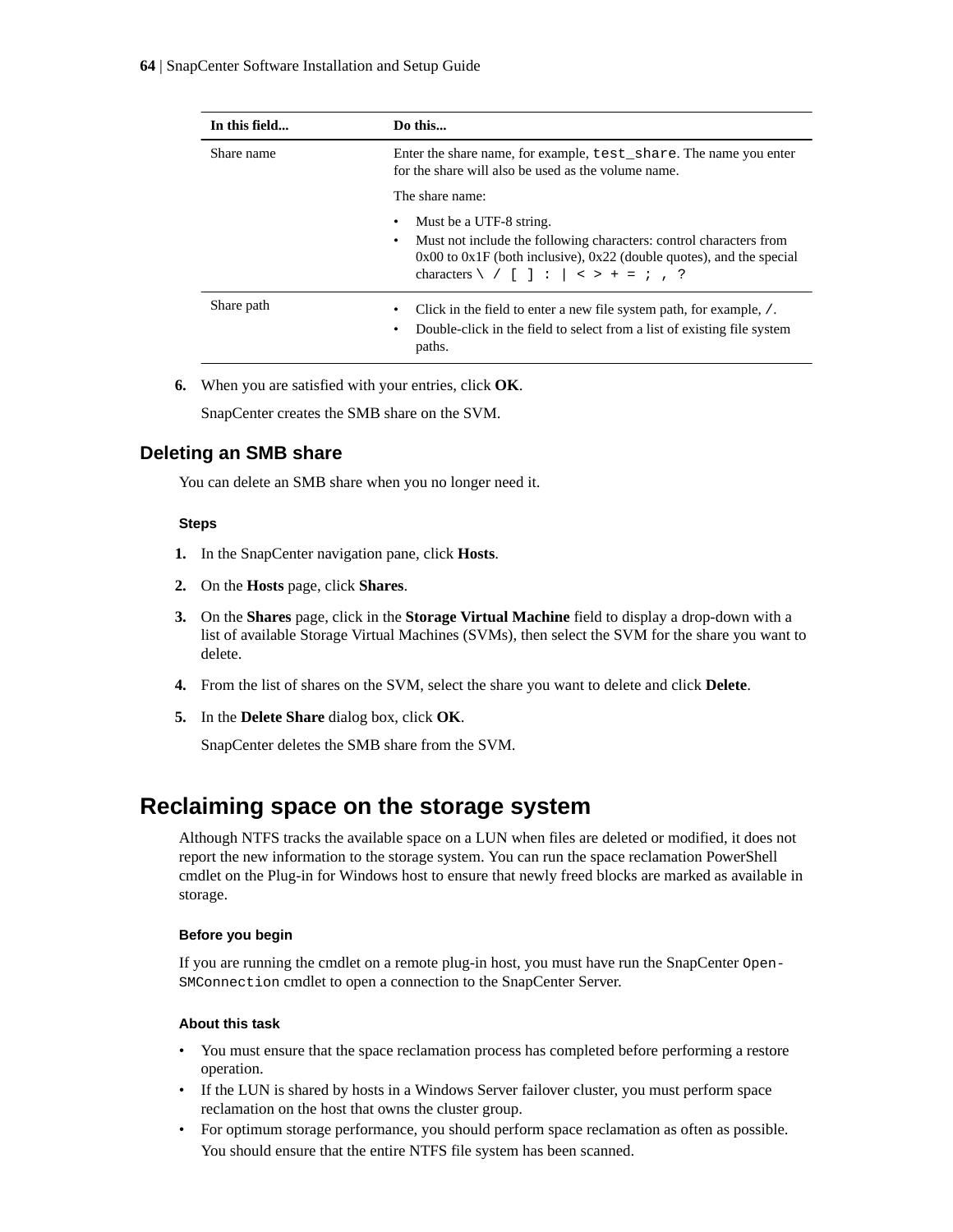| In this field... | Do this... |
|---|---|
| Share name | Enter the share name, for example, `test_share`. The name you enter for the share will also be used as the volume name.<br><br>The share name:<br><br>• Must be a UTF-8 string.<br>• Must not include the following characters: control characters from 0x00 to 0x1F (both inclusive), 0x22 (double quotes), and the special characters `\ / [ ] : \| < > + = ; , ?` |
| Share path | • Click in the field to enter a new file system path, for example, `/`.<br>• Double-click in the field to select from a list of existing file system paths. |

6. When you are satisfied with your entries, click **OK**.

   SnapCenter creates the SMB share on the SVM.

## Deleting an SMB share

You can delete an SMB share when you no longer need it.

#### Steps

1. In the SnapCenter navigation pane, click **Hosts**.
2. On the **Hosts** page, click **Shares**.
3. On the **Shares** page, click in the **Storage Virtual Machine** field to display a drop-down with a list of available Storage Virtual Machines (SVMs), then select the SVM for the share you want to delete.
4. From the list of shares on the SVM, select the share you want to delete and click **Delete**.
5. In the **Delete Share** dialog box, click **OK**.

   SnapCenter deletes the SMB share from the SVM.

# Reclaiming space on the storage system

Although NTFS tracks the available space on a LUN when files are deleted or modified, it does not report the new information to the storage system. You can run the space reclamation PowerShell cmdlet on the Plug-in for Windows host to ensure that newly freed blocks are marked as available in storage.

#### Before you begin

If you are running the cmdlet on a remote plug-in host, you must have run the SnapCenter `Open-SMConnection` cmdlet to open a connection to the SnapCenter Server.

#### About this task

- You must ensure that the space reclamation process has completed before performing a restore operation.
- If the LUN is shared by hosts in a Windows Server failover cluster, you must perform space reclamation on the host that owns the cluster group.
- For optimum storage performance, you should perform space reclamation as often as possible. You should ensure that the entire NTFS file system has been scanned.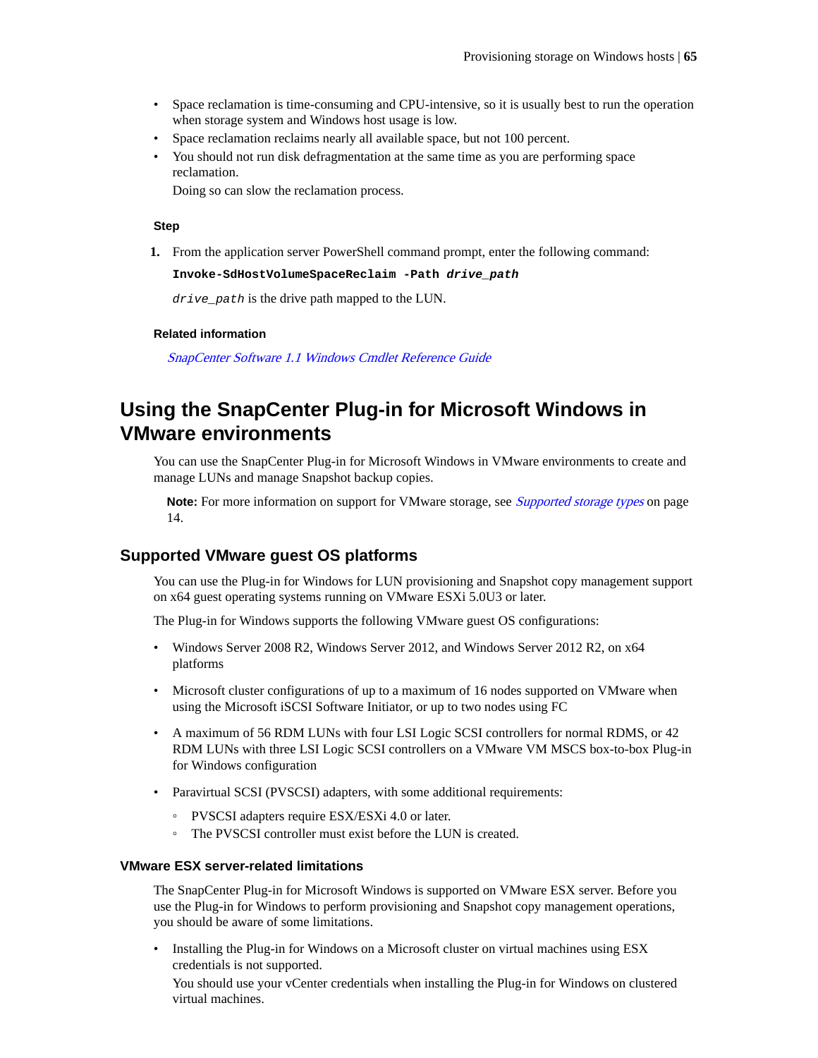- Space reclamation is time-consuming and CPU-intensive, so it is usually best to run the operation when storage system and Windows host usage is low.
- Space reclamation reclaims nearly all available space, but not 100 percent.
- You should not run disk defragmentation at the same time as you are performing space reclamation.

  Doing so can slow the reclamation process.

#### Step

1. From the application server PowerShell command prompt, enter the following command:

   **`Invoke-SdHostVolumeSpaceReclaim -Path`** ***`drive_path`***

   *`drive_path`* is the drive path mapped to the LUN.

#### Related information

*SnapCenter Software 1.1 Windows Cmdlet Reference Guide*

# Using the SnapCenter Plug-in for Microsoft Windows in VMware environments

You can use the SnapCenter Plug-in for Microsoft Windows in VMware environments to create and manage LUNs and manage Snapshot backup copies.

> **Note:** For more information on support for VMware storage, see *Supported storage types* on page 14.

## Supported VMware guest OS platforms

You can use the Plug-in for Windows for LUN provisioning and Snapshot copy management support on x64 guest operating systems running on VMware ESXi 5.0U3 or later.

The Plug-in for Windows supports the following VMware guest OS configurations:

- Windows Server 2008 R2, Windows Server 2012, and Windows Server 2012 R2, on x64 platforms
- Microsoft cluster configurations of up to a maximum of 16 nodes supported on VMware when using the Microsoft iSCSI Software Initiator, or up to two nodes using FC
- A maximum of 56 RDM LUNs with four LSI Logic SCSI controllers for normal RDMS, or 42 RDM LUNs with three LSI Logic SCSI controllers on a VMware VM MSCS box-to-box Plug-in for Windows configuration
- Paravirtual SCSI (PVSCSI) adapters, with some additional requirements:
  - PVSCSI adapters require ESX/ESXi 4.0 or later.
  - The PVSCSI controller must exist before the LUN is created.

### VMware ESX server-related limitations

The SnapCenter Plug-in for Microsoft Windows is supported on VMware ESX server. Before you use the Plug-in for Windows to perform provisioning and Snapshot copy management operations, you should be aware of some limitations.

- Installing the Plug-in for Windows on a Microsoft cluster on virtual machines using ESX credentials is not supported.

  You should use your vCenter credentials when installing the Plug-in for Windows on clustered virtual machines.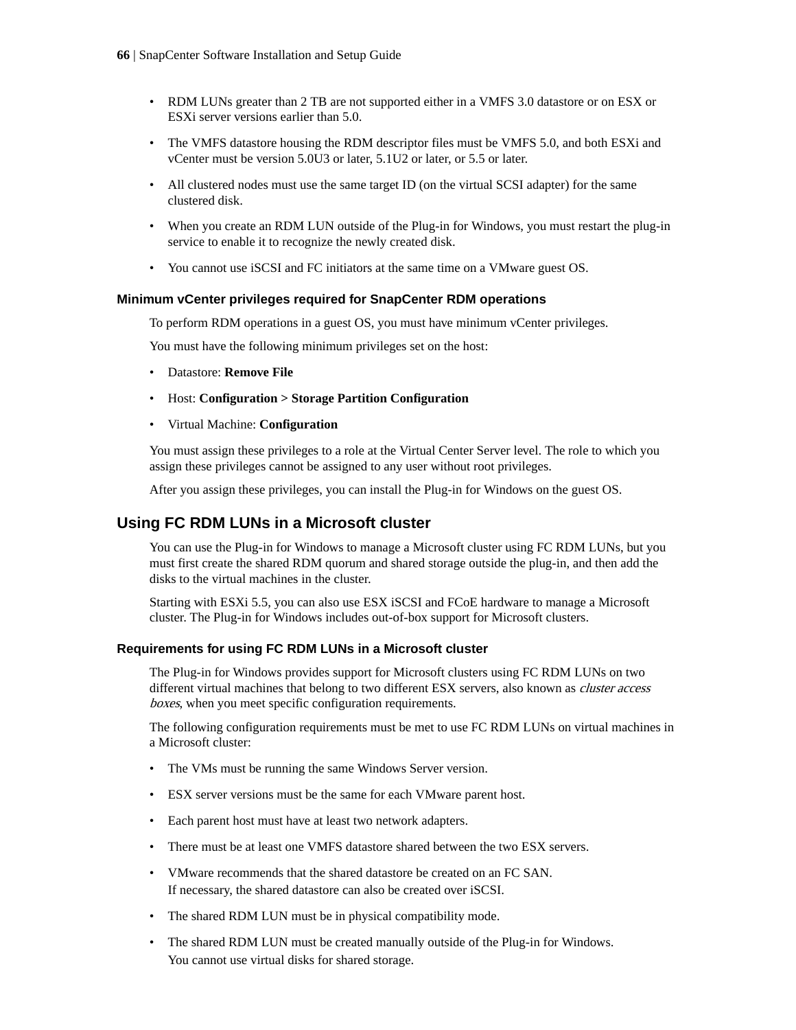- RDM LUNs greater than 2 TB are not supported either in a VMFS 3.0 datastore or on ESX or ESXi server versions earlier than 5.0.
- The VMFS datastore housing the RDM descriptor files must be VMFS 5.0, and both ESXi and vCenter must be version 5.0U3 or later, 5.1U2 or later, or 5.5 or later.
- All clustered nodes must use the same target ID (on the virtual SCSI adapter) for the same clustered disk.
- When you create an RDM LUN outside of the Plug-in for Windows, you must restart the plug-in service to enable it to recognize the newly created disk.
- You cannot use iSCSI and FC initiators at the same time on a VMware guest OS.

### Minimum vCenter privileges required for SnapCenter RDM operations

To perform RDM operations in a guest OS, you must have minimum vCenter privileges.

You must have the following minimum privileges set on the host:

- Datastore: **Remove File**
- Host: **Configuration > Storage Partition Configuration**
- Virtual Machine: **Configuration**

You must assign these privileges to a role at the Virtual Center Server level. The role to which you assign these privileges cannot be assigned to any user without root privileges.

After you assign these privileges, you can install the Plug-in for Windows on the guest OS.

## Using FC RDM LUNs in a Microsoft cluster

You can use the Plug-in for Windows to manage a Microsoft cluster using FC RDM LUNs, but you must first create the shared RDM quorum and shared storage outside the plug-in, and then add the disks to the virtual machines in the cluster.

Starting with ESXi 5.5, you can also use ESX iSCSI and FCoE hardware to manage a Microsoft cluster. The Plug-in for Windows includes out-of-box support for Microsoft clusters.

### Requirements for using FC RDM LUNs in a Microsoft cluster

The Plug-in for Windows provides support for Microsoft clusters using FC RDM LUNs on two different virtual machines that belong to two different ESX servers, also known as *cluster access boxes*, when you meet specific configuration requirements.

The following configuration requirements must be met to use FC RDM LUNs on virtual machines in a Microsoft cluster:

- The VMs must be running the same Windows Server version.
- ESX server versions must be the same for each VMware parent host.
- Each parent host must have at least two network adapters.
- There must be at least one VMFS datastore shared between the two ESX servers.
- VMware recommends that the shared datastore be created on an FC SAN.
  If necessary, the shared datastore can also be created over iSCSI.
- The shared RDM LUN must be in physical compatibility mode.
- The shared RDM LUN must be created manually outside of the Plug-in for Windows.
  You cannot use virtual disks for shared storage.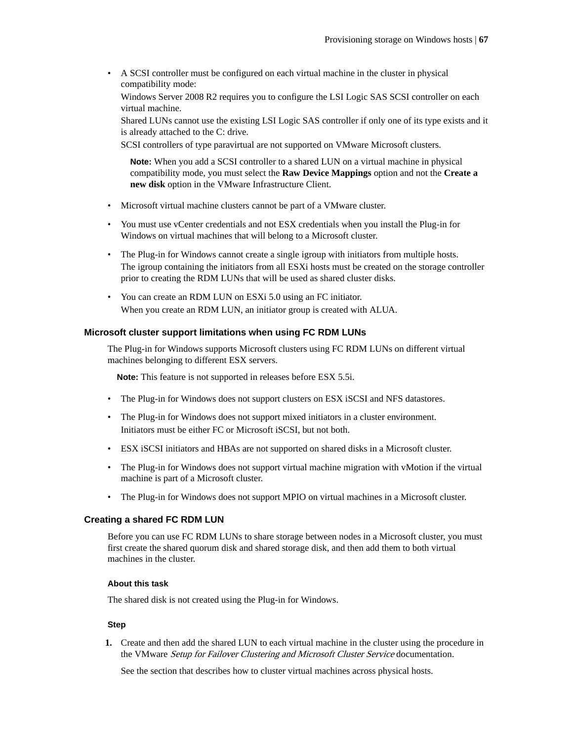- A SCSI controller must be configured on each virtual machine in the cluster in physical compatibility mode:
  Windows Server 2008 R2 requires you to configure the LSI Logic SAS SCSI controller on each virtual machine.
  Shared LUNs cannot use the existing LSI Logic SAS controller if only one of its type exists and it is already attached to the C: drive.
  SCSI controllers of type paravirtual are not supported on VMware Microsoft clusters.

  **Note:** When you add a SCSI controller to a shared LUN on a virtual machine in physical compatibility mode, you must select the **Raw Device Mappings** option and not the **Create a new disk** option in the VMware Infrastructure Client.

- Microsoft virtual machine clusters cannot be part of a VMware cluster.
- You must use vCenter credentials and not ESX credentials when you install the Plug-in for Windows on virtual machines that will belong to a Microsoft cluster.
- The Plug-in for Windows cannot create a single igroup with initiators from multiple hosts.
  The igroup containing the initiators from all ESXi hosts must be created on the storage controller prior to creating the RDM LUNs that will be used as shared cluster disks.
- You can create an RDM LUN on ESXi 5.0 using an FC initiator.
  When you create an RDM LUN, an initiator group is created with ALUA.

### Microsoft cluster support limitations when using FC RDM LUNs

The Plug-in for Windows supports Microsoft clusters using FC RDM LUNs on different virtual machines belonging to different ESX servers.

**Note:** This feature is not supported in releases before ESX 5.5i.

- The Plug-in for Windows does not support clusters on ESX iSCSI and NFS datastores.
- The Plug-in for Windows does not support mixed initiators in a cluster environment.
  Initiators must be either FC or Microsoft iSCSI, but not both.
- ESX iSCSI initiators and HBAs are not supported on shared disks in a Microsoft cluster.
- The Plug-in for Windows does not support virtual machine migration with vMotion if the virtual machine is part of a Microsoft cluster.
- The Plug-in for Windows does not support MPIO on virtual machines in a Microsoft cluster.

### Creating a shared FC RDM LUN

Before you can use FC RDM LUNs to share storage between nodes in a Microsoft cluster, you must first create the shared quorum disk and shared storage disk, and then add them to both virtual machines in the cluster.

#### About this task

The shared disk is not created using the Plug-in for Windows.

#### Step

1. Create and then add the shared LUN to each virtual machine in the cluster using the procedure in the VMware *Setup for Failover Clustering and Microsoft Cluster Service* documentation.

   See the section that describes how to cluster virtual machines across physical hosts.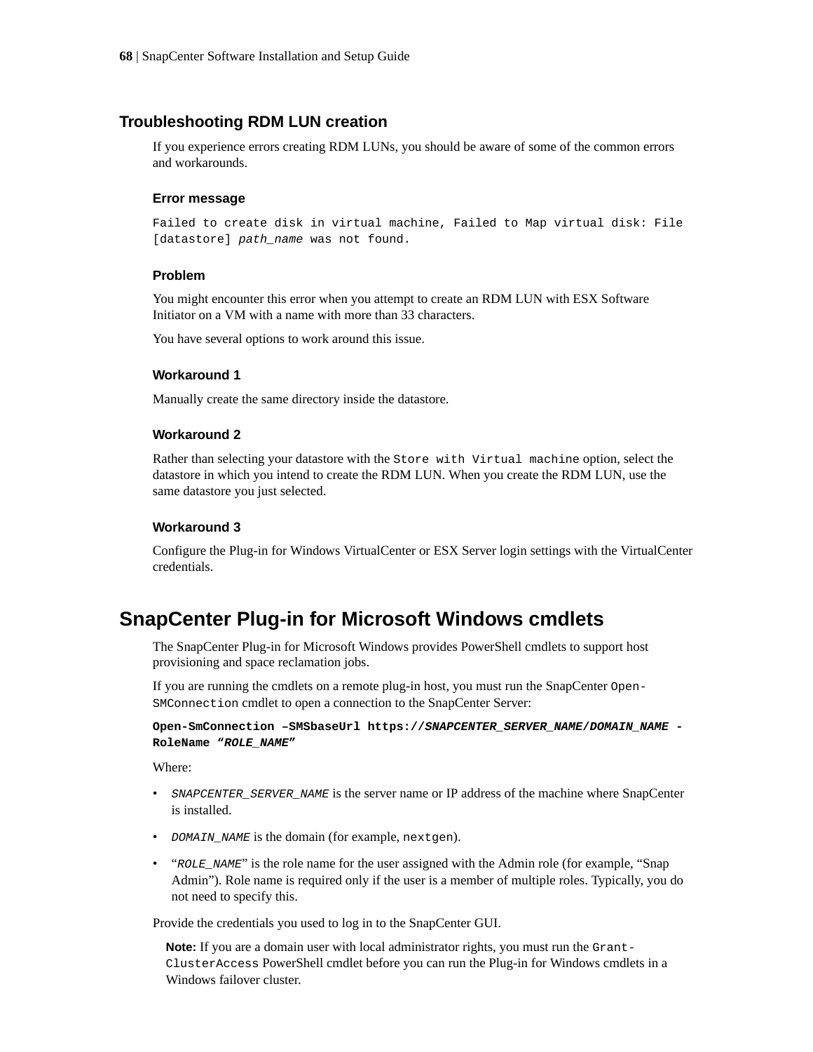## Troubleshooting RDM LUN creation

If you experience errors creating RDM LUNs, you should be aware of some of the common errors and workarounds.

### Error message

`Failed to create disk in virtual machine, Failed to Map virtual disk: File [datastore]` *`path_name`* `was not found.`

### Problem

You might encounter this error when you attempt to create an RDM LUN with ESX Software Initiator on a VM with a name with more than 33 characters.

You have several options to work around this issue.

### Workaround 1

Manually create the same directory inside the datastore.

### Workaround 2

Rather than selecting your datastore with the `Store with Virtual machine` option, select the datastore in which you intend to create the RDM LUN. When you create the RDM LUN, use the same datastore you just selected.

### Workaround 3

Configure the Plug-in for Windows VirtualCenter or ESX Server login settings with the VirtualCenter credentials.

## SnapCenter Plug-in for Microsoft Windows cmdlets

The SnapCenter Plug-in for Microsoft Windows provides PowerShell cmdlets to support host provisioning and space reclamation jobs.

If you are running the cmdlets on a remote plug-in host, you must run the SnapCenter `Open-SMConnection` cmdlet to open a connection to the SnapCenter Server:

**`Open-SmConnection –SMSbaseUrl https://`*`SNAPCENTER_SERVER_NAME/DOMAIN_NAME`*` -RoleName “`*`ROLE_NAME`*`”`**

Where:

- *`SNAPCENTER_SERVER_NAME`* is the server name or IP address of the machine where SnapCenter is installed.
- *`DOMAIN_NAME`* is the domain (for example, `nextgen`).
- “*`ROLE_NAME`*” is the role name for the user assigned with the Admin role (for example, “Snap Admin”). Role name is required only if the user is a member of multiple roles. Typically, you do not need to specify this.

Provide the credentials you used to log in to the SnapCenter GUI.

> **Note:** If you are a domain user with local administrator rights, you must run the `Grant-ClusterAccess` PowerShell cmdlet before you can run the Plug-in for Windows cmdlets in a Windows failover cluster.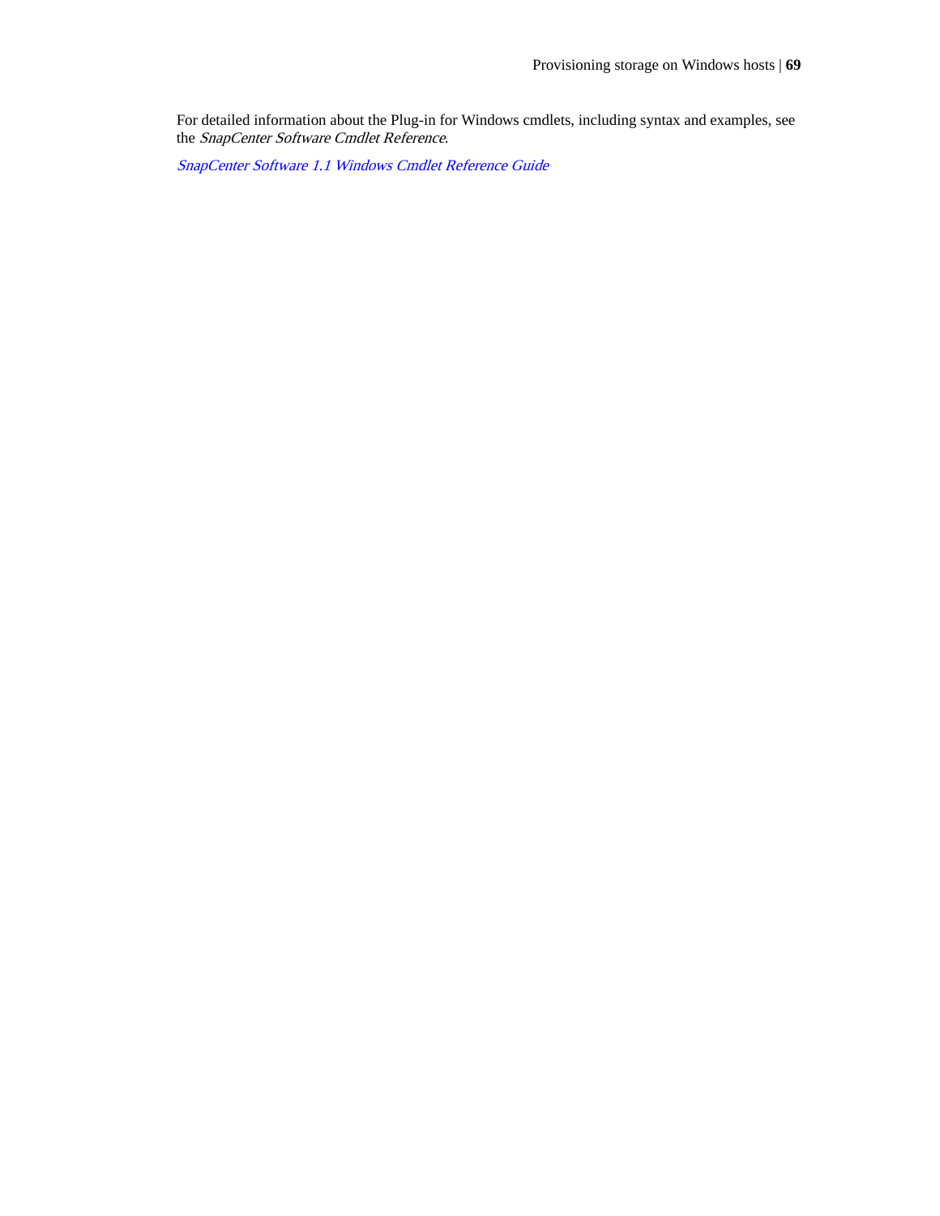For detailed information about the Plug-in for Windows cmdlets, including syntax and examples, see the *SnapCenter Software Cmdlet Reference*.

*SnapCenter Software 1.1 Windows Cmdlet Reference Guide*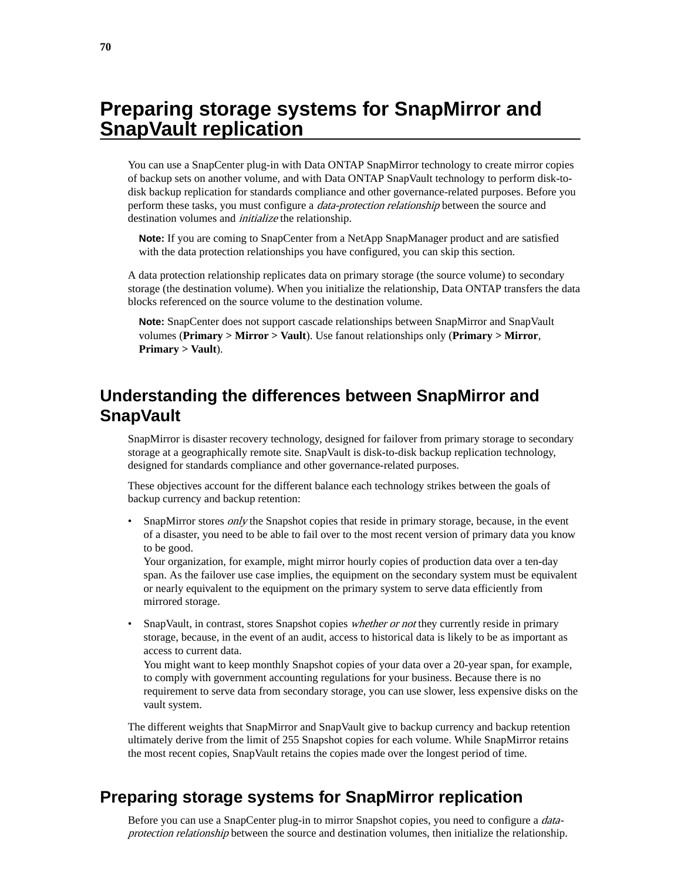# Preparing storage systems for SnapMirror and SnapVault replication

You can use a SnapCenter plug-in with Data ONTAP SnapMirror technology to create mirror copies of backup sets on another volume, and with Data ONTAP SnapVault technology to perform disk-to-disk backup replication for standards compliance and other governance-related purposes. Before you perform these tasks, you must configure a *data-protection relationship* between the source and destination volumes and *initialize* the relationship.

> **Note:** If you are coming to SnapCenter from a NetApp SnapManager product and are satisfied with the data protection relationships you have configured, you can skip this section.

A data protection relationship replicates data on primary storage (the source volume) to secondary storage (the destination volume). When you initialize the relationship, Data ONTAP transfers the data blocks referenced on the source volume to the destination volume.

> **Note:** SnapCenter does not support cascade relationships between SnapMirror and SnapVault volumes (**Primary > Mirror > Vault**). Use fanout relationships only (**Primary > Mirror**, **Primary > Vault**).

## Understanding the differences between SnapMirror and SnapVault

SnapMirror is disaster recovery technology, designed for failover from primary storage to secondary storage at a geographically remote site. SnapVault is disk-to-disk backup replication technology, designed for standards compliance and other governance-related purposes.

These objectives account for the different balance each technology strikes between the goals of backup currency and backup retention:

- SnapMirror stores *only* the Snapshot copies that reside in primary storage, because, in the event of a disaster, you need to be able to fail over to the most recent version of primary data you know to be good.
  Your organization, for example, might mirror hourly copies of production data over a ten-day span. As the failover use case implies, the equipment on the secondary system must be equivalent or nearly equivalent to the equipment on the primary system to serve data efficiently from mirrored storage.
- SnapVault, in contrast, stores Snapshot copies *whether or not* they currently reside in primary storage, because, in the event of an audit, access to historical data is likely to be as important as access to current data.
  You might want to keep monthly Snapshot copies of your data over a 20-year span, for example, to comply with government accounting regulations for your business. Because there is no requirement to serve data from secondary storage, you can use slower, less expensive disks on the vault system.

The different weights that SnapMirror and SnapVault give to backup currency and backup retention ultimately derive from the limit of 255 Snapshot copies for each volume. While SnapMirror retains the most recent copies, SnapVault retains the copies made over the longest period of time.

## Preparing storage systems for SnapMirror replication

Before you can use a SnapCenter plug-in to mirror Snapshot copies, you need to configure a *data-protection relationship* between the source and destination volumes, then initialize the relationship.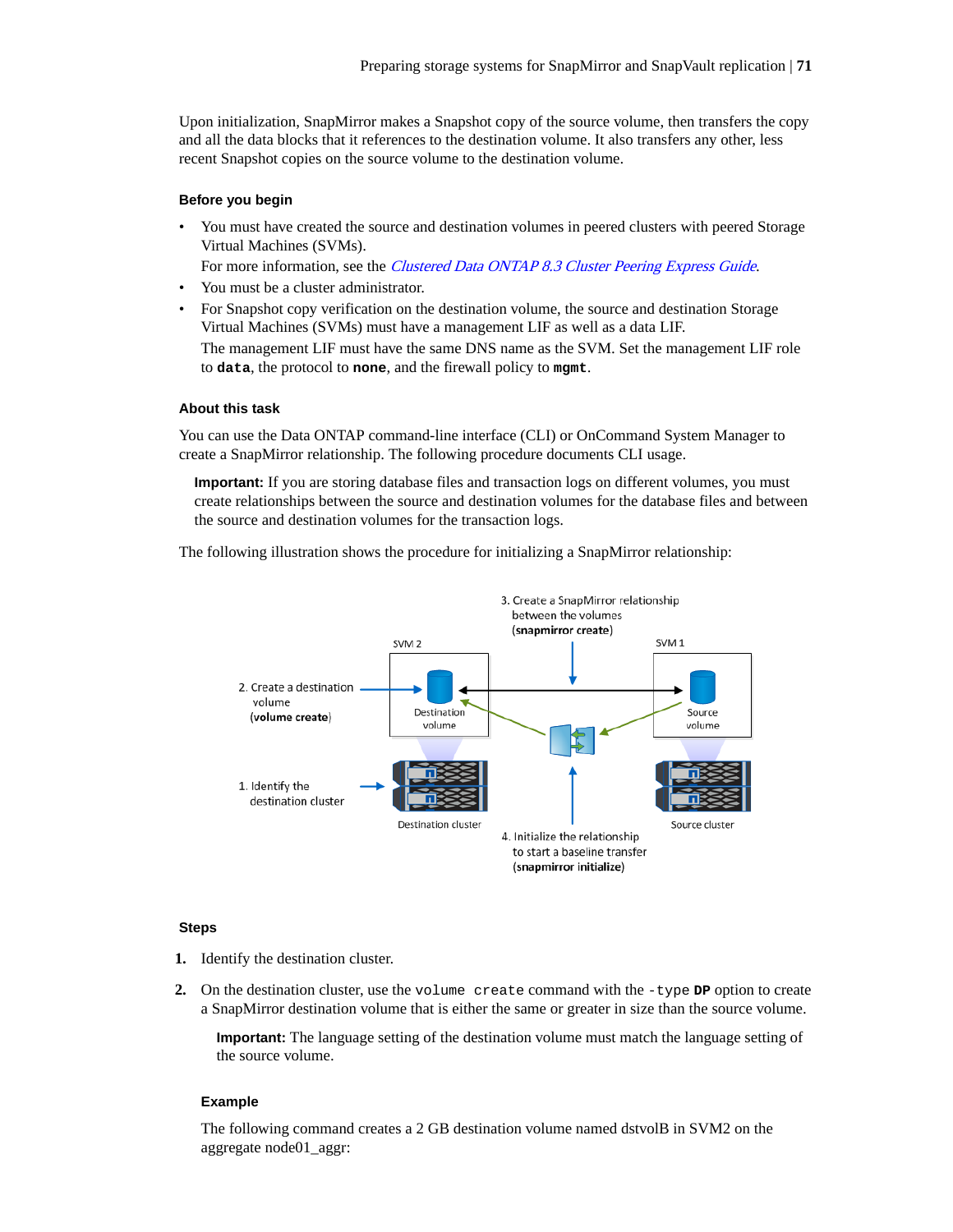Upon initialization, SnapMirror makes a Snapshot copy of the source volume, then transfers the copy and all the data blocks that it references to the destination volume. It also transfers any other, less recent Snapshot copies on the source volume to the destination volume.

### Before you begin

- You must have created the source and destination volumes in peered clusters with peered Storage Virtual Machines (SVMs).
  For more information, see the *Clustered Data ONTAP 8.3 Cluster Peering Express Guide*.
- You must be a cluster administrator.
- For Snapshot copy verification on the destination volume, the source and destination Storage Virtual Machines (SVMs) must have a management LIF as well as a data LIF.
  The management LIF must have the same DNS name as the SVM. Set the management LIF role to **`data`**, the protocol to **none**, and the firewall policy to **`mgmt`**.

### About this task

You can use the Data ONTAP command-line interface (CLI) or OnCommand System Manager to create a SnapMirror relationship. The following procedure documents CLI usage.

> **Important:** If you are storing database files and transaction logs on different volumes, you must create relationships between the source and destination volumes for the database files and between the source and destination volumes for the transaction logs.

The following illustration shows the procedure for initializing a SnapMirror relationship:

3. Create a SnapMirror relationship between the volumes (**snapmirror create**)

SVM 2 — Destination volume
SVM 1 — Source volume

2. Create a destination volume (**volume create**)

1. Identify the destination cluster

Destination cluster — Source cluster

4. Initialize the relationship to start a baseline transfer (**snapmirror initialize**)

### Steps

1. Identify the destination cluster.
2. On the destination cluster, use the `volume create` command with the `-type` **DP** option to create a SnapMirror destination volume that is either the same or greater in size than the source volume.

   > **Important:** The language setting of the destination volume must match the language setting of the source volume.

   #### Example

   The following command creates a 2 GB destination volume named dstvolB in SVM2 on the aggregate node01_aggr: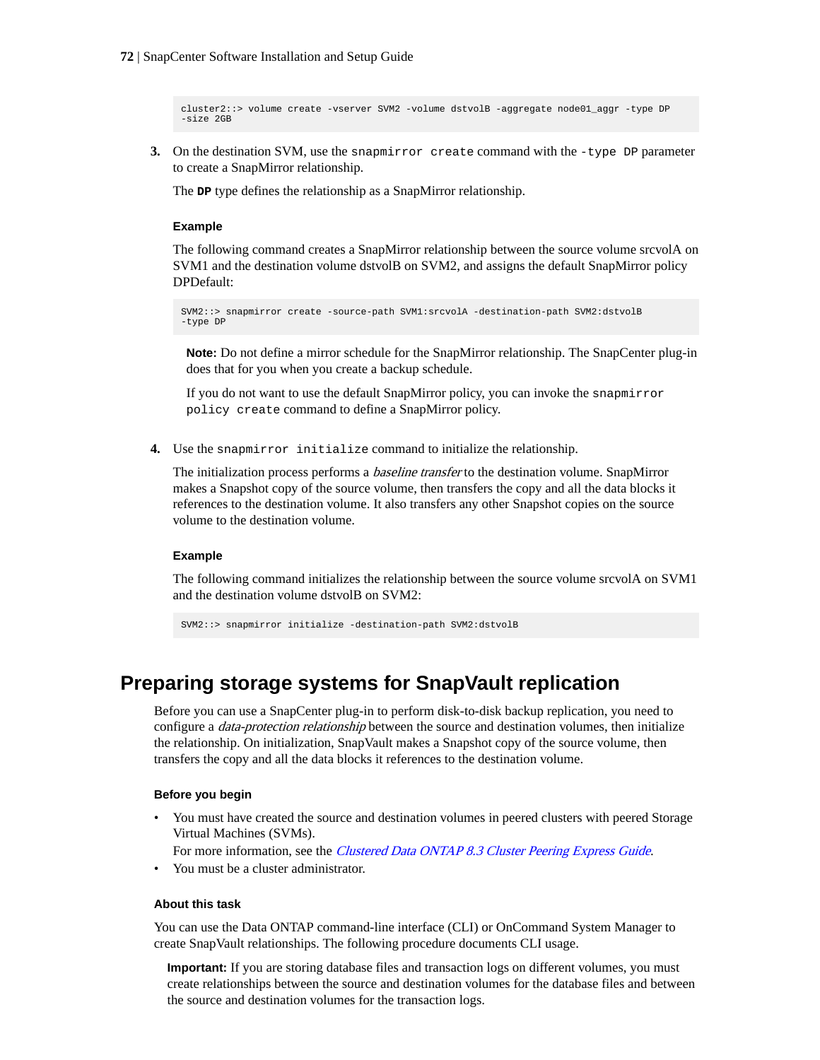```
cluster2::> volume create -vserver SVM2 -volume dstvolB -aggregate node01_aggr -type DP
-size 2GB
```

3. On the destination SVM, use the `snapmirror create` command with the `-type DP` parameter to create a SnapMirror relationship.

   The **`DP`** type defines the relationship as a SnapMirror relationship.

   **Example**

   The following command creates a SnapMirror relationship between the source volume srcvolA on SVM1 and the destination volume dstvolB on SVM2, and assigns the default SnapMirror policy DPDefault:

   ```
   SVM2::> snapmirror create -source-path SVM1:srcvolA -destination-path SVM2:dstvolB
   -type DP
   ```

   **Note:** Do not define a mirror schedule for the SnapMirror relationship. The SnapCenter plug-in does that for you when you create a backup schedule.

   If you do not want to use the default SnapMirror policy, you can invoke the `snapmirror policy create` command to define a SnapMirror policy.

4. Use the `snapmirror initialize` command to initialize the relationship.

   The initialization process performs a *baseline transfer* to the destination volume. SnapMirror makes a Snapshot copy of the source volume, then transfers the copy and all the data blocks it references to the destination volume. It also transfers any other Snapshot copies on the source volume to the destination volume.

   **Example**

   The following command initializes the relationship between the source volume srcvolA on SVM1 and the destination volume dstvolB on SVM2:

   ```
   SVM2::> snapmirror initialize -destination-path SVM2:dstvolB
   ```

## Preparing storage systems for SnapVault replication

Before you can use a SnapCenter plug-in to perform disk-to-disk backup replication, you need to configure a *data-protection relationship* between the source and destination volumes, then initialize the relationship. On initialization, SnapVault makes a Snapshot copy of the source volume, then transfers the copy and all the data blocks it references to the destination volume.

### Before you begin

- You must have created the source and destination volumes in peered clusters with peered Storage Virtual Machines (SVMs).
  For more information, see the *Clustered Data ONTAP 8.3 Cluster Peering Express Guide*.
- You must be a cluster administrator.

### About this task

You can use the Data ONTAP command-line interface (CLI) or OnCommand System Manager to create SnapVault relationships. The following procedure documents CLI usage.

**Important:** If you are storing database files and transaction logs on different volumes, you must create relationships between the source and destination volumes for the database files and between the source and destination volumes for the transaction logs.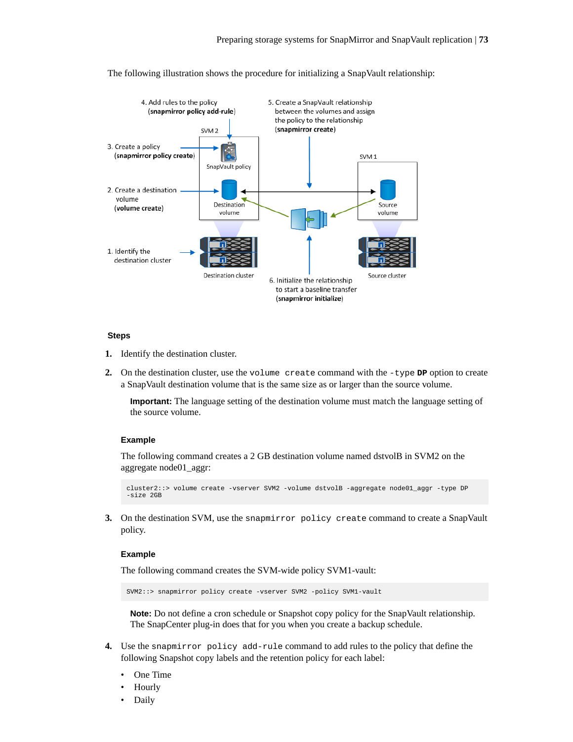The following illustration shows the procedure for initializing a SnapVault relationship:

4. Add rules to the policy (**snapmirror policy add-rule**)

5. Create a SnapVault relationship between the volumes and assign the policy to the relationship (**snapmirror create**)

SVM 2

3. Create a policy (**snapmirror policy create**)

SnapVault policy

SVM 1

2. Create a destination volume (**volume create**)

Destination volume

Source volume

1. Identify the destination cluster

Destination cluster

Source cluster

6. Initialize the relationship to start a baseline transfer (**snapmirror initialize**)

### Steps

1. Identify the destination cluster.
2. On the destination cluster, use the `volume create` command with the `-type` **`DP`** option to create a SnapVault destination volume that is the same size as or larger than the source volume.

   **Important:** The language setting of the destination volume must match the language setting of the source volume.

   **Example**

   The following command creates a 2 GB destination volume named dstvolB in SVM2 on the aggregate node01_aggr:

   ```
   cluster2::> volume create -vserver SVM2 -volume dstvolB -aggregate node01_aggr -type DP
   -size 2GB
   ```

3. On the destination SVM, use the `snapmirror policy create` command to create a SnapVault policy.

   **Example**

   The following command creates the SVM-wide policy SVM1-vault:

   ```
   SVM2::> snapmirror policy create -vserver SVM2 -policy SVM1-vault
   ```

   **Note:** Do not define a cron schedule or Snapshot copy policy for the SnapVault relationship. The SnapCenter plug-in does that for you when you create a backup schedule.

4. Use the `snapmirror policy add-rule` command to add rules to the policy that define the following Snapshot copy labels and the retention policy for each label:
   - One Time
   - Hourly
   - Daily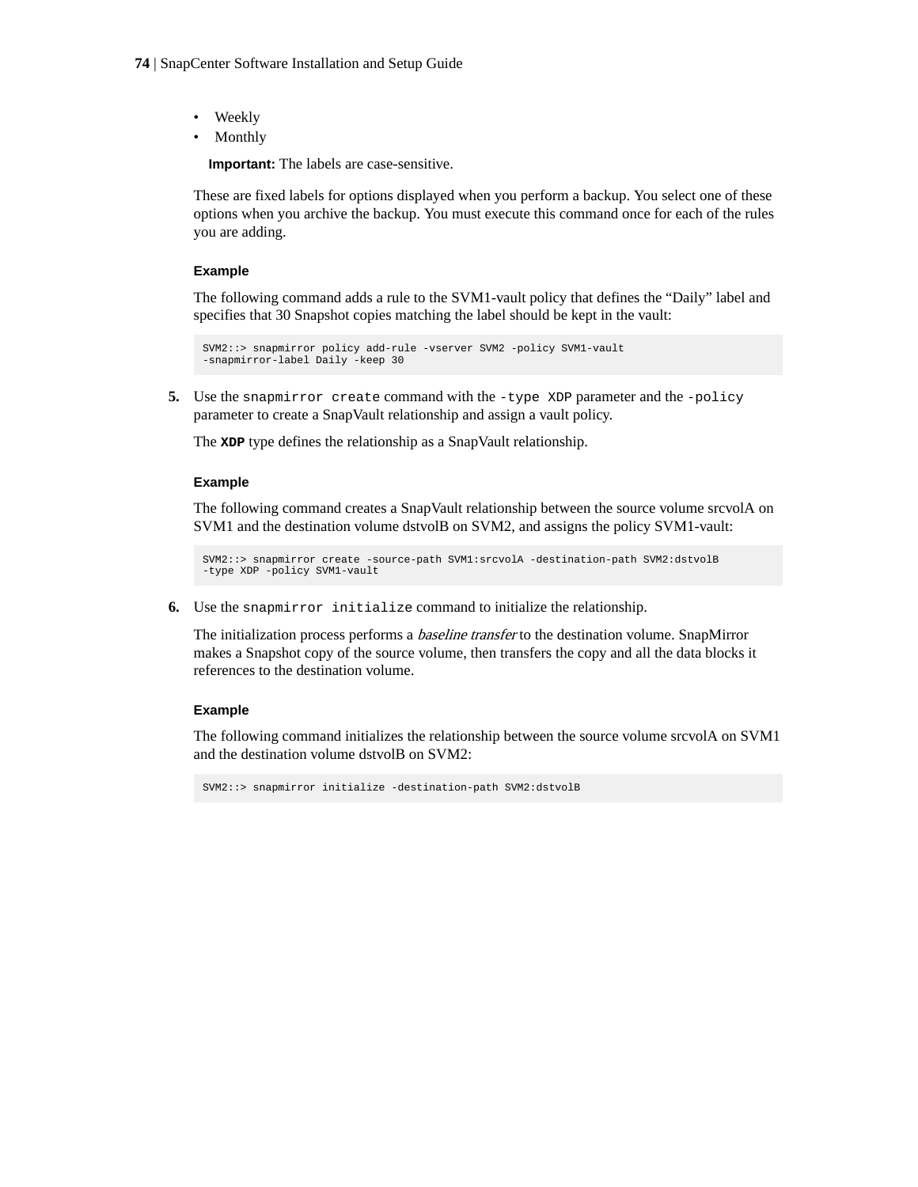- Weekly
- Monthly

**Important:** The labels are case-sensitive.

These are fixed labels for options displayed when you perform a backup. You select one of these options when you archive the backup. You must execute this command once for each of the rules you are adding.

**Example**

The following command adds a rule to the SVM1-vault policy that defines the "Daily" label and specifies that 30 Snapshot copies matching the label should be kept in the vault:

```
SVM2::> snapmirror policy add-rule -vserver SVM2 -policy SVM1-vault
-snapmirror-label Daily -keep 30
```

5. Use the `snapmirror create` command with the `-type XDP` parameter and the `-policy` parameter to create a SnapVault relationship and assign a vault policy.

   The **`XDP`** type defines the relationship as a SnapVault relationship.

   **Example**

   The following command creates a SnapVault relationship between the source volume srcvolA on SVM1 and the destination volume dstvolB on SVM2, and assigns the policy SVM1-vault:

   ```
   SVM2::> snapmirror create -source-path SVM1:srcvolA -destination-path SVM2:dstvolB
   -type XDP -policy SVM1-vault
   ```

6. Use the `snapmirror initialize` command to initialize the relationship.

   The initialization process performs a *baseline transfer* to the destination volume. SnapMirror makes a Snapshot copy of the source volume, then transfers the copy and all the data blocks it references to the destination volume.

   **Example**

   The following command initializes the relationship between the source volume srcvolA on SVM1 and the destination volume dstvolB on SVM2:

   ```
   SVM2::> snapmirror initialize -destination-path SVM2:dstvolB
   ```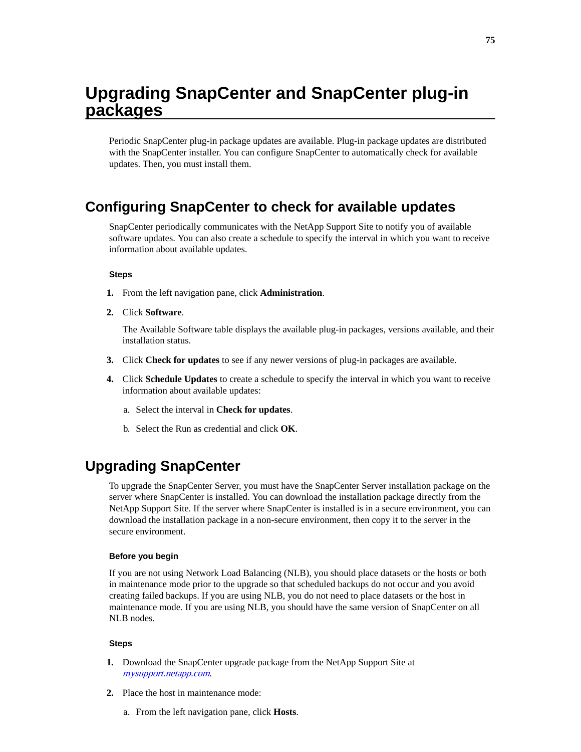# Upgrading SnapCenter and SnapCenter plug-in packages

Periodic SnapCenter plug-in package updates are available. Plug-in package updates are distributed with the SnapCenter installer. You can configure SnapCenter to automatically check for available updates. Then, you must install them.

## Configuring SnapCenter to check for available updates

SnapCenter periodically communicates with the NetApp Support Site to notify you of available software updates. You can also create a schedule to specify the interval in which you want to receive information about available updates.

### Steps

1. From the left navigation pane, click **Administration**.
2. Click **Software**.

   The Available Software table displays the available plug-in packages, versions available, and their installation status.

3. Click **Check for updates** to see if any newer versions of plug-in packages are available.
4. Click **Schedule Updates** to create a schedule to specify the interval in which you want to receive information about available updates:
   a. Select the interval in **Check for updates**.
   b. Select the Run as credential and click **OK**.

## Upgrading SnapCenter

To upgrade the SnapCenter Server, you must have the SnapCenter Server installation package on the server where SnapCenter is installed. You can download the installation package directly from the NetApp Support Site. If the server where SnapCenter is installed is in a secure environment, you can download the installation package in a non-secure environment, then copy it to the server in the secure environment.

### Before you begin

If you are not using Network Load Balancing (NLB), you should place datasets or the hosts or both in maintenance mode prior to the upgrade so that scheduled backups do not occur and you avoid creating failed backups. If you are using NLB, you do not need to place datasets or the host in maintenance mode. If you are using NLB, you should have the same version of SnapCenter on all NLB nodes.

### Steps

1. Download the SnapCenter upgrade package from the NetApp Support Site at *mysupport.netapp.com*.
2. Place the host in maintenance mode:
   a. From the left navigation pane, click **Hosts**.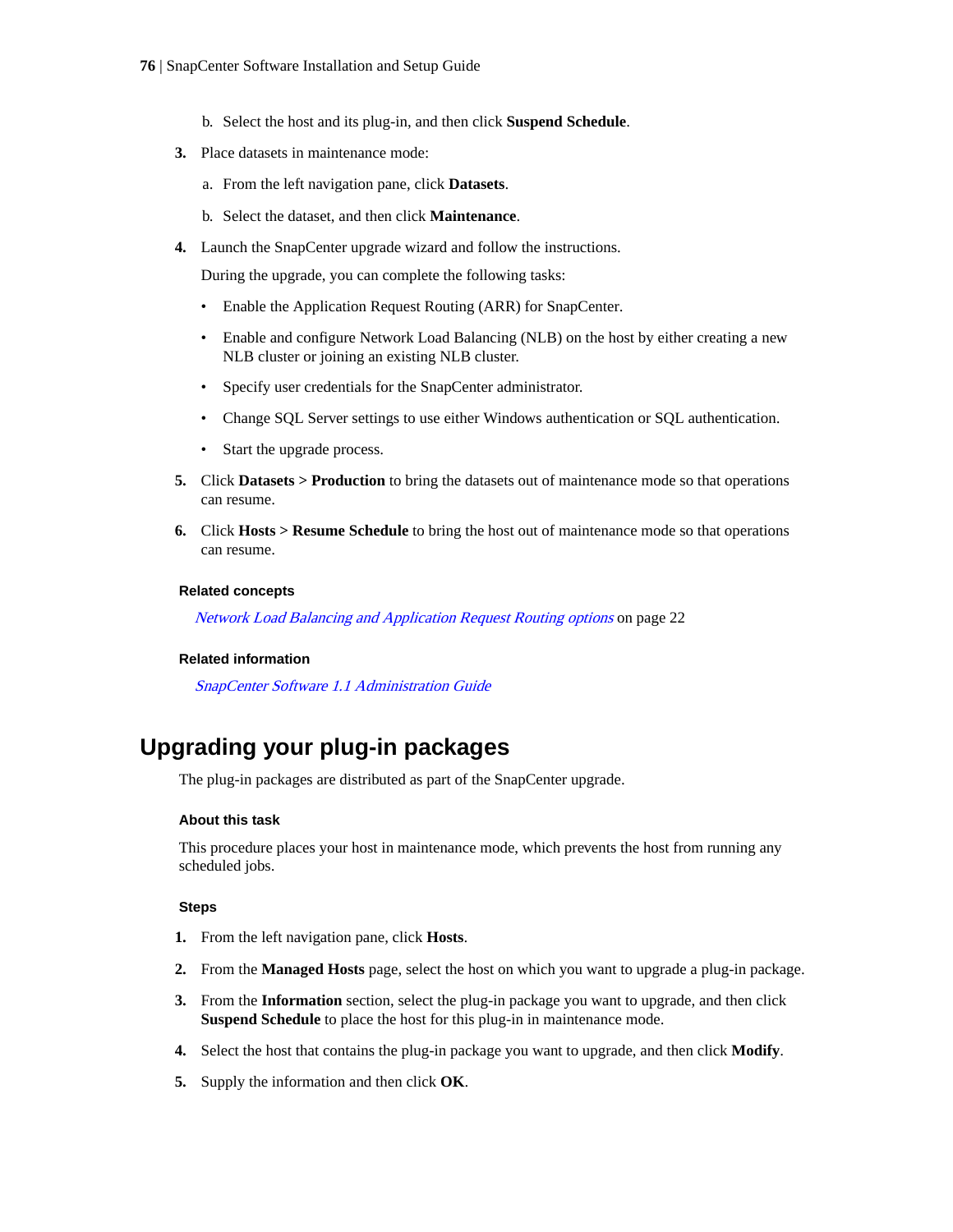b. Select the host and its plug-in, and then click **Suspend Schedule**.

3. Place datasets in maintenance mode:

    a. From the left navigation pane, click **Datasets**.

    b. Select the dataset, and then click **Maintenance**.

4. Launch the SnapCenter upgrade wizard and follow the instructions.

    During the upgrade, you can complete the following tasks:

    - Enable the Application Request Routing (ARR) for SnapCenter.
    - Enable and configure Network Load Balancing (NLB) on the host by either creating a new NLB cluster or joining an existing NLB cluster.
    - Specify user credentials for the SnapCenter administrator.
    - Change SQL Server settings to use either Windows authentication or SQL authentication.
    - Start the upgrade process.

5. Click **Datasets > Production** to bring the datasets out of maintenance mode so that operations can resume.

6. Click **Hosts > Resume Schedule** to bring the host out of maintenance mode so that operations can resume.

#### Related concepts

*Network Load Balancing and Application Request Routing options* on page 22

#### Related information

*SnapCenter Software 1.1 Administration Guide*

## Upgrading your plug-in packages

The plug-in packages are distributed as part of the SnapCenter upgrade.

#### About this task

This procedure places your host in maintenance mode, which prevents the host from running any scheduled jobs.

#### Steps

1. From the left navigation pane, click **Hosts**.
2. From the **Managed Hosts** page, select the host on which you want to upgrade a plug-in package.
3. From the **Information** section, select the plug-in package you want to upgrade, and then click **Suspend Schedule** to place the host for this plug-in in maintenance mode.
4. Select the host that contains the plug-in package you want to upgrade, and then click **Modify**.
5. Supply the information and then click **OK**.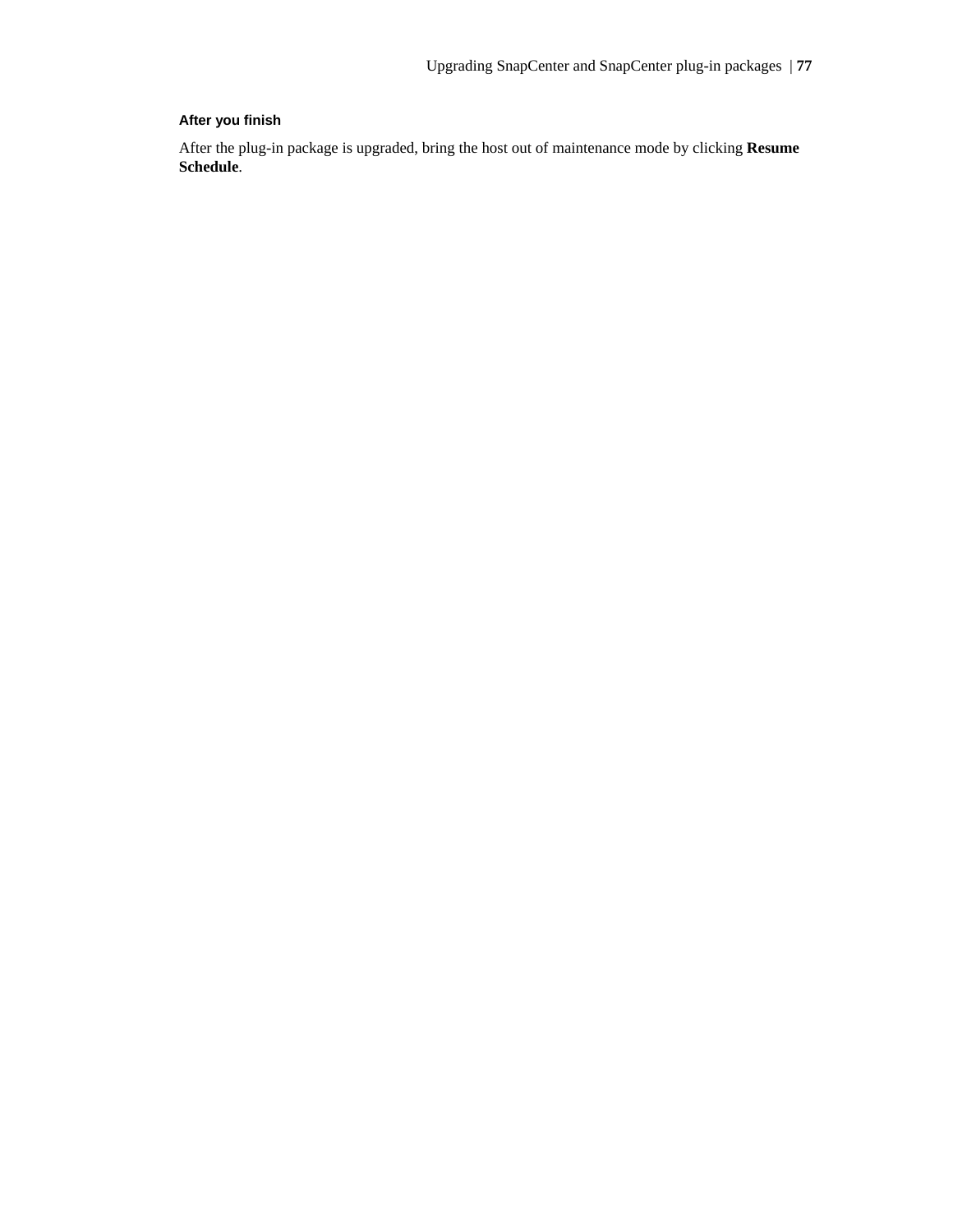#### After you finish

After the plug-in package is upgraded, bring the host out of maintenance mode by clicking **Resume Schedule**.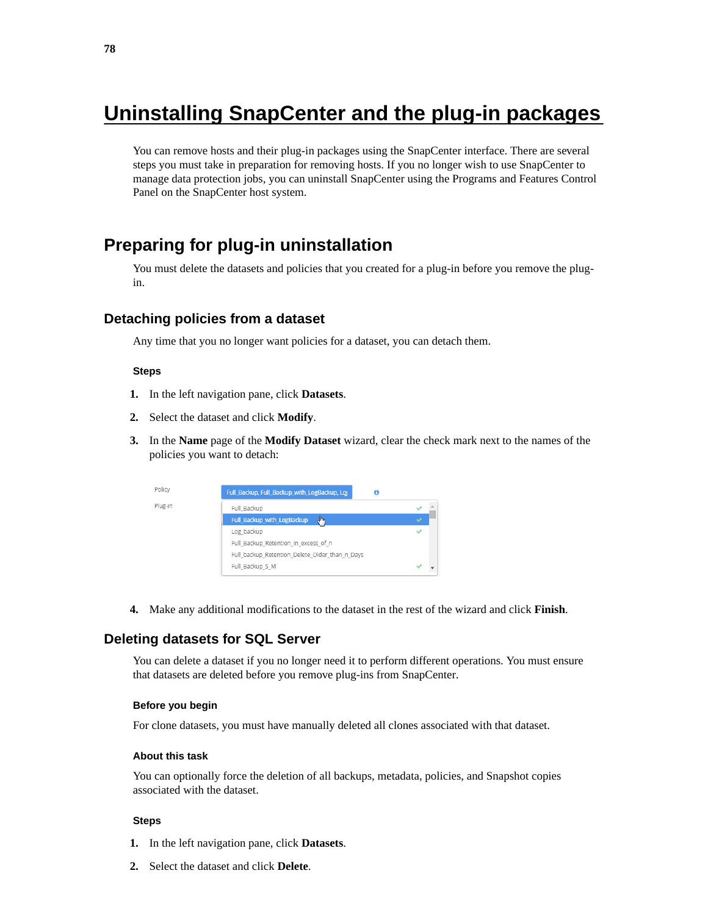# Uninstalling SnapCenter and the plug-in packages

You can remove hosts and their plug-in packages using the SnapCenter interface. There are several steps you must take in preparation for removing hosts. If you no longer wish to use SnapCenter to manage data protection jobs, you can uninstall SnapCenter using the Programs and Features Control Panel on the SnapCenter host system.

## Preparing for plug-in uninstallation

You must delete the datasets and policies that you created for a plug-in before you remove the plug-in.

### Detaching policies from a dataset

Any time that you no longer want policies for a dataset, you can detach them.

#### Steps

1. In the left navigation pane, click **Datasets**.
2. Select the dataset and click **Modify**.
3. In the **Name** page of the **Modify Dataset** wizard, clear the check mark next to the names of the policies you want to detach:
4. Make any additional modifications to the dataset in the rest of the wizard and click **Finish**.

### Deleting datasets for SQL Server

You can delete a dataset if you no longer need it to perform different operations. You must ensure that datasets are deleted before you remove plug-ins from SnapCenter.

#### Before you begin

For clone datasets, you must have manually deleted all clones associated with that dataset.

#### About this task

You can optionally force the deletion of all backups, metadata, policies, and Snapshot copies associated with the dataset.

#### Steps

1. In the left navigation pane, click **Datasets**.
2. Select the dataset and click **Delete**.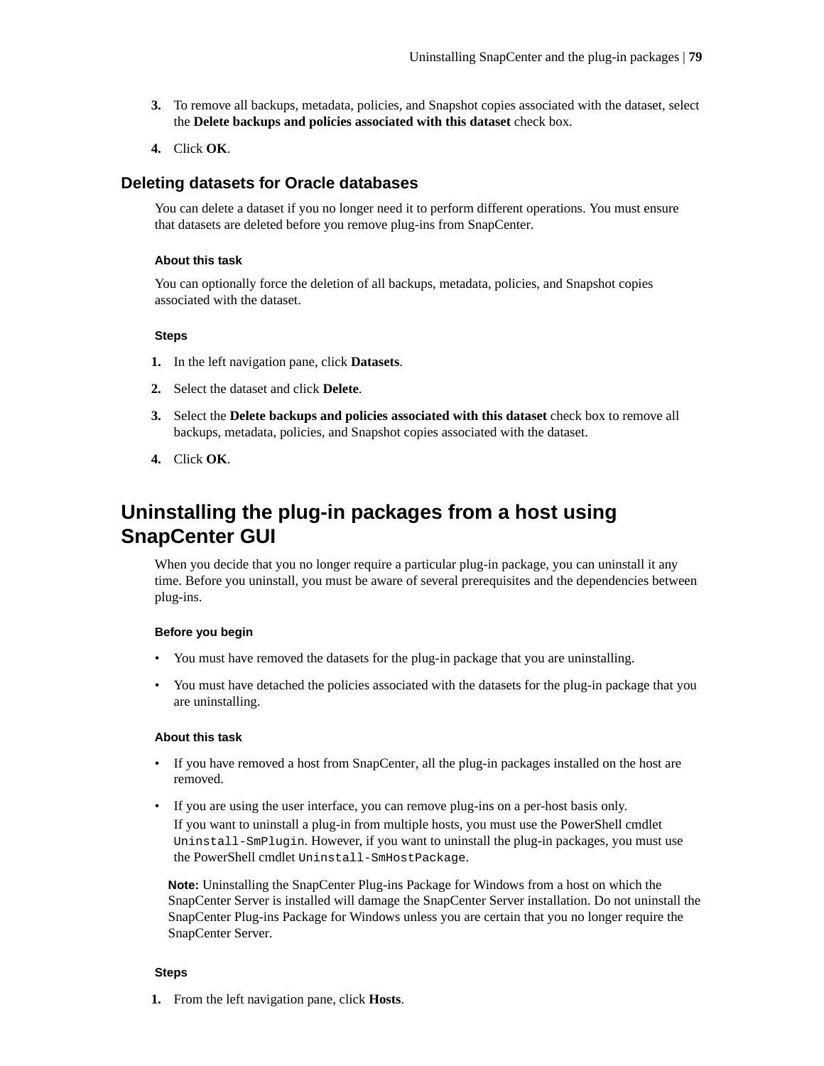3. To remove all backups, metadata, policies, and Snapshot copies associated with the dataset, select the **Delete backups and policies associated with this dataset** check box.
4. Click **OK**.

### Deleting datasets for Oracle databases

You can delete a dataset if you no longer need it to perform different operations. You must ensure that datasets are deleted before you remove plug-ins from SnapCenter.

#### About this task

You can optionally force the deletion of all backups, metadata, policies, and Snapshot copies associated with the dataset.

#### Steps

1. In the left navigation pane, click **Datasets**.
2. Select the dataset and click **Delete**.
3. Select the **Delete backups and policies associated with this dataset** check box to remove all backups, metadata, policies, and Snapshot copies associated with the dataset.
4. Click **OK**.

## Uninstalling the plug-in packages from a host using SnapCenter GUI

When you decide that you no longer require a particular plug-in package, you can uninstall it any time. Before you uninstall, you must be aware of several prerequisites and the dependencies between plug-ins.

#### Before you begin

- You must have removed the datasets for the plug-in package that you are uninstalling.
- You must have detached the policies associated with the datasets for the plug-in package that you are uninstalling.

#### About this task

- If you have removed a host from SnapCenter, all the plug-in packages installed on the host are removed.
- If you are using the user interface, you can remove plug-ins on a per-host basis only.
  If you want to uninstall a plug-in from multiple hosts, you must use the PowerShell cmdlet `Uninstall-SmPlugin`. However, if you want to uninstall the plug-in packages, you must use the PowerShell cmdlet `Uninstall-SmHostPackage`.

**Note:** Uninstalling the SnapCenter Plug-ins Package for Windows from a host on which the SnapCenter Server is installed will damage the SnapCenter Server installation. Do not uninstall the SnapCenter Plug-ins Package for Windows unless you are certain that you no longer require the SnapCenter Server.

#### Steps

1. From the left navigation pane, click **Hosts**.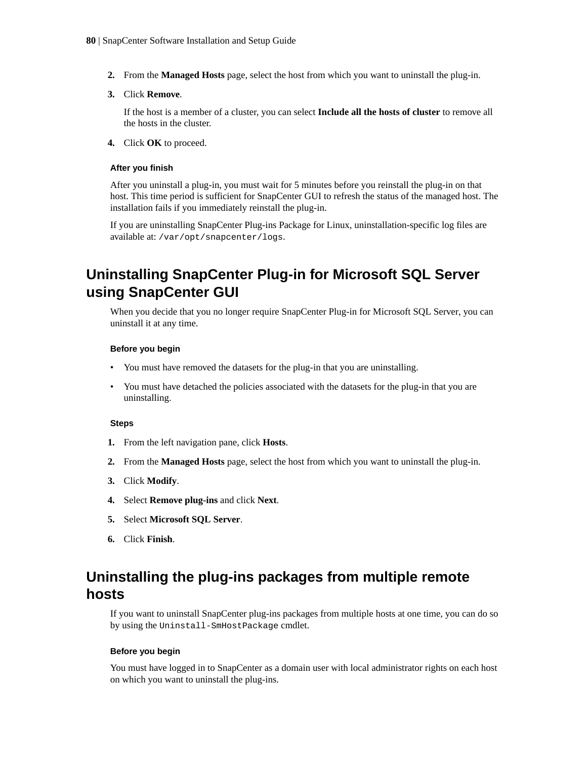2. From the **Managed Hosts** page, select the host from which you want to uninstall the plug-in.
3. Click **Remove**.

   If the host is a member of a cluster, you can select **Include all the hosts of cluster** to remove all the hosts in the cluster.
4. Click **OK** to proceed.

#### After you finish

After you uninstall a plug-in, you must wait for 5 minutes before you reinstall the plug-in on that host. This time period is sufficient for SnapCenter GUI to refresh the status of the managed host. The installation fails if you immediately reinstall the plug-in.

If you are uninstalling SnapCenter Plug-ins Package for Linux, uninstallation-specific log files are available at: `/var/opt/snapcenter/logs`.

## Uninstalling SnapCenter Plug-in for Microsoft SQL Server using SnapCenter GUI

When you decide that you no longer require SnapCenter Plug-in for Microsoft SQL Server, you can uninstall it at any time.

#### Before you begin

- You must have removed the datasets for the plug-in that you are uninstalling.
- You must have detached the policies associated with the datasets for the plug-in that you are uninstalling.

#### Steps

1. From the left navigation pane, click **Hosts**.
2. From the **Managed Hosts** page, select the host from which you want to uninstall the plug-in.
3. Click **Modify**.
4. Select **Remove plug-ins** and click **Next**.
5. Select **Microsoft SQL Server**.
6. Click **Finish**.

## Uninstalling the plug-ins packages from multiple remote hosts

If you want to uninstall SnapCenter plug-ins packages from multiple hosts at one time, you can do so by using the `Uninstall-SmHostPackage` cmdlet.

#### Before you begin

You must have logged in to SnapCenter as a domain user with local administrator rights on each host on which you want to uninstall the plug-ins.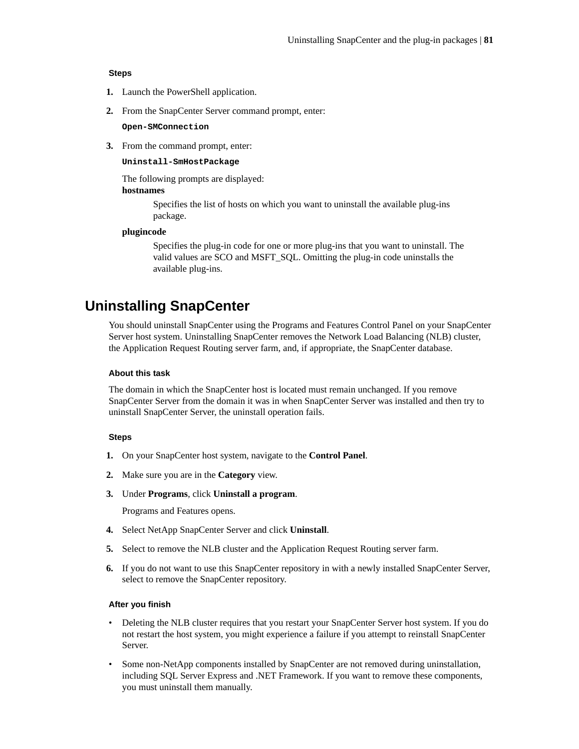#### Steps

1. Launch the PowerShell application.
2. From the SnapCenter Server command prompt, enter:

   `Open-SMConnection`

3. From the command prompt, enter:

   `Uninstall-SmHostPackage`

   The following prompts are displayed:

   **hostnames**

   Specifies the list of hosts on which you want to uninstall the available plug-ins package.

   **plugincode**

   Specifies the plug-in code for one or more plug-ins that you want to uninstall. The valid values are SCO and MSFT_SQL. Omitting the plug-in code uninstalls the available plug-ins.

## Uninstalling SnapCenter

You should uninstall SnapCenter using the Programs and Features Control Panel on your SnapCenter Server host system. Uninstalling SnapCenter removes the Network Load Balancing (NLB) cluster, the Application Request Routing server farm, and, if appropriate, the SnapCenter database.

#### About this task

The domain in which the SnapCenter host is located must remain unchanged. If you remove SnapCenter Server from the domain it was in when SnapCenter Server was installed and then try to uninstall SnapCenter Server, the uninstall operation fails.

#### Steps

1. On your SnapCenter host system, navigate to the **Control Panel**.
2. Make sure you are in the **Category** view.
3. Under **Programs**, click **Uninstall a program**.

   Programs and Features opens.

4. Select NetApp SnapCenter Server and click **Uninstall**.
5. Select to remove the NLB cluster and the Application Request Routing server farm.
6. If you do not want to use this SnapCenter repository in with a newly installed SnapCenter Server, select to remove the SnapCenter repository.

#### After you finish

- Deleting the NLB cluster requires that you restart your SnapCenter Server host system. If you do not restart the host system, you might experience a failure if you attempt to reinstall SnapCenter Server.
- Some non-NetApp components installed by SnapCenter are not removed during uninstallation, including SQL Server Express and .NET Framework. If you want to remove these components, you must uninstall them manually.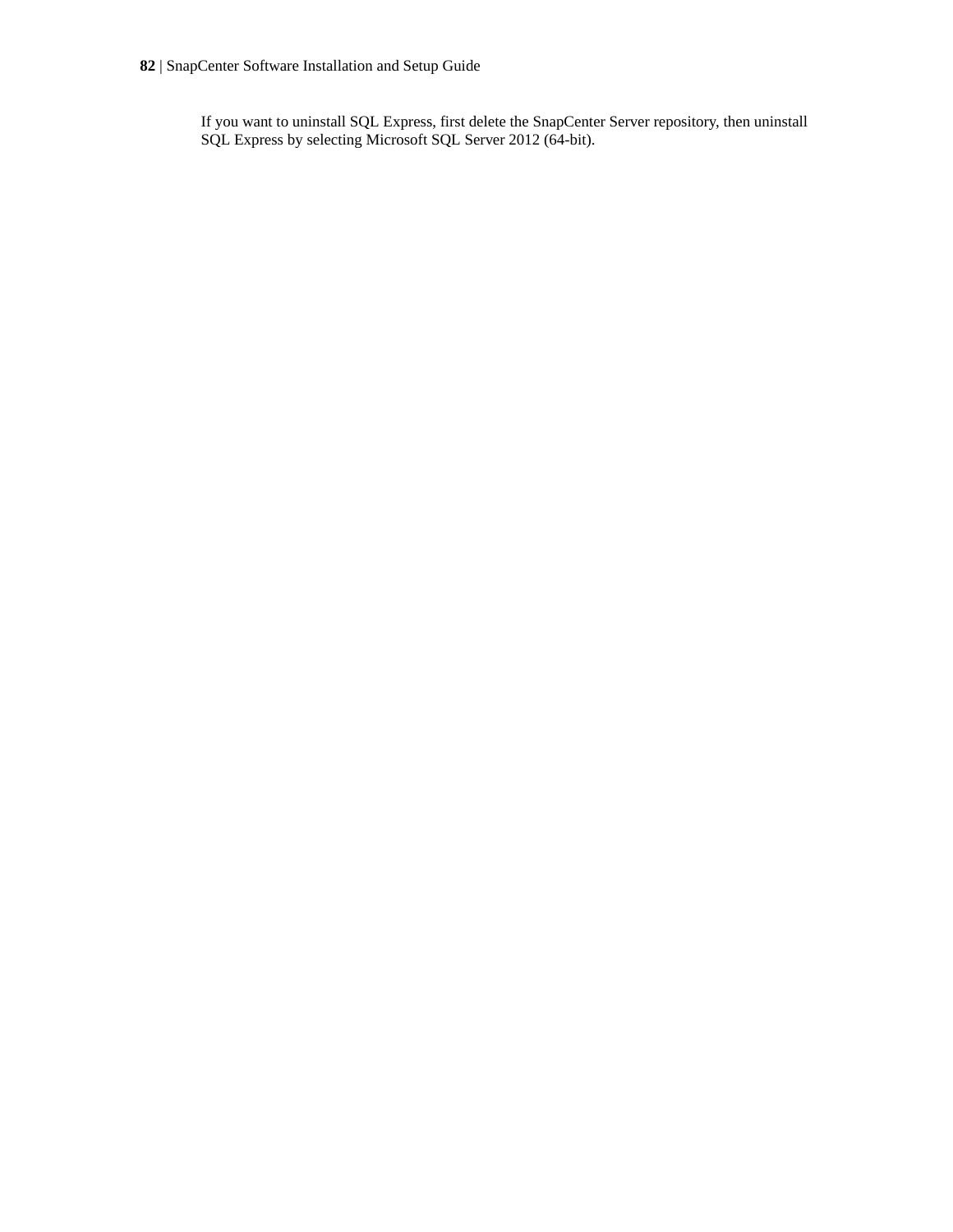If you want to uninstall SQL Express, first delete the SnapCenter Server repository, then uninstall SQL Express by selecting Microsoft SQL Server 2012 (64-bit).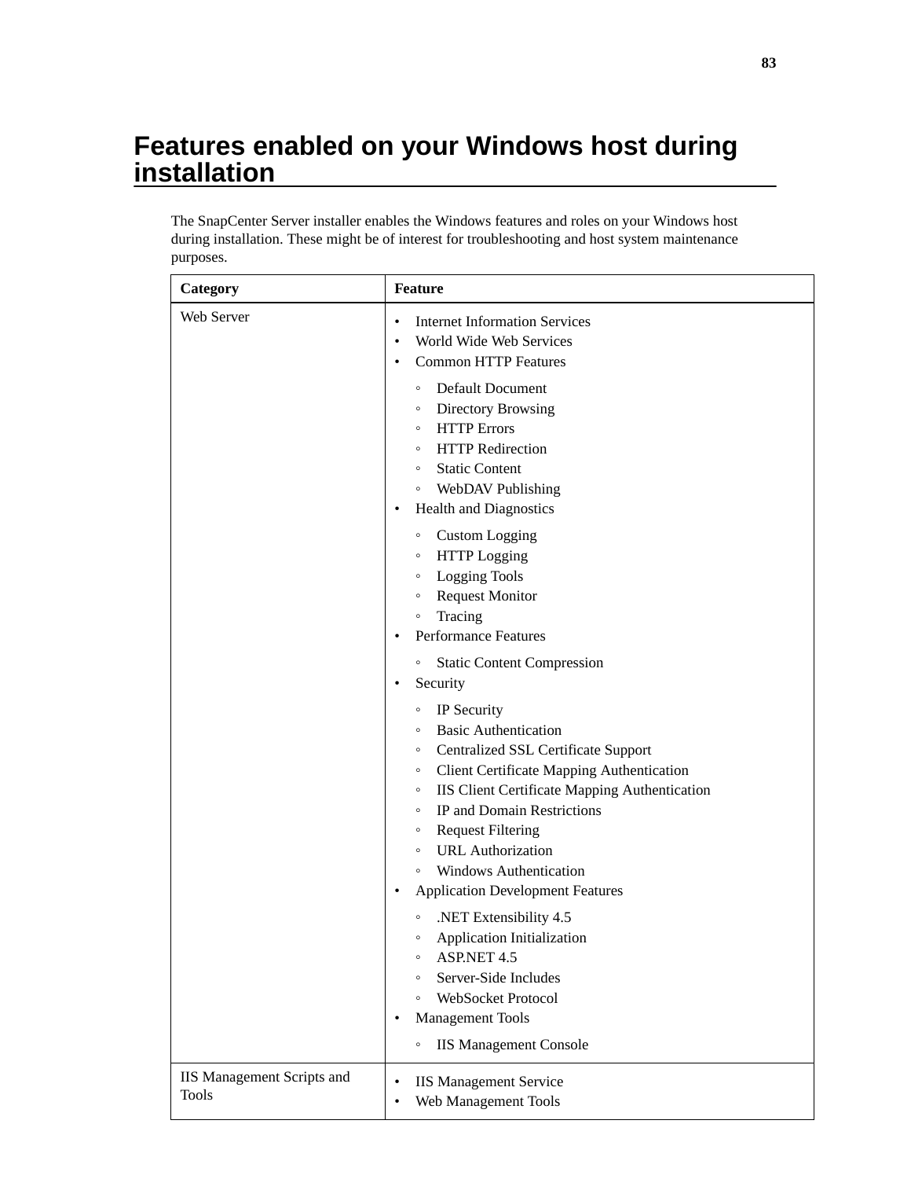# Features enabled on your Windows host during installation

The SnapCenter Server installer enables the Windows features and roles on your Windows host during installation. These might be of interest for troubleshooting and host system maintenance purposes.

| Category | Feature |
|---|---|
| Web Server | • Internet Information Services<br>• World Wide Web Services<br>• Common HTTP Features<br>&nbsp;&nbsp;◦ Default Document<br>&nbsp;&nbsp;◦ Directory Browsing<br>&nbsp;&nbsp;◦ HTTP Errors<br>&nbsp;&nbsp;◦ HTTP Redirection<br>&nbsp;&nbsp;◦ Static Content<br>&nbsp;&nbsp;◦ WebDAV Publishing<br>• Health and Diagnostics<br>&nbsp;&nbsp;◦ Custom Logging<br>&nbsp;&nbsp;◦ HTTP Logging<br>&nbsp;&nbsp;◦ Logging Tools<br>&nbsp;&nbsp;◦ Request Monitor<br>&nbsp;&nbsp;◦ Tracing<br>• Performance Features<br>&nbsp;&nbsp;◦ Static Content Compression<br>• Security<br>&nbsp;&nbsp;◦ IP Security<br>&nbsp;&nbsp;◦ Basic Authentication<br>&nbsp;&nbsp;◦ Centralized SSL Certificate Support<br>&nbsp;&nbsp;◦ Client Certificate Mapping Authentication<br>&nbsp;&nbsp;◦ IIS Client Certificate Mapping Authentication<br>&nbsp;&nbsp;◦ IP and Domain Restrictions<br>&nbsp;&nbsp;◦ Request Filtering<br>&nbsp;&nbsp;◦ URL Authorization<br>&nbsp;&nbsp;◦ Windows Authentication<br>• Application Development Features<br>&nbsp;&nbsp;◦ .NET Extensibility 4.5<br>&nbsp;&nbsp;◦ Application Initialization<br>&nbsp;&nbsp;◦ ASP.NET 4.5<br>&nbsp;&nbsp;◦ Server-Side Includes<br>&nbsp;&nbsp;◦ WebSocket Protocol<br>• Management Tools<br>&nbsp;&nbsp;◦ IIS Management Console |
| IIS Management Scripts and Tools | • IIS Management Service<br>• Web Management Tools |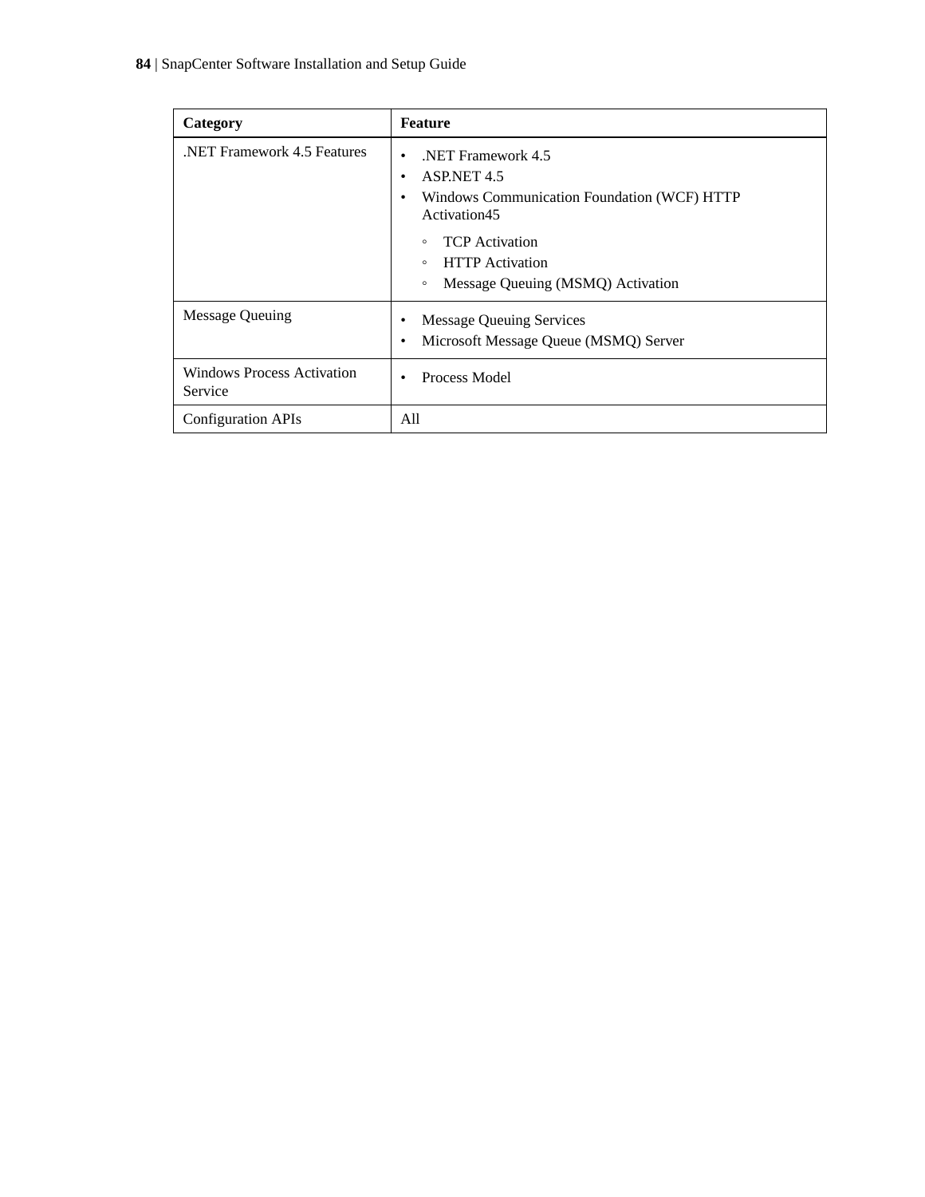| Category | Feature |
| --- | --- |
| .NET Framework 4.5 Features | • .NET Framework 4.5<br>• ASP.NET 4.5<br>• Windows Communication Foundation (WCF) HTTP Activation45<br>◦ TCP Activation<br>◦ HTTP Activation<br>◦ Message Queuing (MSMQ) Activation |
| Message Queuing | • Message Queuing Services<br>• Microsoft Message Queue (MSMQ) Server |
| Windows Process Activation Service | • Process Model |
| Configuration APIs | All |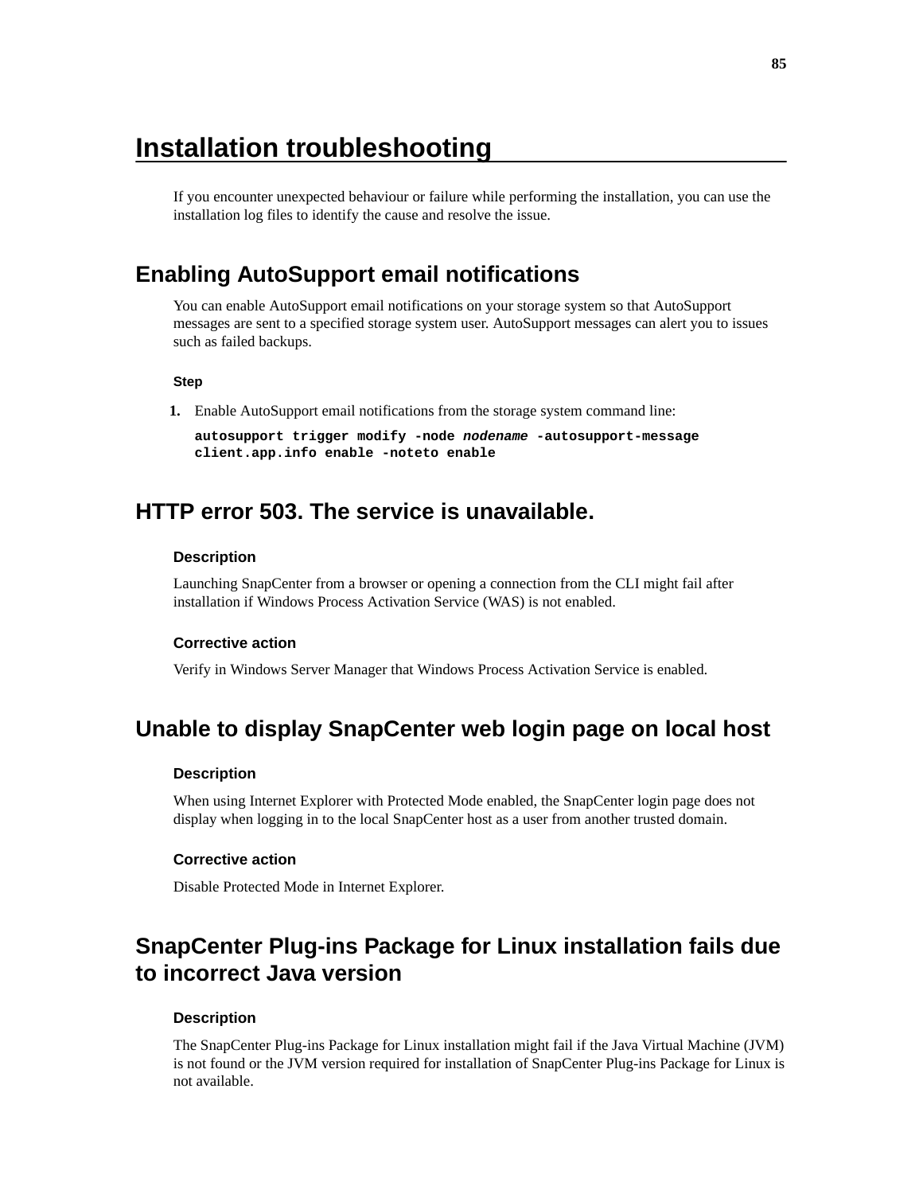# Installation troubleshooting

If you encounter unexpected behaviour or failure while performing the installation, you can use the installation log files to identify the cause and resolve the issue.

## Enabling AutoSupport email notifications

You can enable AutoSupport email notifications on your storage system so that AutoSupport messages are sent to a specified storage system user. AutoSupport messages can alert you to issues such as failed backups.

#### Step

1. Enable AutoSupport email notifications from the storage system command line:

   ```
   autosupport trigger modify -node nodename -autosupport-message
   client.app.info enable -noteto enable
   ```

## HTTP error 503. The service is unavailable.

#### Description

Launching SnapCenter from a browser or opening a connection from the CLI might fail after installation if Windows Process Activation Service (WAS) is not enabled.

#### Corrective action

Verify in Windows Server Manager that Windows Process Activation Service is enabled.

## Unable to display SnapCenter web login page on local host

#### Description

When using Internet Explorer with Protected Mode enabled, the SnapCenter login page does not display when logging in to the local SnapCenter host as a user from another trusted domain.

#### Corrective action

Disable Protected Mode in Internet Explorer.

## SnapCenter Plug-ins Package for Linux installation fails due to incorrect Java version

#### Description

The SnapCenter Plug-ins Package for Linux installation might fail if the Java Virtual Machine (JVM) is not found or the JVM version required for installation of SnapCenter Plug-ins Package for Linux is not available.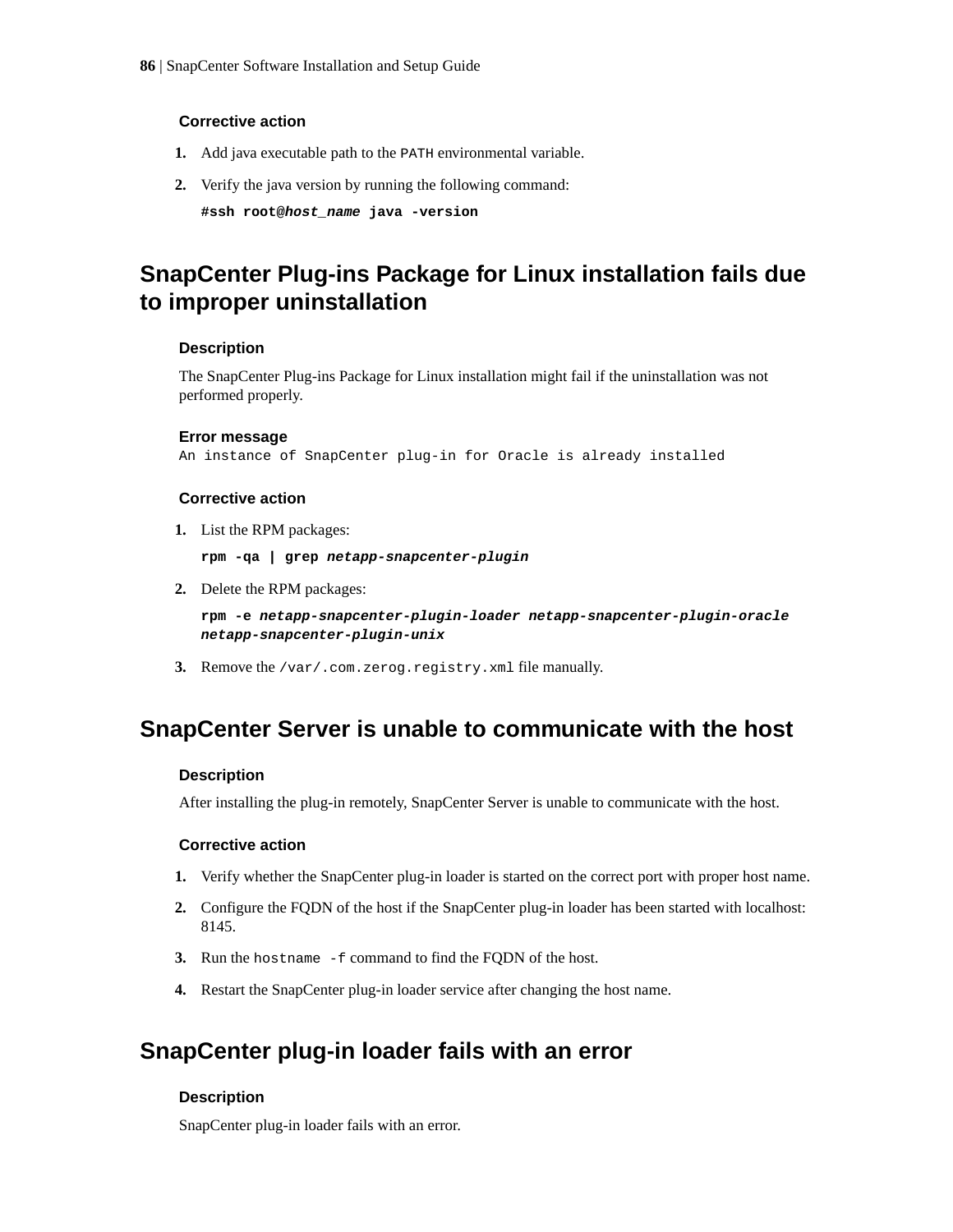#### Corrective action

1. Add java executable path to the `PATH` environmental variable.
2. Verify the java version by running the following command:

   **#ssh root@*host_name* java -version**

## SnapCenter Plug-ins Package for Linux installation fails due to improper uninstallation

#### Description

The SnapCenter Plug-ins Package for Linux installation might fail if the uninstallation was not performed properly.

#### Error message

```
An instance of SnapCenter plug-in for Oracle is already installed
```

#### Corrective action

1. List the RPM packages:

   **rpm -qa | grep *netapp-snapcenter-plugin***

2. Delete the RPM packages:

   **rpm -e *netapp-snapcenter-plugin-loader netapp-snapcenter-plugin-oracle netapp-snapcenter-plugin-unix***

3. Remove the `/var/.com.zerog.registry.xml` file manually.

## SnapCenter Server is unable to communicate with the host

#### Description

After installing the plug-in remotely, SnapCenter Server is unable to communicate with the host.

#### Corrective action

1. Verify whether the SnapCenter plug-in loader is started on the correct port with proper host name.
2. Configure the FQDN of the host if the SnapCenter plug-in loader has been started with localhost: 8145.
3. Run the `hostname -f` command to find the FQDN of the host.
4. Restart the SnapCenter plug-in loader service after changing the host name.

## SnapCenter plug-in loader fails with an error

#### Description

SnapCenter plug-in loader fails with an error.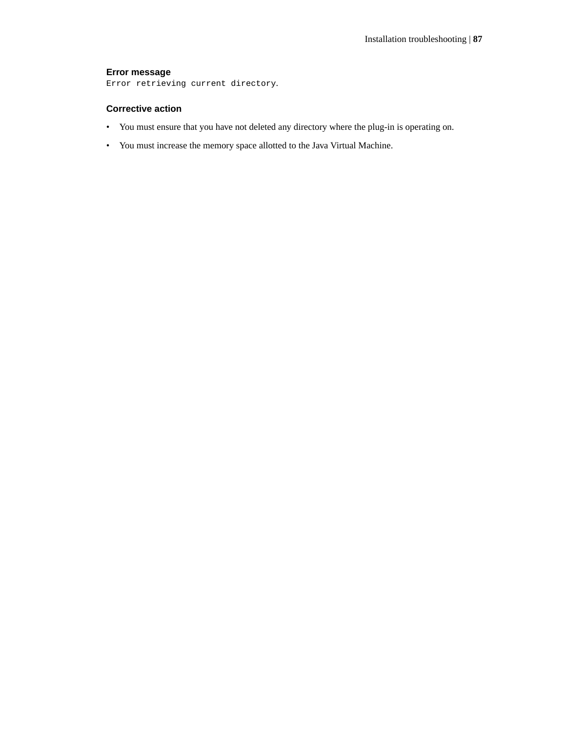#### Error message

`Error retrieving current directory.`

#### Corrective action

- You must ensure that you have not deleted any directory where the plug-in is operating on.
- You must increase the memory space allotted to the Java Virtual Machine.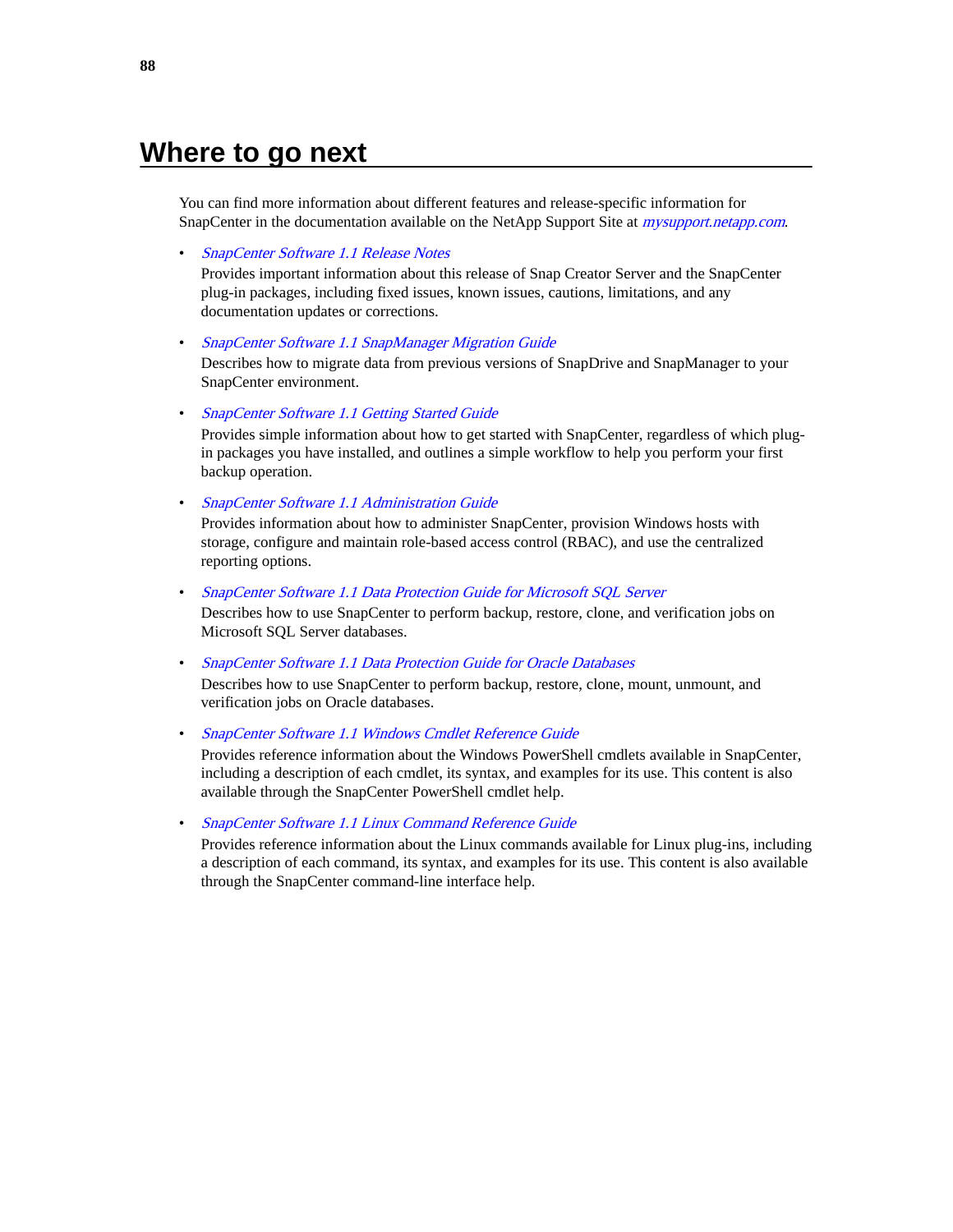# Where to go next

You can find more information about different features and release-specific information for SnapCenter in the documentation available on the NetApp Support Site at *mysupport.netapp.com*.

- *SnapCenter Software 1.1 Release Notes*
  Provides important information about this release of Snap Creator Server and the SnapCenter plug-in packages, including fixed issues, known issues, cautions, limitations, and any documentation updates or corrections.
- *SnapCenter Software 1.1 SnapManager Migration Guide*
  Describes how to migrate data from previous versions of SnapDrive and SnapManager to your SnapCenter environment.
- *SnapCenter Software 1.1 Getting Started Guide*
  Provides simple information about how to get started with SnapCenter, regardless of which plug-in packages you have installed, and outlines a simple workflow to help you perform your first backup operation.
- *SnapCenter Software 1.1 Administration Guide*
  Provides information about how to administer SnapCenter, provision Windows hosts with storage, configure and maintain role-based access control (RBAC), and use the centralized reporting options.
- *SnapCenter Software 1.1 Data Protection Guide for Microsoft SQL Server*
  Describes how to use SnapCenter to perform backup, restore, clone, and verification jobs on Microsoft SQL Server databases.
- *SnapCenter Software 1.1 Data Protection Guide for Oracle Databases*
  Describes how to use SnapCenter to perform backup, restore, clone, mount, unmount, and verification jobs on Oracle databases.
- *SnapCenter Software 1.1 Windows Cmdlet Reference Guide*
  Provides reference information about the Windows PowerShell cmdlets available in SnapCenter, including a description of each cmdlet, its syntax, and examples for its use. This content is also available through the SnapCenter PowerShell cmdlet help.
- *SnapCenter Software 1.1 Linux Command Reference Guide*
  Provides reference information about the Linux commands available for Linux plug-ins, including a description of each command, its syntax, and examples for its use. This content is also available through the SnapCenter command-line interface help.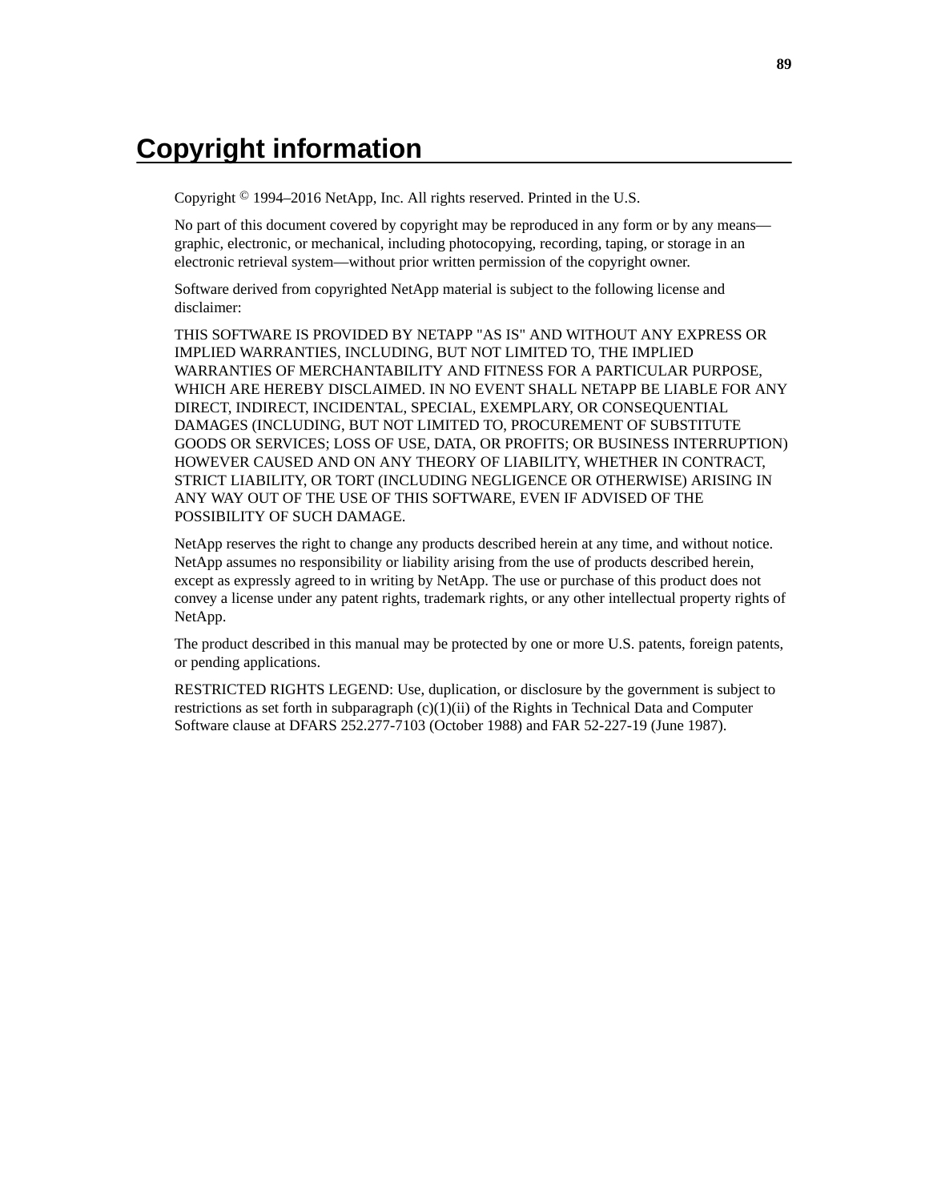# Copyright information

Copyright © 1994–2016 NetApp, Inc. All rights reserved. Printed in the U.S.

No part of this document covered by copyright may be reproduced in any form or by any means—graphic, electronic, or mechanical, including photocopying, recording, taping, or storage in an electronic retrieval system—without prior written permission of the copyright owner.

Software derived from copyrighted NetApp material is subject to the following license and disclaimer:

THIS SOFTWARE IS PROVIDED BY NETAPP "AS IS" AND WITHOUT ANY EXPRESS OR IMPLIED WARRANTIES, INCLUDING, BUT NOT LIMITED TO, THE IMPLIED WARRANTIES OF MERCHANTABILITY AND FITNESS FOR A PARTICULAR PURPOSE, WHICH ARE HEREBY DISCLAIMED. IN NO EVENT SHALL NETAPP BE LIABLE FOR ANY DIRECT, INDIRECT, INCIDENTAL, SPECIAL, EXEMPLARY, OR CONSEQUENTIAL DAMAGES (INCLUDING, BUT NOT LIMITED TO, PROCUREMENT OF SUBSTITUTE GOODS OR SERVICES; LOSS OF USE, DATA, OR PROFITS; OR BUSINESS INTERRUPTION) HOWEVER CAUSED AND ON ANY THEORY OF LIABILITY, WHETHER IN CONTRACT, STRICT LIABILITY, OR TORT (INCLUDING NEGLIGENCE OR OTHERWISE) ARISING IN ANY WAY OUT OF THE USE OF THIS SOFTWARE, EVEN IF ADVISED OF THE POSSIBILITY OF SUCH DAMAGE.

NetApp reserves the right to change any products described herein at any time, and without notice. NetApp assumes no responsibility or liability arising from the use of products described herein, except as expressly agreed to in writing by NetApp. The use or purchase of this product does not convey a license under any patent rights, trademark rights, or any other intellectual property rights of NetApp.

The product described in this manual may be protected by one or more U.S. patents, foreign patents, or pending applications.

RESTRICTED RIGHTS LEGEND: Use, duplication, or disclosure by the government is subject to restrictions as set forth in subparagraph (c)(1)(ii) of the Rights in Technical Data and Computer Software clause at DFARS 252.277-7103 (October 1988) and FAR 52-227-19 (June 1987).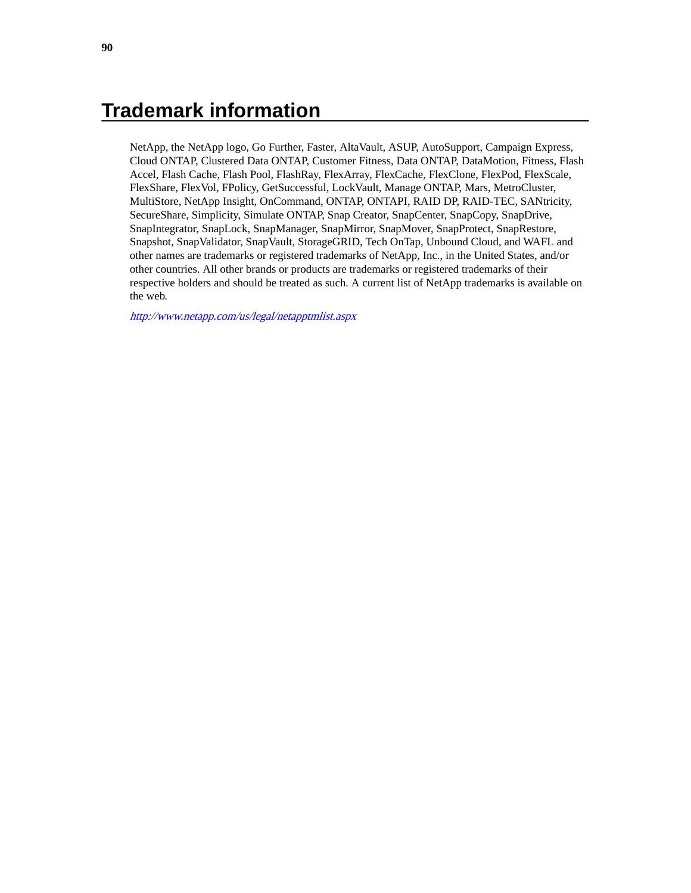# Trademark information

NetApp, the NetApp logo, Go Further, Faster, AltaVault, ASUP, AutoSupport, Campaign Express, Cloud ONTAP, Clustered Data ONTAP, Customer Fitness, Data ONTAP, DataMotion, Fitness, Flash Accel, Flash Cache, Flash Pool, FlashRay, FlexArray, FlexCache, FlexClone, FlexPod, FlexScale, FlexShare, FlexVol, FPolicy, GetSuccessful, LockVault, Manage ONTAP, Mars, MetroCluster, MultiStore, NetApp Insight, OnCommand, ONTAP, ONTAPI, RAID DP, RAID-TEC, SANtricity, SecureShare, Simplicity, Simulate ONTAP, Snap Creator, SnapCenter, SnapCopy, SnapDrive, SnapIntegrator, SnapLock, SnapManager, SnapMirror, SnapMover, SnapProtect, SnapRestore, Snapshot, SnapValidator, SnapVault, StorageGRID, Tech OnTap, Unbound Cloud, and WAFL and other names are trademarks or registered trademarks of NetApp, Inc., in the United States, and/or other countries. All other brands or products are trademarks or registered trademarks of their respective holders and should be treated as such. A current list of NetApp trademarks is available on the web.

*http://www.netapp.com/us/legal/netapptmlist.aspx*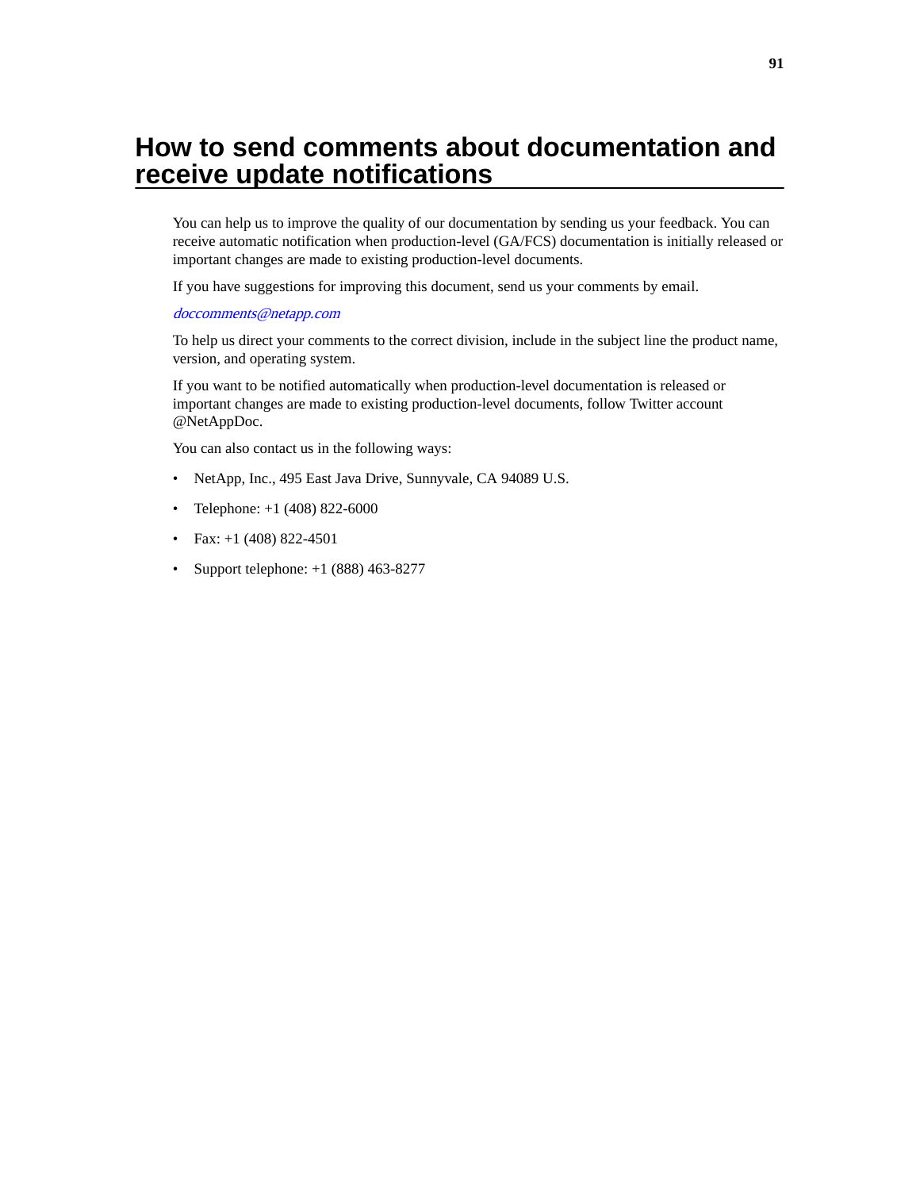# How to send comments about documentation and receive update notifications

You can help us to improve the quality of our documentation by sending us your feedback. You can receive automatic notification when production-level (GA/FCS) documentation is initially released or important changes are made to existing production-level documents.

If you have suggestions for improving this document, send us your comments by email.

*doccomments@netapp.com*

To help us direct your comments to the correct division, include in the subject line the product name, version, and operating system.

If you want to be notified automatically when production-level documentation is released or important changes are made to existing production-level documents, follow Twitter account @NetAppDoc.

You can also contact us in the following ways:

- NetApp, Inc., 495 East Java Drive, Sunnyvale, CA 94089 U.S.
- Telephone: +1 (408) 822-6000
- Fax: +1 (408) 822-4501
- Support telephone: +1 (888) 463-8277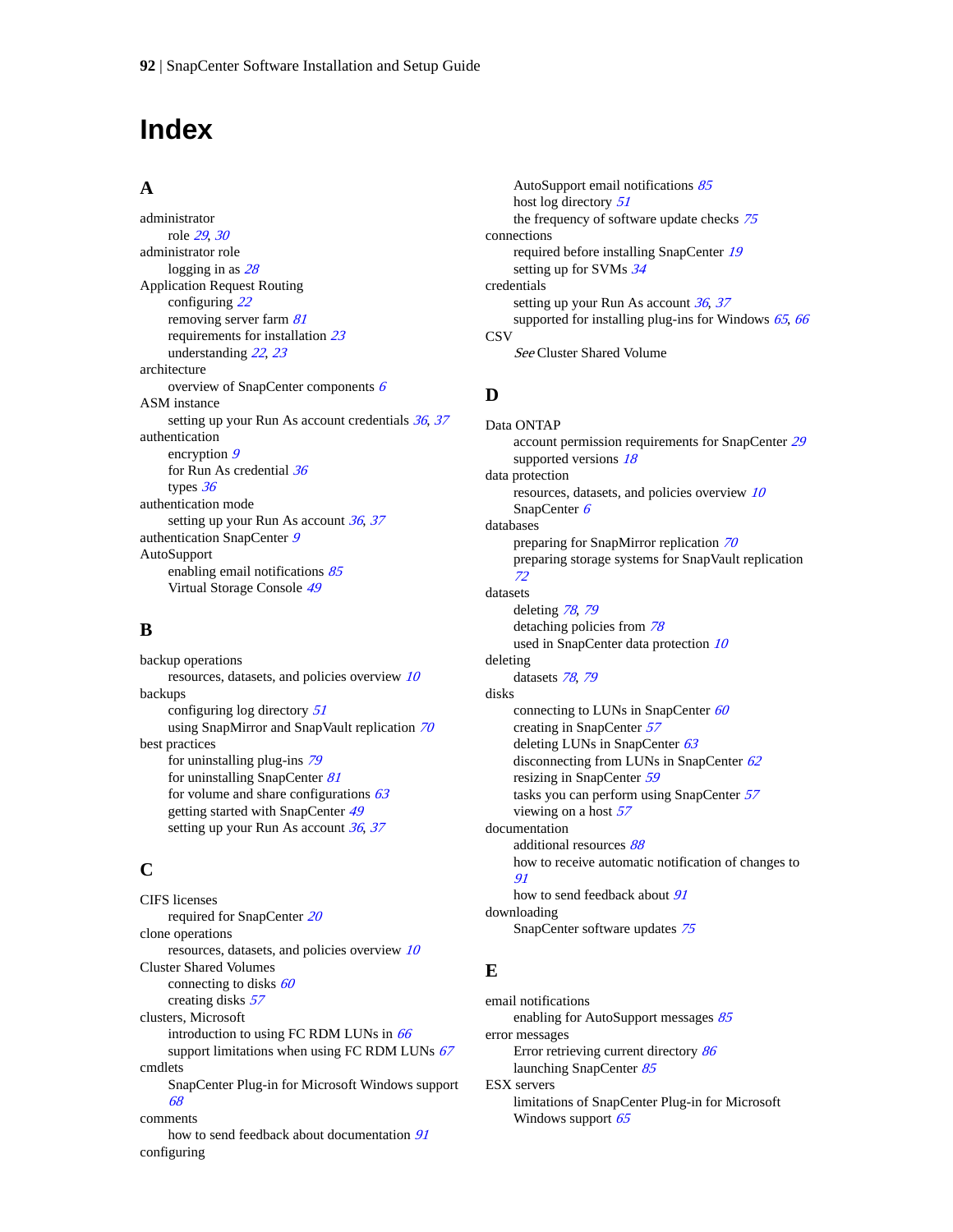# Index

## A

administrator
- role *29*, *30*

administrator role
- logging in as *28*

Application Request Routing
- configuring *22*
- removing server farm *81*
- requirements for installation *23*
- understanding *22*, *23*

architecture
- overview of SnapCenter components *6*

ASM instance
- setting up your Run As account credentials *36*, *37*

authentication
- encryption *9*
- for Run As credential *36*
- types *36*

authentication mode
- setting up your Run As account *36*, *37*

authentication SnapCenter *9*

AutoSupport
- enabling email notifications *85*
- Virtual Storage Console *49*

## B

backup operations
- resources, datasets, and policies overview *10*

backups
- configuring log directory *51*
- using SnapMirror and SnapVault replication *70*

best practices
- for uninstalling plug-ins *79*
- for uninstalling SnapCenter *81*
- for volume and share configurations *63*
- getting started with SnapCenter *49*
- setting up your Run As account *36*, *37*

## C

CIFS licenses
- required for SnapCenter *20*

clone operations
- resources, datasets, and policies overview *10*

Cluster Shared Volumes
- connecting to disks *60*
- creating disks *57*

clusters, Microsoft
- introduction to using FC RDM LUNs in *66*
- support limitations when using FC RDM LUNs *67*

cmdlets
- SnapCenter Plug-in for Microsoft Windows support *68*

comments
- how to send feedback about documentation *91*

configuring
- AutoSupport email notifications *85*
- host log directory *51*
- the frequency of software update checks *75*

connections
- required before installing SnapCenter *19*
- setting up for SVMs *34*

credentials
- setting up your Run As account *36*, *37*
- supported for installing plug-ins for Windows *65*, *66*

CSV
- *See* Cluster Shared Volume

## D

Data ONTAP
- account permission requirements for SnapCenter *29*
- supported versions *18*

data protection
- resources, datasets, and policies overview *10*
- SnapCenter *6*

databases
- preparing for SnapMirror replication *70*
- preparing storage systems for SnapVault replication *72*

datasets
- deleting *78*, *79*
- detaching policies from *78*
- used in SnapCenter data protection *10*

deleting
- datasets *78*, *79*

disks
- connecting to LUNs in SnapCenter *60*
- creating in SnapCenter *57*
- deleting LUNs in SnapCenter *63*
- disconnecting from LUNs in SnapCenter *62*
- resizing in SnapCenter *59*
- tasks you can perform using SnapCenter *57*
- viewing on a host *57*

documentation
- additional resources *88*
- how to receive automatic notification of changes to *91*
- how to send feedback about *91*

downloading
- SnapCenter software updates *75*

## E

email notifications
- enabling for AutoSupport messages *85*

error messages
- Error retrieving current directory *86*
- launching SnapCenter *85*

ESX servers
- limitations of SnapCenter Plug-in for Microsoft Windows support *65*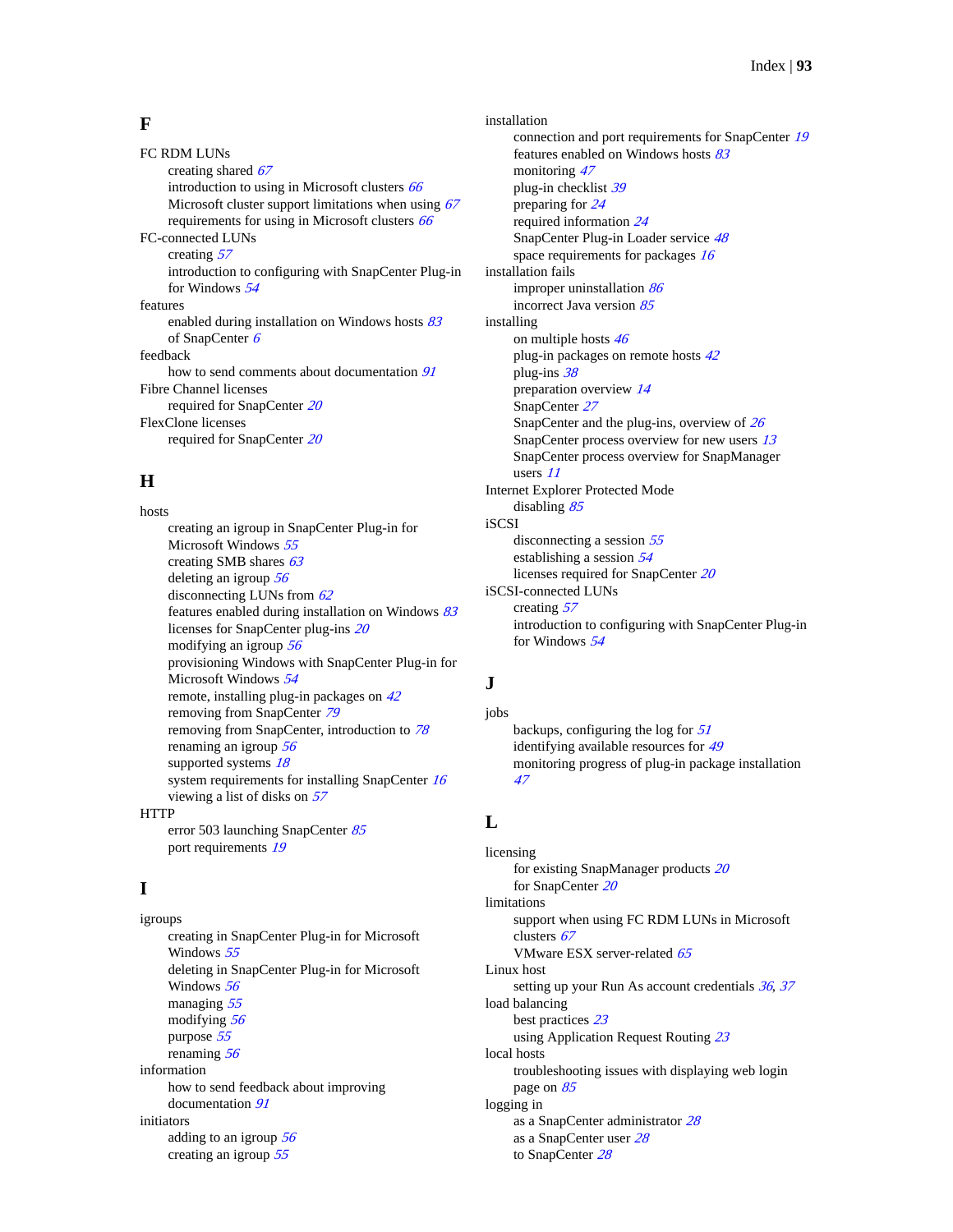## F

FC RDM LUNs
- creating shared 67
- introduction to using in Microsoft clusters 66
- Microsoft cluster support limitations when using 67
- requirements for using in Microsoft clusters 66

FC-connected LUNs
- creating 57
- introduction to configuring with SnapCenter Plug-in for Windows 54

features
- enabled during installation on Windows hosts 83
- of SnapCenter 6

feedback
- how to send comments about documentation 91

Fibre Channel licenses
- required for SnapCenter 20

FlexClone licenses
- required for SnapCenter 20

## H

hosts
- creating an igroup in SnapCenter Plug-in for Microsoft Windows 55
- creating SMB shares 63
- deleting an igroup 56
- disconnecting LUNs from 62
- features enabled during installation on Windows 83
- licenses for SnapCenter plug-ins 20
- modifying an igroup 56
- provisioning Windows with SnapCenter Plug-in for Microsoft Windows 54
- remote, installing plug-in packages on 42
- removing from SnapCenter 79
- removing from SnapCenter, introduction to 78
- renaming an igroup 56
- supported systems 18
- system requirements for installing SnapCenter 16
- viewing a list of disks on 57

HTTP
- error 503 launching SnapCenter 85
- port requirements 19

## I

igroups
- creating in SnapCenter Plug-in for Microsoft Windows 55
- deleting in SnapCenter Plug-in for Microsoft Windows 56
- managing 55
- modifying 56
- purpose 55
- renaming 56

information
- how to send feedback about improving documentation 91

initiators
- adding to an igroup 56
- creating an igroup 55

installation
- connection and port requirements for SnapCenter 19
- features enabled on Windows hosts 83
- monitoring 47
- plug-in checklist 39
- preparing for 24
- required information 24
- SnapCenter Plug-in Loader service 48
- space requirements for packages 16

installation fails
- improper uninstallation 86
- incorrect Java version 85

installing
- on multiple hosts 46
- plug-in packages on remote hosts 42
- plug-ins 38
- preparation overview 14
- SnapCenter 27
- SnapCenter and the plug-ins, overview of 26
- SnapCenter process overview for new users 13
- SnapCenter process overview for SnapManager users 11

Internet Explorer Protected Mode
- disabling 85

iSCSI
- disconnecting a session 55
- establishing a session 54
- licenses required for SnapCenter 20

iSCSI-connected LUNs
- creating 57
- introduction to configuring with SnapCenter Plug-in for Windows 54

## J

jobs
- backups, configuring the log for 51
- identifying available resources for 49
- monitoring progress of plug-in package installation 47

## L

licensing
- for existing SnapManager products 20
- for SnapCenter 20

limitations
- support when using FC RDM LUNs in Microsoft clusters 67
- VMware ESX server-related 65

Linux host
- setting up your Run As account credentials 36, 37

load balancing
- best practices 23
- using Application Request Routing 23

local hosts
- troubleshooting issues with displaying web login page on 85

logging in
- as a SnapCenter administrator 28
- as a SnapCenter user 28
- to SnapCenter 28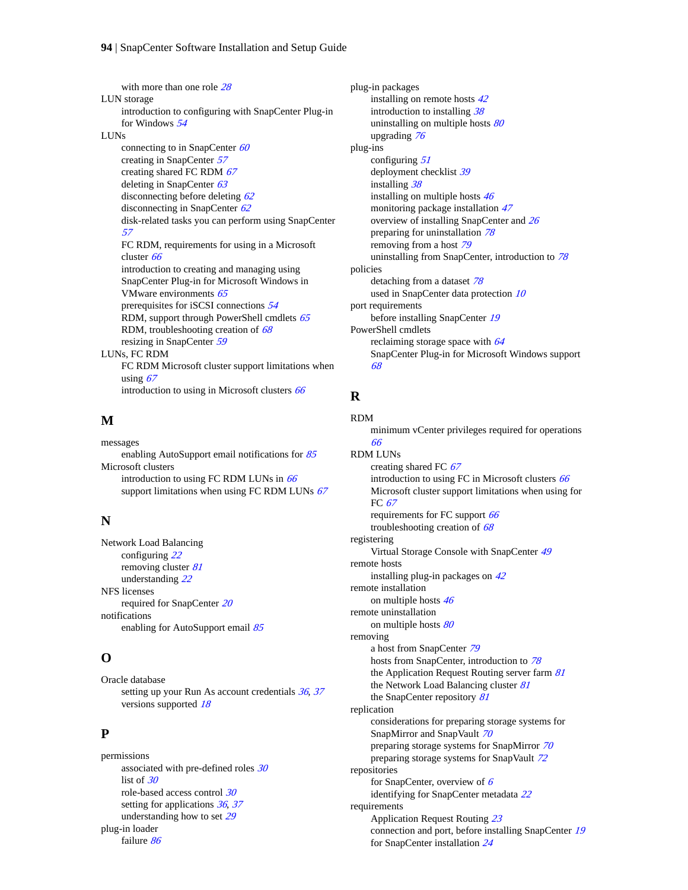with more than one role 28

LUN storage

- introduction to configuring with SnapCenter Plug-in for Windows 54

LUNs

- connecting to in SnapCenter 60
- creating in SnapCenter 57
- creating shared FC RDM 67
- deleting in SnapCenter 63
- disconnecting before deleting 62
- disconnecting in SnapCenter 62
- disk-related tasks you can perform using SnapCenter 57
- FC RDM, requirements for using in a Microsoft cluster 66
- introduction to creating and managing using SnapCenter Plug-in for Microsoft Windows in VMware environments 65
- prerequisites for iSCSI connections 54
- RDM, support through PowerShell cmdlets 65
- RDM, troubleshooting creation of 68
- resizing in SnapCenter 59

LUNs, FC RDM

- FC RDM Microsoft cluster support limitations when using 67
- introduction to using in Microsoft clusters 66

## M

messages

- enabling AutoSupport email notifications for 85

Microsoft clusters

- introduction to using FC RDM LUNs in 66
- support limitations when using FC RDM LUNs 67

## N

Network Load Balancing

- configuring 22
- removing cluster 81
- understanding 22

NFS licenses

- required for SnapCenter 20

notifications

- enabling for AutoSupport email 85

## O

Oracle database

- setting up your Run As account credentials 36, 37
- versions supported 18

## P

permissions

- associated with pre-defined roles 30
- list of 30
- role-based access control 30
- setting for applications 36, 37
- understanding how to set 29

plug-in loader

- failure 86

plug-in packages

- installing on remote hosts 42
- introduction to installing 38
- uninstalling on multiple hosts 80
- upgrading 76

plug-ins

- configuring 51
- deployment checklist 39
- installing 38
- installing on multiple hosts 46
- monitoring package installation 47
- overview of installing SnapCenter and 26
- preparing for uninstallation 78
- removing from a host 79
- uninstalling from SnapCenter, introduction to 78

policies

- detaching from a dataset 78
- used in SnapCenter data protection 10

port requirements

- before installing SnapCenter 19

PowerShell cmdlets

- reclaiming storage space with 64
- SnapCenter Plug-in for Microsoft Windows support 68

## R

RDM

- minimum vCenter privileges required for operations 66

RDM LUNs

- creating shared FC 67
- introduction to using FC in Microsoft clusters 66
- Microsoft cluster support limitations when using for FC 67
- requirements for FC support 66
- troubleshooting creation of 68

registering

- Virtual Storage Console with SnapCenter 49

remote hosts

- installing plug-in packages on 42

remote installation

- on multiple hosts 46

remote uninstallation

- on multiple hosts 80

removing

- a host from SnapCenter 79
- hosts from SnapCenter, introduction to 78
- the Application Request Routing server farm 81
- the Network Load Balancing cluster 81
- the SnapCenter repository 81

replication

- considerations for preparing storage systems for SnapMirror and SnapVault 70
- preparing storage systems for SnapMirror 70
- preparing storage systems for SnapVault 72

repositories

- for SnapCenter, overview of 6
- identifying for SnapCenter metadata 22

requirements

- Application Request Routing 23
- connection and port, before installing SnapCenter 19
- for SnapCenter installation 24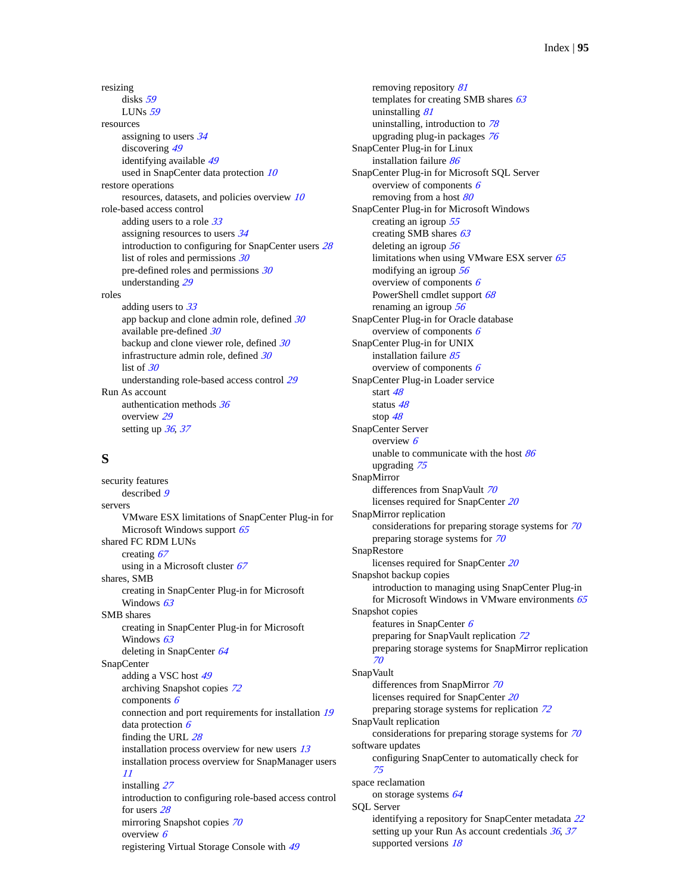resizing
- disks *59*
- LUNs *59*

resources
- assigning to users *34*
- discovering *49*
- identifying available *49*
- used in SnapCenter data protection *10*

restore operations
- resources, datasets, and policies overview *10*

role-based access control
- adding users to a role *33*
- assigning resources to users *34*
- introduction to configuring for SnapCenter users *28*
- list of roles and permissions *30*
- pre-defined roles and permissions *30*
- understanding *29*

roles
- adding users to *33*
- app backup and clone admin role, defined *30*
- available pre-defined *30*
- backup and clone viewer role, defined *30*
- infrastructure admin role, defined *30*
- list of *30*
- understanding role-based access control *29*

Run As account
- authentication methods *36*
- overview *29*
- setting up *36*, *37*

## S

security features
- described *9*

servers
- VMware ESX limitations of SnapCenter Plug-in for Microsoft Windows support *65*

shared FC RDM LUNs
- creating *67*
- using in a Microsoft cluster *67*

shares, SMB
- creating in SnapCenter Plug-in for Microsoft Windows *63*

SMB shares
- creating in SnapCenter Plug-in for Microsoft Windows *63*
- deleting in SnapCenter *64*

SnapCenter
- adding a VSC host *49*
- archiving Snapshot copies *72*
- components *6*
- connection and port requirements for installation *19*
- data protection *6*
- finding the URL *28*
- installation process overview for new users *13*
- installation process overview for SnapManager users *11*
- installing *27*
- introduction to configuring role-based access control for users *28*
- mirroring Snapshot copies *70*
- overview *6*
- registering Virtual Storage Console with *49*
- removing repository *81*
- templates for creating SMB shares *63*
- uninstalling *81*
- uninstalling, introduction to *78*
- upgrading plug-in packages *76*

SnapCenter Plug-in for Linux
- installation failure *86*

SnapCenter Plug-in for Microsoft SQL Server
- overview of components *6*
- removing from a host *80*

SnapCenter Plug-in for Microsoft Windows
- creating an igroup *55*
- creating SMB shares *63*
- deleting an igroup *56*
- limitations when using VMware ESX server *65*
- modifying an igroup *56*
- overview of components *6*
- PowerShell cmdlet support *68*
- renaming an igroup *56*

SnapCenter Plug-in for Oracle database
- overview of components *6*

SnapCenter Plug-in for UNIX
- installation failure *85*
- overview of components *6*

SnapCenter Plug-in Loader service
- start *48*
- status *48*
- stop *48*

SnapCenter Server
- overview *6*
- unable to communicate with the host *86*
- upgrading *75*

SnapMirror
- differences from SnapVault *70*
- licenses required for SnapCenter *20*

SnapMirror replication
- considerations for preparing storage systems for *70*
- preparing storage systems for *70*

SnapRestore
- licenses required for SnapCenter *20*

Snapshot backup copies
- introduction to managing using SnapCenter Plug-in for Microsoft Windows in VMware environments *65*

Snapshot copies
- features in SnapCenter *6*
- preparing for SnapVault replication *72*
- preparing storage systems for SnapMirror replication *70*

SnapVault
- differences from SnapMirror *70*
- licenses required for SnapCenter *20*
- preparing storage systems for replication *72*

SnapVault replication
- considerations for preparing storage systems for *70*

software updates
- configuring SnapCenter to automatically check for *75*

space reclamation
- on storage systems *64*

SQL Server
- identifying a repository for SnapCenter metadata *22*
- setting up your Run As account credentials *36*, *37*
- supported versions *18*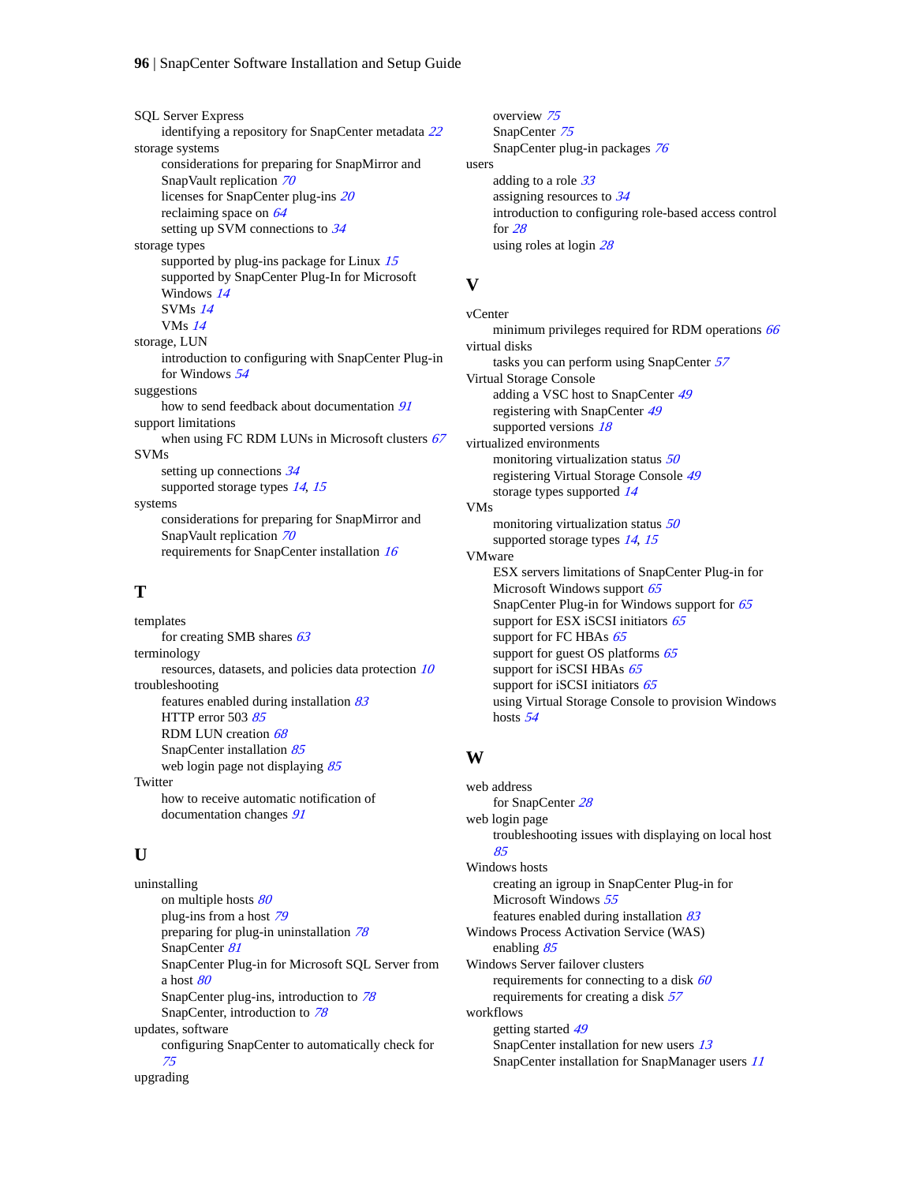SQL Server Express
  identifying a repository for SnapCenter metadata *22*

storage systems
  considerations for preparing for SnapMirror and SnapVault replication *70*
  licenses for SnapCenter plug-ins *20*
  reclaiming space on *64*
  setting up SVM connections to *34*

storage types
  supported by plug-ins package for Linux *15*
  supported by SnapCenter Plug-In for Microsoft Windows *14*
  SVMs *14*
  VMs *14*

storage, LUN
  introduction to configuring with SnapCenter Plug-in for Windows *54*

suggestions
  how to send feedback about documentation *91*

support limitations
  when using FC RDM LUNs in Microsoft clusters *67*

SVMs
  setting up connections *34*
  supported storage types *14*, *15*

systems
  considerations for preparing for SnapMirror and SnapVault replication *70*
  requirements for SnapCenter installation *16*

## T

templates
  for creating SMB shares *63*

terminology
  resources, datasets, and policies data protection *10*

troubleshooting
  features enabled during installation *83*
  HTTP error 503 *85*
  RDM LUN creation *68*
  SnapCenter installation *85*
  web login page not displaying *85*

Twitter
  how to receive automatic notification of documentation changes *91*

## U

uninstalling
  on multiple hosts *80*
  plug-ins from a host *79*
  preparing for plug-in uninstallation *78*
  SnapCenter *81*
  SnapCenter Plug-in for Microsoft SQL Server from a host *80*
  SnapCenter plug-ins, introduction to *78*
  SnapCenter, introduction to *78*

updates, software
  configuring SnapCenter to automatically check for *75*

upgrading
  overview *75*
  SnapCenter *75*
  SnapCenter plug-in packages *76*

users
  adding to a role *33*
  assigning resources to *34*
  introduction to configuring role-based access control for *28*
  using roles at login *28*

## V

vCenter
  minimum privileges required for RDM operations *66*

virtual disks
  tasks you can perform using SnapCenter *57*

Virtual Storage Console
  adding a VSC host to SnapCenter *49*
  registering with SnapCenter *49*
  supported versions *18*

virtualized environments
  monitoring virtualization status *50*
  registering Virtual Storage Console *49*
  storage types supported *14*

VMs
  monitoring virtualization status *50*
  supported storage types *14*, *15*

VMware
  ESX servers limitations of SnapCenter Plug-in for Microsoft Windows support *65*
  SnapCenter Plug-in for Windows support for *65*
  support for ESX iSCSI initiators *65*
  support for FC HBAs *65*
  support for guest OS platforms *65*
  support for iSCSI HBAs *65*
  support for iSCSI initiators *65*
  using Virtual Storage Console to provision Windows hosts *54*

## W

web address
  for SnapCenter *28*

web login page
  troubleshooting issues with displaying on local host *85*

Windows hosts
  creating an igroup in SnapCenter Plug-in for Microsoft Windows *55*
  features enabled during installation *83*

Windows Process Activation Service (WAS)
  enabling *85*

Windows Server failover clusters
  requirements for connecting to a disk *60*
  requirements for creating a disk *57*

workflows
  getting started *49*
  SnapCenter installation for new users *13*
  SnapCenter installation for SnapManager users *11*